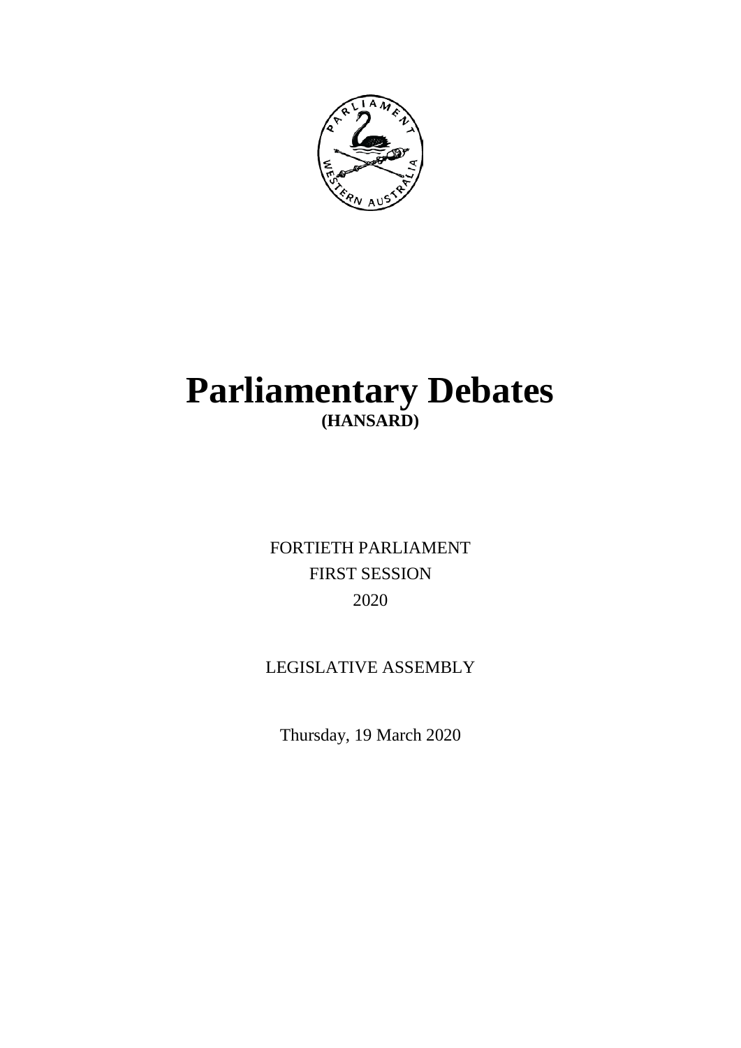# Parliamentary Debates

**(HANSARD)**

FORTIETH PARLIAMENT

FIRST SESSION

2020

LEGISLATIVE ASSEMBLY

Thursday, 19 March 2020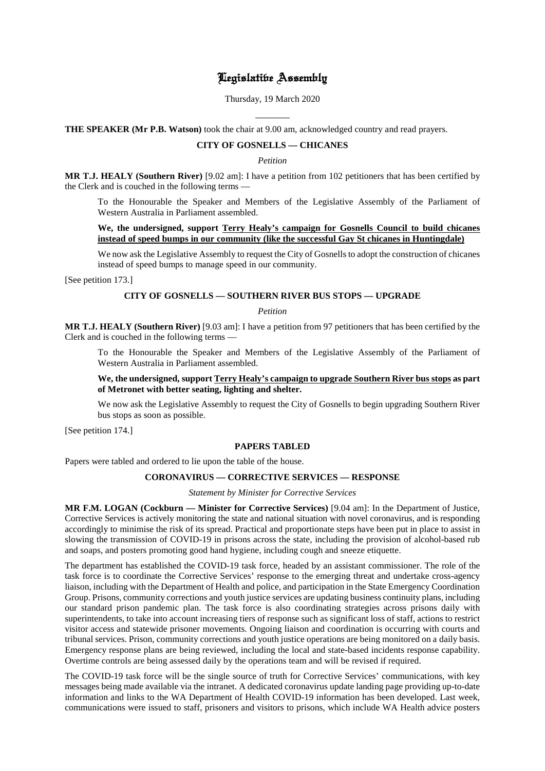# Legislative Assembly

Thursday, 19 March 2020

---

**THE SPEAKER (Mr P.B. Watson)** took the chair at 9.00 am, acknowledged country and read prayers.

## CITY OF GOSNELLS — CHICANES

*Petition*

**MR T.J. HEALY (Southern River)** [9.02 am]: I have a petition from 102 petitioners that has been certified by the Clerk and is couched in the following terms —

> To the Honourable the Speaker and Members of the Legislative Assembly of the Parliament of Western Australia in Parliament assembled.
>
> **We, the undersigned, support <u>Terry Healy's campaign for Gosnells Council to build chicanes instead of speed bumps in our community (like the successful Gay St chicanes in Huntingdale)</u>**
>
> We now ask the Legislative Assembly to request the City of Gosnells to adopt the construction of chicanes instead of speed bumps to manage speed in our community.

[See petition 173.]

## CITY OF GOSNELLS — SOUTHERN RIVER BUS STOPS — UPGRADE

*Petition*

**MR T.J. HEALY (Southern River)** [9.03 am]: I have a petition from 97 petitioners that has been certified by the Clerk and is couched in the following terms —

> To the Honourable the Speaker and Members of the Legislative Assembly of the Parliament of Western Australia in Parliament assembled.
>
> **We, the undersigned, support <u>Terry Healy's campaign to upgrade Southern River bus stops</u> as part of Metronet with better seating, lighting and shelter.**
>
> We now ask the Legislative Assembly to request the City of Gosnells to begin upgrading Southern River bus stops as soon as possible.

[See petition 174.]

## PAPERS TABLED

Papers were tabled and ordered to lie upon the table of the house.

## CORONAVIRUS — CORRECTIVE SERVICES — RESPONSE

*Statement by Minister for Corrective Services*

**MR F.M. LOGAN (Cockburn — Minister for Corrective Services)** [9.04 am]: In the Department of Justice, Corrective Services is actively monitoring the state and national situation with novel coronavirus, and is responding accordingly to minimise the risk of its spread. Practical and proportionate steps have been put in place to assist in slowing the transmission of COVID-19 in prisons across the state, including the provision of alcohol-based rub and soaps, and posters promoting good hand hygiene, including cough and sneeze etiquette.

The department has established the COVID-19 task force, headed by an assistant commissioner. The role of the task force is to coordinate the Corrective Services' response to the emerging threat and undertake cross-agency liaison, including with the Department of Health and police, and participation in the State Emergency Coordination Group. Prisons, community corrections and youth justice services are updating business continuity plans, including our standard prison pandemic plan. The task force is also coordinating strategies across prisons daily with superintendents, to take into account increasing tiers of response such as significant loss of staff, actions to restrict visitor access and statewide prisoner movements. Ongoing liaison and coordination is occurring with courts and tribunal services. Prison, community corrections and youth justice operations are being monitored on a daily basis. Emergency response plans are being reviewed, including the local and state-based incidents response capability. Overtime controls are being assessed daily by the operations team and will be revised if required.

The COVID-19 task force will be the single source of truth for Corrective Services' communications, with key messages being made available via the intranet. A dedicated coronavirus update landing page providing up-to-date information and links to the WA Department of Health COVID-19 information has been developed. Last week, communications were issued to staff, prisoners and visitors to prisons, which include WA Health advice posters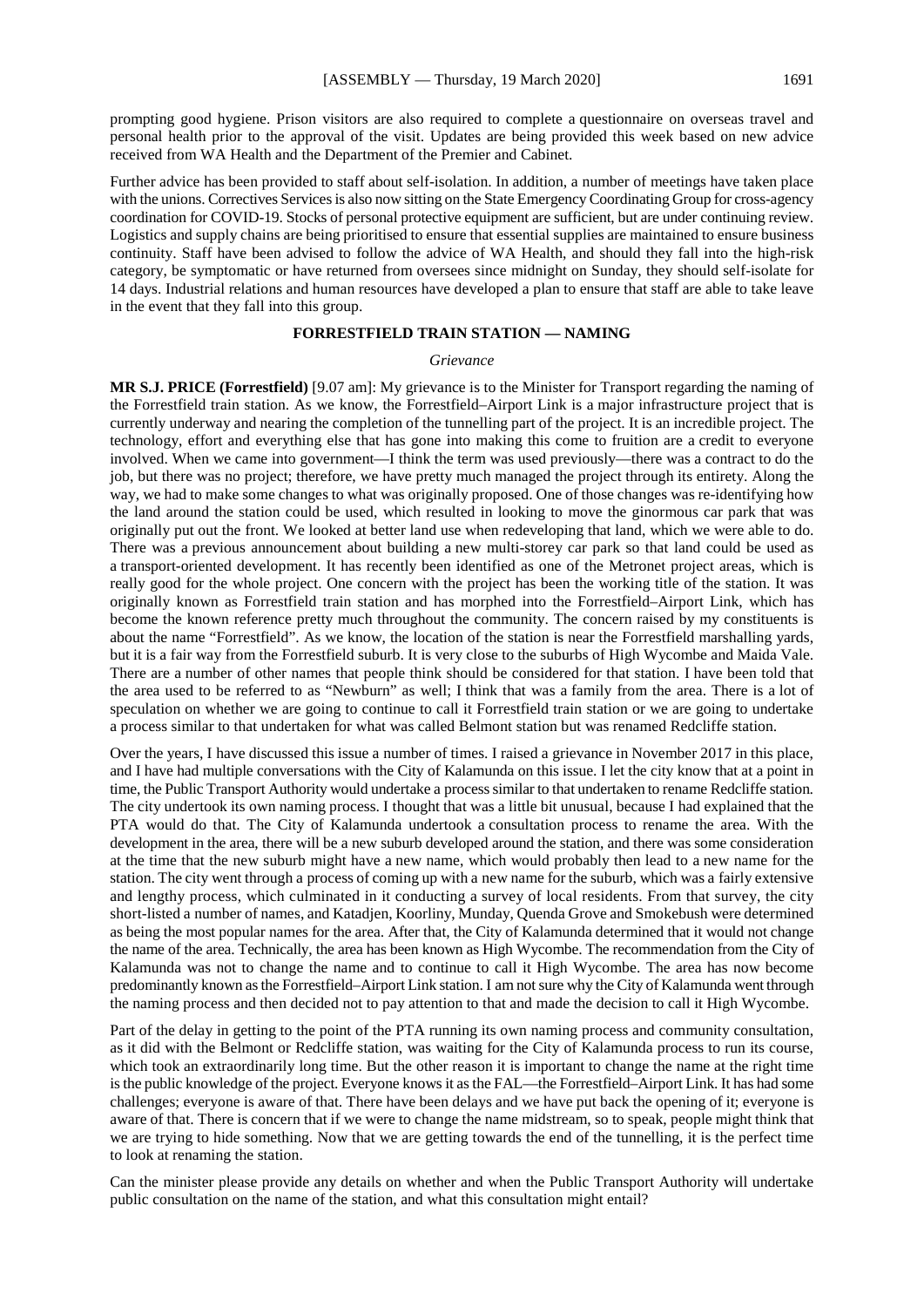prompting good hygiene. Prison visitors are also required to complete a questionnaire on overseas travel and personal health prior to the approval of the visit. Updates are being provided this week based on new advice received from WA Health and the Department of the Premier and Cabinet.

Further advice has been provided to staff about self-isolation. In addition, a number of meetings have taken place with the unions. Corrective Services is also now sitting on the State Emergency Coordinating Group for cross-agency coordination for COVID-19. Stocks of personal protective equipment are sufficient, but are under continuing review. Logistics and supply chains are being prioritised to ensure that essential supplies are maintained to ensure business continuity. Staff have been advised to follow the advice of WA Health, and should they fall into the high-risk category, be symptomatic or have returned from oversees since midnight on Sunday, they should self-isolate for 14 days. Industrial relations and human resources have developed a plan to ensure that staff are able to take leave in the event that they fall into this group.

## FORRESTFIELD TRAIN STATION — NAMING

*Grievance*

**MR S.J. PRICE (Forrestfield)** [9.07 am]: My grievance is to the Minister for Transport regarding the naming of the Forrestfield train station. As we know, the Forrestfield–Airport Link is a major infrastructure project that is currently underway and nearing the completion of the tunnelling part of the project. It is an incredible project. The technology, effort and everything else that has gone into making this come to fruition are a credit to everyone involved. When we came into government—I think the term was used previously—there was a contract to do the job, but there was no project; therefore, we have pretty much managed the project through its entirety. Along the way, we had to make some changes to what was originally proposed. One of those changes was re-identifying how the land around the station could be used, which resulted in looking to move the ginormous car park that was originally put out the front. We looked at better land use when redeveloping that land, which we were able to do. There was a previous announcement about building a new multi-storey car park so that land could be used as a transport-oriented development. It has recently been identified as one of the Metronet project areas, which is really good for the whole project. One concern with the project has been the working title of the station. It was originally known as Forrestfield train station and has morphed into the Forrestfield–Airport Link, which has become the known reference pretty much throughout the community. The concern raised by my constituents is about the name "Forrestfield". As we know, the location of the station is near the Forrestfield marshalling yards, but it is a fair way from the Forrestfield suburb. It is very close to the suburbs of High Wycombe and Maida Vale. There are a number of other names that people think should be considered for that station. I have been told that the area used to be referred to as "Newburn" as well; I think that was a family from the area. There is a lot of speculation on whether we are going to continue to call it Forrestfield train station or we are going to undertake a process similar to that undertaken for what was called Belmont station but was renamed Redcliffe station.

Over the years, I have discussed this issue a number of times. I raised a grievance in November 2017 in this place, and I have had multiple conversations with the City of Kalamunda on this issue. I let the city know that at a point in time, the Public Transport Authority would undertake a process similar to that undertaken to rename Redcliffe station. The city undertook its own naming process. I thought that was a little bit unusual, because I had explained that the PTA would do that. The City of Kalamunda undertook a consultation process to rename the area. With the development in the area, there will be a new suburb developed around the station, and there was some consideration at the time that the new suburb might have a new name, which would probably then lead to a new name for the station. The city went through a process of coming up with a new name for the suburb, which was a fairly extensive and lengthy process, which culminated in it conducting a survey of local residents. From that survey, the city short-listed a number of names, and Katadjen, Koorliny, Munday, Quenda Grove and Smokebush were determined as being the most popular names for the area. After that, the City of Kalamunda determined that it would not change the name of the area. Technically, the area has been known as High Wycombe. The recommendation from the City of Kalamunda was not to change the name and to continue to call it High Wycombe. The area has now become predominantly known as the Forrestfield–Airport Link station. I am not sure why the City of Kalamunda went through the naming process and then decided not to pay attention to that and made the decision to call it High Wycombe.

Part of the delay in getting to the point of the PTA running its own naming process and community consultation, as it did with the Belmont or Redcliffe station, was waiting for the City of Kalamunda process to run its course, which took an extraordinarily long time. But the other reason it is important to change the name at the right time is the public knowledge of the project. Everyone knows it as the FAL—the Forrestfield–Airport Link. It has had some challenges; everyone is aware of that. There have been delays and we have put back the opening of it; everyone is aware of that. There is concern that if we were to change the name midstream, so to speak, people might think that we are trying to hide something. Now that we are getting towards the end of the tunnelling, it is the perfect time to look at renaming the station.

Can the minister please provide any details on whether and when the Public Transport Authority will undertake public consultation on the name of the station, and what this consultation might entail?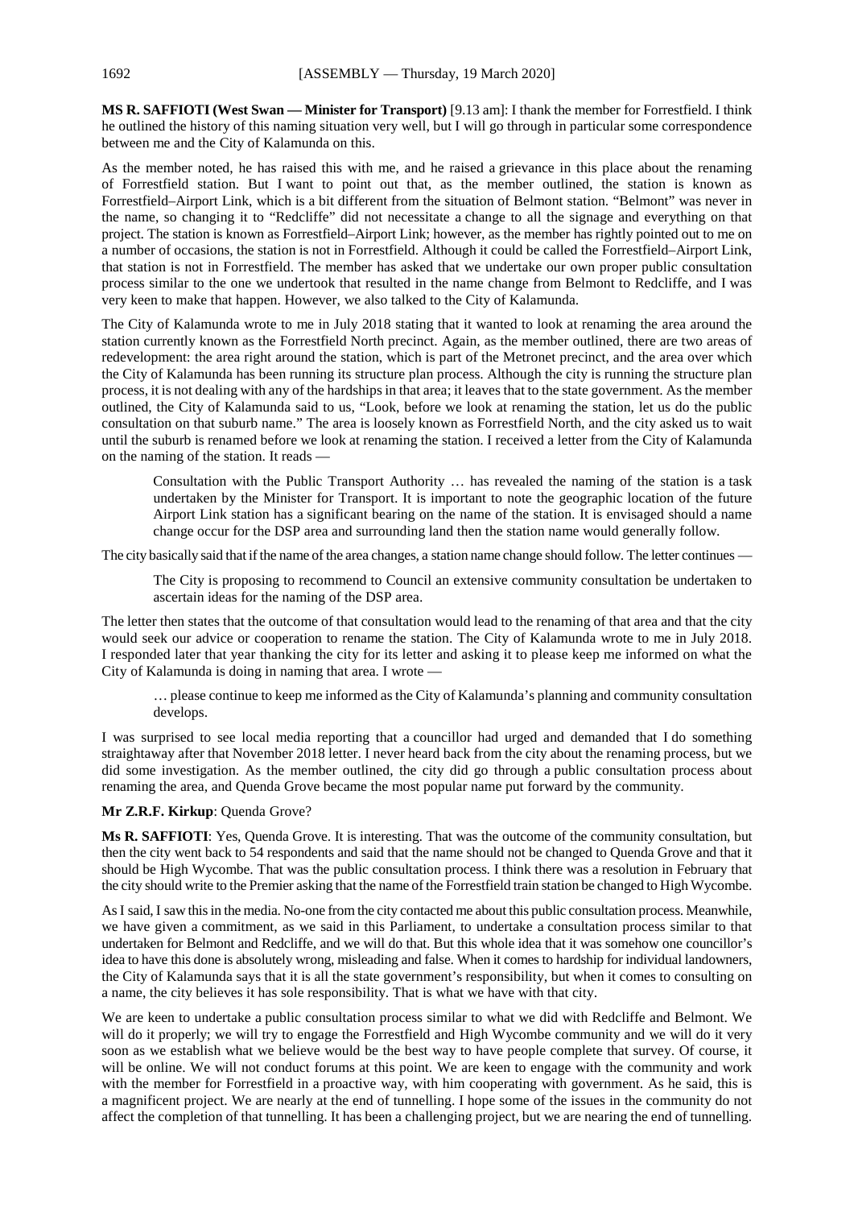**MS R. SAFFIOTI (West Swan — Minister for Transport)** [9.13 am]: I thank the member for Forrestfield. I think he outlined the history of this naming situation very well, but I will go through in particular some correspondence between me and the City of Kalamunda on this.

As the member noted, he has raised this with me, and he raised a grievance in this place about the renaming of Forrestfield station. But I want to point out that, as the member outlined, the station is known as Forrestfield–Airport Link, which is a bit different from the situation of Belmont station. "Belmont" was never in the name, so changing it to "Redcliffe" did not necessitate a change to all the signage and everything on that project. The station is known as Forrestfield–Airport Link; however, as the member has rightly pointed out to me on a number of occasions, the station is not in Forrestfield. Although it could be called the Forrestfield–Airport Link, that station is not in Forrestfield. The member has asked that we undertake our own proper public consultation process similar to the one we undertook that resulted in the name change from Belmont to Redcliffe, and I was very keen to make that happen. However, we also talked to the City of Kalamunda.

The City of Kalamunda wrote to me in July 2018 stating that it wanted to look at renaming the area around the station currently known as the Forrestfield North precinct. Again, as the member outlined, there are two areas of redevelopment: the area right around the station, which is part of the Metronet precinct, and the area over which the City of Kalamunda has been running its structure plan process. Although the city is running the structure plan process, it is not dealing with any of the hardships in that area; it leaves that to the state government. As the member outlined, the City of Kalamunda said to us, "Look, before we look at renaming the station, let us do the public consultation on that suburb name." The area is loosely known as Forrestfield North, and the city asked us to wait until the suburb is renamed before we look at renaming the station. I received a letter from the City of Kalamunda on the naming of the station. It reads —

> Consultation with the Public Transport Authority … has revealed the naming of the station is a task undertaken by the Minister for Transport. It is important to note the geographic location of the future Airport Link station has a significant bearing on the name of the station. It is envisaged should a name change occur for the DSP area and surrounding land then the station name would generally follow.

The city basically said that if the name of the area changes, a station name change should follow. The letter continues —

> The City is proposing to recommend to Council an extensive community consultation be undertaken to ascertain ideas for the naming of the DSP area.

The letter then states that the outcome of that consultation would lead to the renaming of that area and that the city would seek our advice or cooperation to rename the station. The City of Kalamunda wrote to me in July 2018. I responded later that year thanking the city for its letter and asking it to please keep me informed on what the City of Kalamunda is doing in naming that area. I wrote —

> … please continue to keep me informed as the City of Kalamunda's planning and community consultation develops.

I was surprised to see local media reporting that a councillor had urged and demanded that I do something straightaway after that November 2018 letter. I never heard back from the city about the renaming process, but we did some investigation. As the member outlined, the city did go through a public consultation process about renaming the area, and Quenda Grove became the most popular name put forward by the community.

**Mr Z.R.F. Kirkup**: Quenda Grove?

**Ms R. SAFFIOTI**: Yes, Quenda Grove. It is interesting. That was the outcome of the community consultation, but then the city went back to 54 respondents and said that the name should not be changed to Quenda Grove and that it should be High Wycombe. That was the public consultation process. I think there was a resolution in February that the city should write to the Premier asking that the name of the Forrestfield train station be changed to High Wycombe.

As I said, I saw this in the media. No-one from the city contacted me about this public consultation process. Meanwhile, we have given a commitment, as we said in this Parliament, to undertake a consultation process similar to that undertaken for Belmont and Redcliffe, and we will do that. But this whole idea that it was somehow one councillor's idea to have this done is absolutely wrong, misleading and false. When it comes to hardship for individual landowners, the City of Kalamunda says that it is all the state government's responsibility, but when it comes to consulting on a name, the city believes it has sole responsibility. That is what we have with that city.

We are keen to undertake a public consultation process similar to what we did with Redcliffe and Belmont. We will do it properly; we will try to engage the Forrestfield and High Wycombe community and we will do it very soon as we establish what we believe would be the best way to have people complete that survey. Of course, it will be online. We will not conduct forums at this point. We are keen to engage with the community and work with the member for Forrestfield in a proactive way, with him cooperating with government. As he said, this is a magnificent project. We are nearly at the end of tunnelling. I hope some of the issues in the community do not affect the completion of that tunnelling. It has been a challenging project, but we are nearing the end of tunnelling.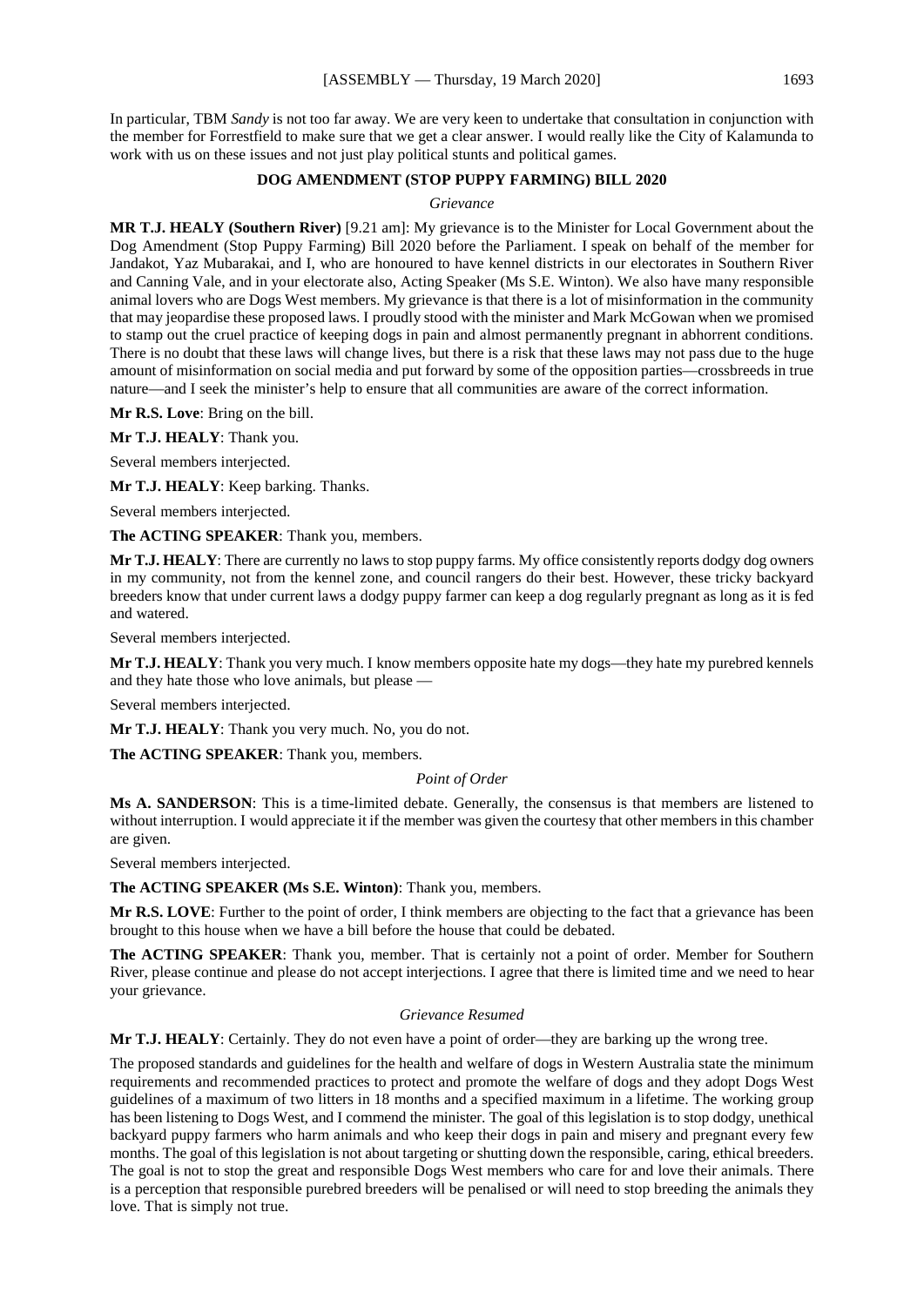In particular, TBM *Sandy* is not too far away. We are very keen to undertake that consultation in conjunction with the member for Forrestfield to make sure that we get a clear answer. I would really like the City of Kalamunda to work with us on these issues and not just play political stunts and political games.

## DOG AMENDMENT (STOP PUPPY FARMING) BILL 2020

*Grievance*

**MR T.J. HEALY (Southern River)** [9.21 am]: My grievance is to the Minister for Local Government about the Dog Amendment (Stop Puppy Farming) Bill 2020 before the Parliament. I speak on behalf of the member for Jandakot, Yaz Mubarakai, and I, who are honoured to have kennel districts in our electorates in Southern River and Canning Vale, and in your electorate also, Acting Speaker (Ms S.E. Winton). We also have many responsible animal lovers who are Dogs West members. My grievance is that there is a lot of misinformation in the community that may jeopardise these proposed laws. I proudly stood with the minister and Mark McGowan when we promised to stamp out the cruel practice of keeping dogs in pain and almost permanently pregnant in abhorrent conditions. There is no doubt that these laws will change lives, but there is a risk that these laws may not pass due to the huge amount of misinformation on social media and put forward by some of the opposition parties—crossbreeds in true nature—and I seek the minister's help to ensure that all communities are aware of the correct information.

**Mr R.S. Love**: Bring on the bill.

**Mr T.J. HEALY**: Thank you.

Several members interjected.

**Mr T.J. HEALY**: Keep barking. Thanks.

Several members interjected.

**The ACTING SPEAKER**: Thank you, members.

**Mr T.J. HEALY**: There are currently no laws to stop puppy farms. My office consistently reports dodgy dog owners in my community, not from the kennel zone, and council rangers do their best. However, these tricky backyard breeders know that under current laws a dodgy puppy farmer can keep a dog regularly pregnant as long as it is fed and watered.

Several members interjected.

**Mr T.J. HEALY**: Thank you very much. I know members opposite hate my dogs—they hate my purebred kennels and they hate those who love animals, but please —

Several members interjected.

**Mr T.J. HEALY**: Thank you very much. No, you do not.

**The ACTING SPEAKER**: Thank you, members.

*Point of Order*

**Ms A. SANDERSON**: This is a time-limited debate. Generally, the consensus is that members are listened to without interruption. I would appreciate it if the member was given the courtesy that other members in this chamber are given.

Several members interjected.

**The ACTING SPEAKER (Ms S.E. Winton)**: Thank you, members.

**Mr R.S. LOVE**: Further to the point of order, I think members are objecting to the fact that a grievance has been brought to this house when we have a bill before the house that could be debated.

**The ACTING SPEAKER**: Thank you, member. That is certainly not a point of order. Member for Southern River, please continue and please do not accept interjections. I agree that there is limited time and we need to hear your grievance.

*Grievance Resumed*

**Mr T.J. HEALY**: Certainly. They do not even have a point of order—they are barking up the wrong tree.

The proposed standards and guidelines for the health and welfare of dogs in Western Australia state the minimum requirements and recommended practices to protect and promote the welfare of dogs and they adopt Dogs West guidelines of a maximum of two litters in 18 months and a specified maximum in a lifetime. The working group has been listening to Dogs West, and I commend the minister. The goal of this legislation is to stop dodgy, unethical backyard puppy farmers who harm animals and who keep their dogs in pain and misery and pregnant every few months. The goal of this legislation is not about targeting or shutting down the responsible, caring, ethical breeders. The goal is not to stop the great and responsible Dogs West members who care for and love their animals. There is a perception that responsible purebred breeders will be penalised or will need to stop breeding the animals they love. That is simply not true.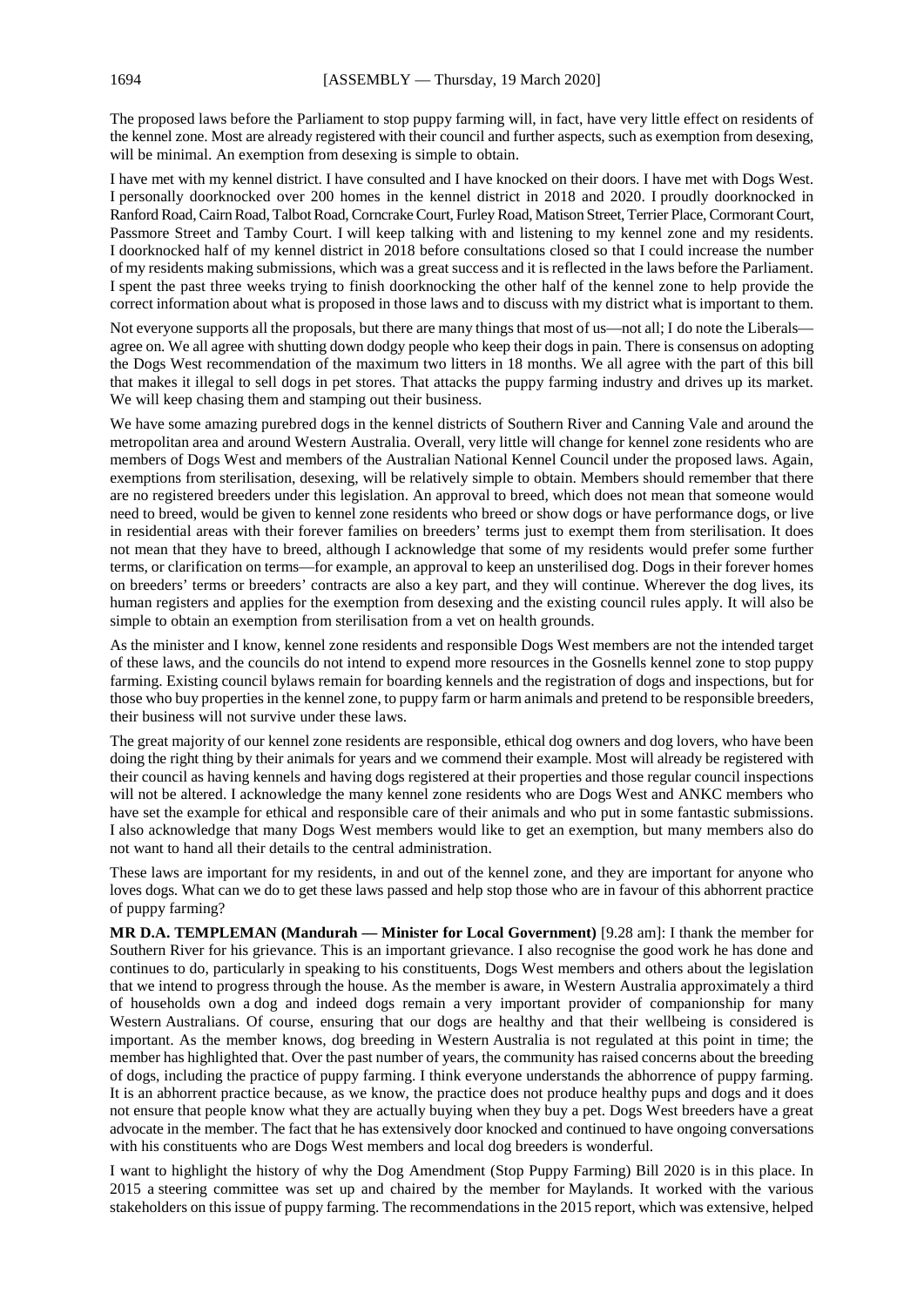The proposed laws before the Parliament to stop puppy farming will, in fact, have very little effect on residents of the kennel zone. Most are already registered with their council and further aspects, such as exemption from desexing, will be minimal. An exemption from desexing is simple to obtain.

I have met with my kennel district. I have consulted and I have knocked on their doors. I have met with Dogs West. I personally doorknocked over 200 homes in the kennel district in 2018 and 2020. I proudly doorknocked in Ranford Road, Cairn Road, Talbot Road, Corncrake Court, Furley Road, Matison Street, Terrier Place, Cormorant Court, Passmore Street and Tamby Court. I will keep talking with and listening to my kennel zone and my residents. I doorknocked half of my kennel district in 2018 before consultations closed so that I could increase the number of my residents making submissions, which was a great success and it is reflected in the laws before the Parliament. I spent the past three weeks trying to finish doorknocking the other half of the kennel zone to help provide the correct information about what is proposed in those laws and to discuss with my district what is important to them.

Not everyone supports all the proposals, but there are many things that most of us—not all; I do note the Liberals—agree on. We all agree with shutting down dodgy people who keep their dogs in pain. There is consensus on adopting the Dogs West recommendation of the maximum two litters in 18 months. We all agree with the part of this bill that makes it illegal to sell dogs in pet stores. That attacks the puppy farming industry and drives up its market. We will keep chasing them and stamping out their business.

We have some amazing purebred dogs in the kennel districts of Southern River and Canning Vale and around the metropolitan area and around Western Australia. Overall, very little will change for kennel zone residents who are members of Dogs West and members of the Australian National Kennel Council under the proposed laws. Again, exemptions from sterilisation, desexing, will be relatively simple to obtain. Members should remember that there are no registered breeders under this legislation. An approval to breed, which does not mean that someone would need to breed, would be given to kennel zone residents who breed or show dogs or have performance dogs, or live in residential areas with their forever families on breeders' terms just to exempt them from sterilisation. It does not mean that they have to breed, although I acknowledge that some of my residents would prefer some further terms, or clarification on terms—for example, an approval to keep an unsterilised dog. Dogs in their forever homes on breeders' terms or breeders' contracts are also a key part, and they will continue. Wherever the dog lives, its human registers and applies for the exemption from desexing and the existing council rules apply. It will also be simple to obtain an exemption from sterilisation from a vet on health grounds.

As the minister and I know, kennel zone residents and responsible Dogs West members are not the intended target of these laws, and the councils do not intend to expend more resources in the Gosnells kennel zone to stop puppy farming. Existing council bylaws remain for boarding kennels and the registration of dogs and inspections, but for those who buy properties in the kennel zone, to puppy farm or harm animals and pretend to be responsible breeders, their business will not survive under these laws.

The great majority of our kennel zone residents are responsible, ethical dog owners and dog lovers, who have been doing the right thing by their animals for years and we commend their example. Most will already be registered with their council as having kennels and having dogs registered at their properties and those regular council inspections will not be altered. I acknowledge the many kennel zone residents who are Dogs West and ANKC members who have set the example for ethical and responsible care of their animals and who put in some fantastic submissions. I also acknowledge that many Dogs West members would like to get an exemption, but many members also do not want to hand all their details to the central administration.

These laws are important for my residents, in and out of the kennel zone, and they are important for anyone who loves dogs. What can we do to get these laws passed and help stop those who are in favour of this abhorrent practice of puppy farming?

**MR D.A. TEMPLEMAN (Mandurah — Minister for Local Government)** [9.28 am]: I thank the member for Southern River for his grievance. This is an important grievance. I also recognise the good work he has done and continues to do, particularly in speaking to his constituents, Dogs West members and others about the legislation that we intend to progress through the house. As the member is aware, in Western Australia approximately a third of households own a dog and indeed dogs remain a very important provider of companionship for many Western Australians. Of course, ensuring that our dogs are healthy and that their wellbeing is considered is important. As the member knows, dog breeding in Western Australia is not regulated at this point in time; the member has highlighted that. Over the past number of years, the community has raised concerns about the breeding of dogs, including the practice of puppy farming. I think everyone understands the abhorrence of puppy farming. It is an abhorrent practice because, as we know, the practice does not produce healthy pups and dogs and it does not ensure that people know what they are actually buying when they buy a pet. Dogs West breeders have a great advocate in the member. The fact that he has extensively door knocked and continued to have ongoing conversations with his constituents who are Dogs West members and local dog breeders is wonderful.

I want to highlight the history of why the Dog Amendment (Stop Puppy Farming) Bill 2020 is in this place. In 2015 a steering committee was set up and chaired by the member for Maylands. It worked with the various stakeholders on this issue of puppy farming. The recommendations in the 2015 report, which was extensive, helped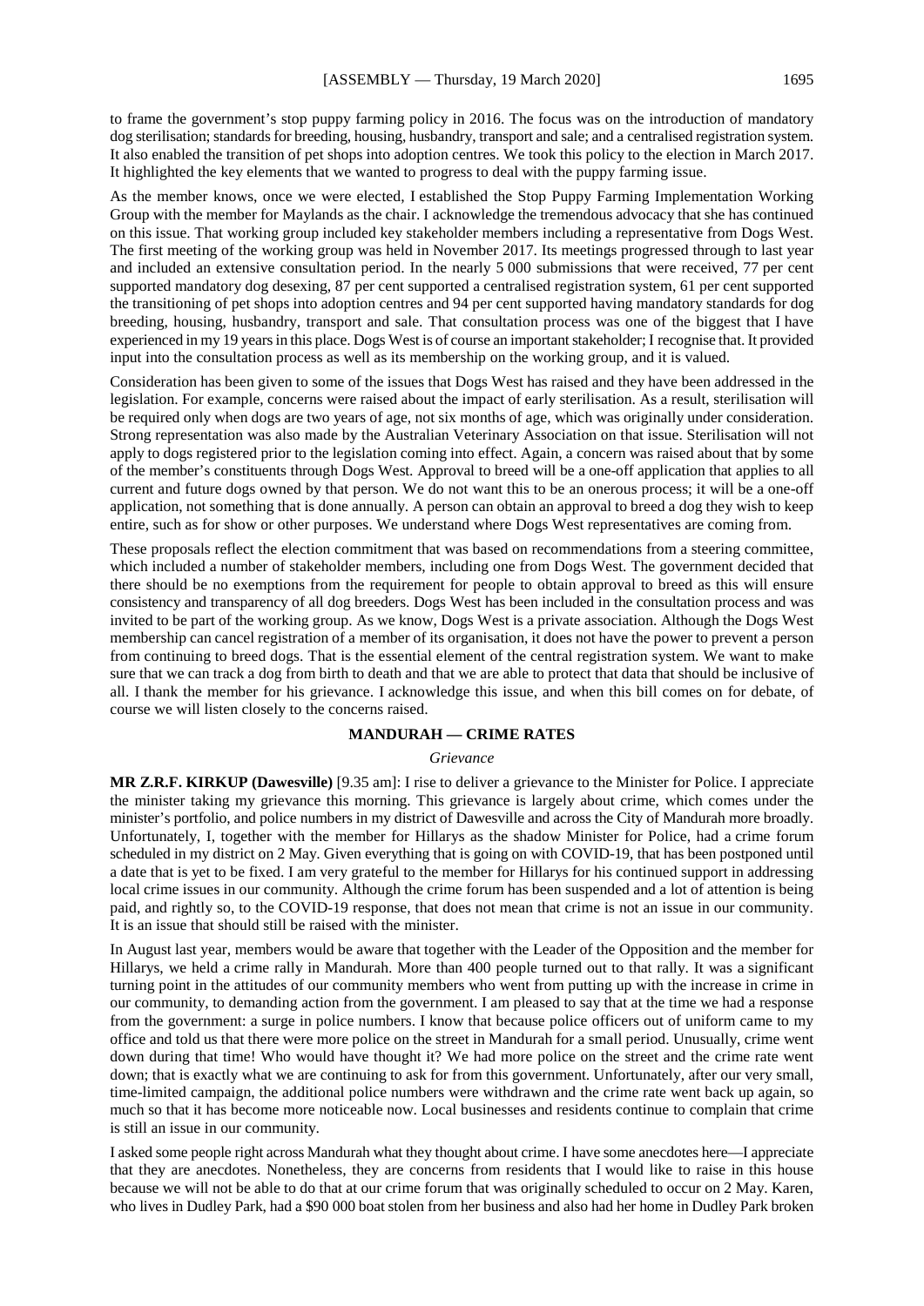to frame the government's stop puppy farming policy in 2016. The focus was on the introduction of mandatory dog sterilisation; standards for breeding, housing, husbandry, transport and sale; and a centralised registration system. It also enabled the transition of pet shops into adoption centres. We took this policy to the election in March 2017. It highlighted the key elements that we wanted to progress to deal with the puppy farming issue.

As the member knows, once we were elected, I established the Stop Puppy Farming Implementation Working Group with the member for Maylands as the chair. I acknowledge the tremendous advocacy that she has continued on this issue. That working group included key stakeholder members including a representative from Dogs West. The first meeting of the working group was held in November 2017. Its meetings progressed through to last year and included an extensive consultation period. In the nearly 5 000 submissions that were received, 77 per cent supported mandatory dog desexing, 87 per cent supported a centralised registration system, 61 per cent supported the transitioning of pet shops into adoption centres and 94 per cent supported having mandatory standards for dog breeding, housing, husbandry, transport and sale. That consultation process was one of the biggest that I have experienced in my 19 years in this place. Dogs West is of course an important stakeholder; I recognise that. It provided input into the consultation process as well as its membership on the working group, and it is valued.

Consideration has been given to some of the issues that Dogs West has raised and they have been addressed in the legislation. For example, concerns were raised about the impact of early sterilisation. As a result, sterilisation will be required only when dogs are two years of age, not six months of age, which was originally under consideration. Strong representation was also made by the Australian Veterinary Association on that issue. Sterilisation will not apply to dogs registered prior to the legislation coming into effect. Again, a concern was raised about that by some of the member's constituents through Dogs West. Approval to breed will be a one-off application that applies to all current and future dogs owned by that person. We do not want this to be an onerous process; it will be a one-off application, not something that is done annually. A person can obtain an approval to breed a dog they wish to keep entire, such as for show or other purposes. We understand where Dogs West representatives are coming from.

These proposals reflect the election commitment that was based on recommendations from a steering committee, which included a number of stakeholder members, including one from Dogs West. The government decided that there should be no exemptions from the requirement for people to obtain approval to breed as this will ensure consistency and transparency of all dog breeders. Dogs West has been included in the consultation process and was invited to be part of the working group. As we know, Dogs West is a private association. Although the Dogs West membership can cancel registration of a member of its organisation, it does not have the power to prevent a person from continuing to breed dogs. That is the essential element of the central registration system. We want to make sure that we can track a dog from birth to death and that we are able to protect that data that should be inclusive of all. I thank the member for his grievance. I acknowledge this issue, and when this bill comes on for debate, of course we will listen closely to the concerns raised.

## MANDURAH — CRIME RATES

*Grievance*

**MR Z.R.F. KIRKUP (Dawesville)** [9.35 am]: I rise to deliver a grievance to the Minister for Police. I appreciate the minister taking my grievance this morning. This grievance is largely about crime, which comes under the minister's portfolio, and police numbers in my district of Dawesville and across the City of Mandurah more broadly. Unfortunately, I, together with the member for Hillarys as the shadow Minister for Police, had a crime forum scheduled in my district on 2 May. Given everything that is going on with COVID-19, that has been postponed until a date that is yet to be fixed. I am very grateful to the member for Hillarys for his continued support in addressing local crime issues in our community. Although the crime forum has been suspended and a lot of attention is being paid, and rightly so, to the COVID-19 response, that does not mean that crime is not an issue in our community. It is an issue that should still be raised with the minister.

In August last year, members would be aware that together with the Leader of the Opposition and the member for Hillarys, we held a crime rally in Mandurah. More than 400 people turned out to that rally. It was a significant turning point in the attitudes of our community members who went from putting up with the increase in crime in our community, to demanding action from the government. I am pleased to say that at the time we had a response from the government: a surge in police numbers. I know that because police officers out of uniform came to my office and told us that there were more police on the street in Mandurah for a small period. Unusually, crime went down during that time! Who would have thought it? We had more police on the street and the crime rate went down; that is exactly what we are continuing to ask for from this government. Unfortunately, after our very small, time-limited campaign, the additional police numbers were withdrawn and the crime rate went back up again, so much so that it has become more noticeable now. Local businesses and residents continue to complain that crime is still an issue in our community.

I asked some people right across Mandurah what they thought about crime. I have some anecdotes here—I appreciate that they are anecdotes. Nonetheless, they are concerns from residents that I would like to raise in this house because we will not be able to do that at our crime forum that was originally scheduled to occur on 2 May. Karen, who lives in Dudley Park, had a $90 000 boat stolen from her business and also had her home in Dudley Park broken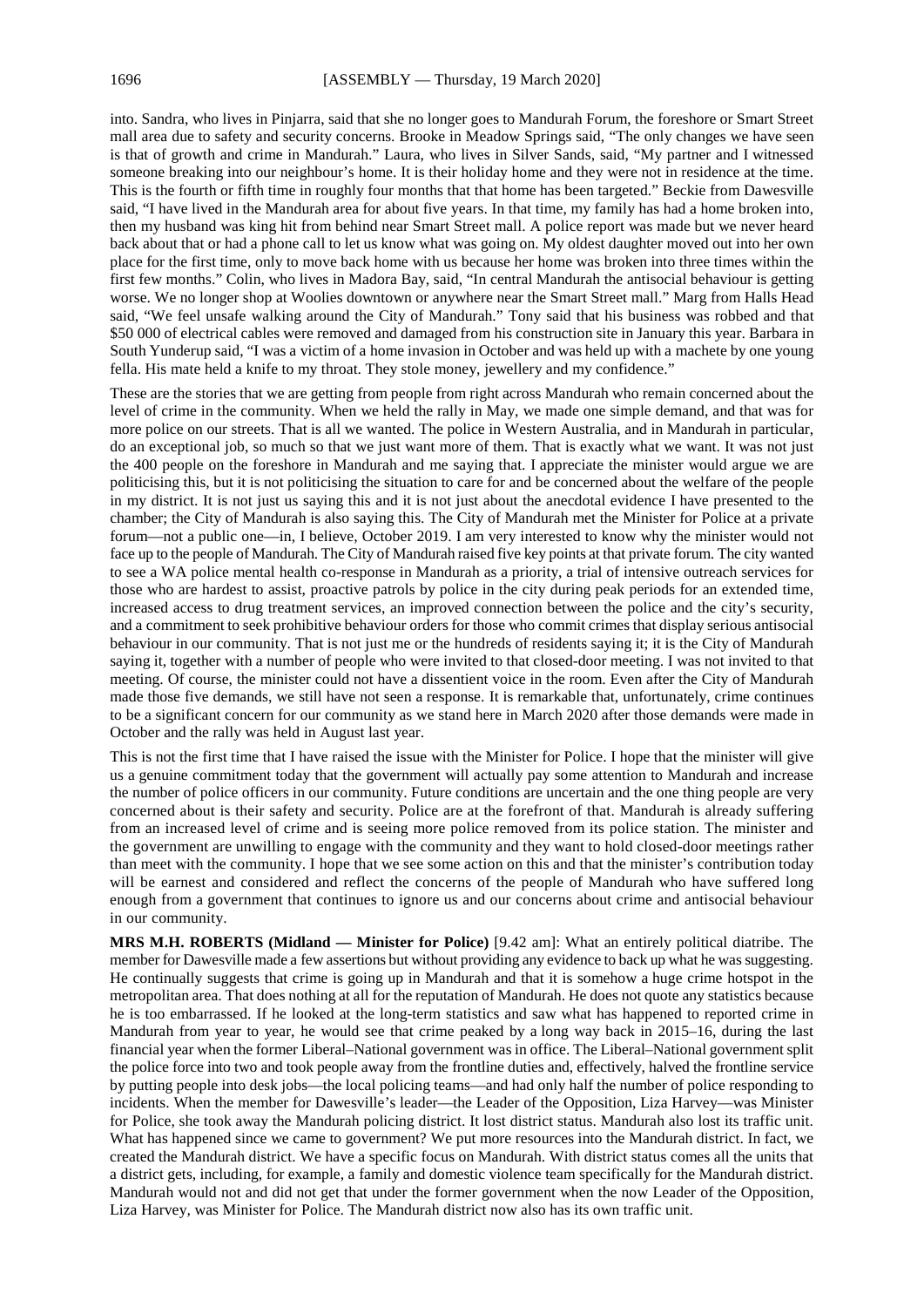into. Sandra, who lives in Pinjarra, said that she no longer goes to Mandurah Forum, the foreshore or Smart Street mall area due to safety and security concerns. Brooke in Meadow Springs said, "The only changes we have seen is that of growth and crime in Mandurah." Laura, who lives in Silver Sands, said, "My partner and I witnessed someone breaking into our neighbour's home. It is their holiday home and they were not in residence at the time. This is the fourth or fifth time in roughly four months that that home has been targeted." Beckie from Dawesville said, "I have lived in the Mandurah area for about five years. In that time, my family has had a home broken into, then my husband was king hit from behind near Smart Street mall. A police report was made but we never heard back about that or had a phone call to let us know what was going on. My oldest daughter moved out into her own place for the first time, only to move back home with us because her home was broken into three times within the first few months." Colin, who lives in Madora Bay, said, "In central Mandurah the antisocial behaviour is getting worse. We no longer shop at Woolies downtown or anywhere near the Smart Street mall." Marg from Halls Head said, "We feel unsafe walking around the City of Mandurah." Tony said that his business was robbed and that $50 000 of electrical cables were removed and damaged from his construction site in January this year. Barbara in South Yunderup said, "I was a victim of a home invasion in October and was held up with a machete by one young fella. His mate held a knife to my throat. They stole money, jewellery and my confidence."

These are the stories that we are getting from people from right across Mandurah who remain concerned about the level of crime in the community. When we held the rally in May, we made one simple demand, and that was for more police on our streets. That is all we wanted. The police in Western Australia, and in Mandurah in particular, do an exceptional job, so much so that we just want more of them. That is exactly what we want. It was not just the 400 people on the foreshore in Mandurah and me saying that. I appreciate the minister would argue we are politicising this, but it is not politicising the situation to care for and be concerned about the welfare of the people in my district. It is not just us saying this and it is not just about the anecdotal evidence I have presented to the chamber; the City of Mandurah is also saying this. The City of Mandurah met the Minister for Police at a private forum—not a public one—in, I believe, October 2019. I am very interested to know why the minister would not face up to the people of Mandurah. The City of Mandurah raised five key points at that private forum. The city wanted to see a WA police mental health co-response in Mandurah as a priority, a trial of intensive outreach services for those who are hardest to assist, proactive patrols by police in the city during peak periods for an extended time, increased access to drug treatment services, an improved connection between the police and the city's security, and a commitment to seek prohibitive behaviour orders for those who commit crimes that display serious antisocial behaviour in our community. That is not just me or the hundreds of residents saying it; it is the City of Mandurah saying it, together with a number of people who were invited to that closed-door meeting. I was not invited to that meeting. Of course, the minister could not have a dissentient voice in the room. Even after the City of Mandurah made those five demands, we still have not seen a response. It is remarkable that, unfortunately, crime continues to be a significant concern for our community as we stand here in March 2020 after those demands were made in October and the rally was held in August last year.

This is not the first time that I have raised the issue with the Minister for Police. I hope that the minister will give us a genuine commitment today that the government will actually pay some attention to Mandurah and increase the number of police officers in our community. Future conditions are uncertain and the one thing people are very concerned about is their safety and security. Police are at the forefront of that. Mandurah is already suffering from an increased level of crime and is seeing more police removed from its police station. The minister and the government are unwilling to engage with the community and they want to hold closed-door meetings rather than meet with the community. I hope that we see some action on this and that the minister's contribution today will be earnest and considered and reflect the concerns of the people of Mandurah who have suffered long enough from a government that continues to ignore us and our concerns about crime and antisocial behaviour in our community.

**MRS M.H. ROBERTS (Midland — Minister for Police)** [9.42 am]: What an entirely political diatribe. The member for Dawesville made a few assertions but without providing any evidence to back up what he was suggesting. He continually suggests that crime is going up in Mandurah and that it is somehow a huge crime hotspot in the metropolitan area. That does nothing at all for the reputation of Mandurah. He does not quote any statistics because he is too embarrassed. If he looked at the long-term statistics and saw what has happened to reported crime in Mandurah from year to year, he would see that crime peaked by a long way back in 2015–16, during the last financial year when the former Liberal–National government was in office. The Liberal–National government split the police force into two and took people away from the frontline duties and, effectively, halved the frontline service by putting people into desk jobs—the local policing teams—and had only half the number of police responding to incidents. When the member for Dawesville's leader—the Leader of the Opposition, Liza Harvey—was Minister for Police, she took away the Mandurah policing district. It lost district status. Mandurah also lost its traffic unit. What has happened since we came to government? We put more resources into the Mandurah district. In fact, we created the Mandurah district. We have a specific focus on Mandurah. With district status comes all the units that a district gets, including, for example, a family and domestic violence team specifically for the Mandurah district. Mandurah would not and did not get that under the former government when the now Leader of the Opposition, Liza Harvey, was Minister for Police. The Mandurah district now also has its own traffic unit.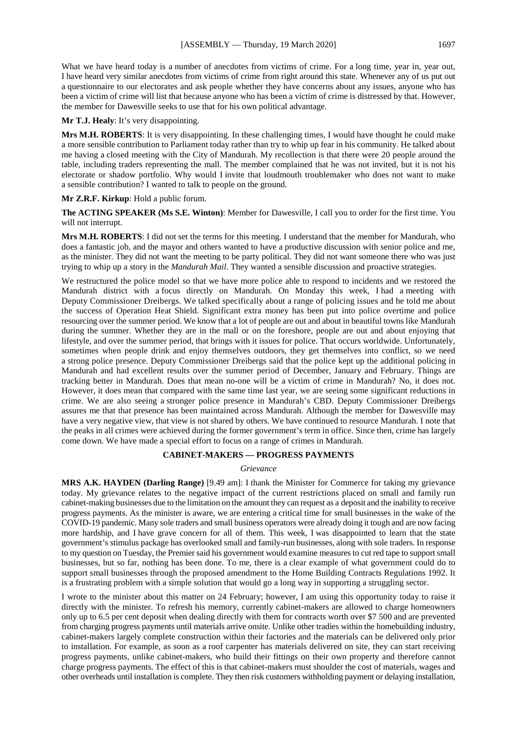What we have heard today is a number of anecdotes from victims of crime. For a long time, year in, year out, I have heard very similar anecdotes from victims of crime from right around this state. Whenever any of us put out a questionnaire to our electorates and ask people whether they have concerns about any issues, anyone who has been a victim of crime will list that because anyone who has been a victim of crime is distressed by that. However, the member for Dawesville seeks to use that for his own political advantage.

**Mr T.J. Healy**: It's very disappointing.

**Mrs M.H. ROBERTS**: It is very disappointing. In these challenging times, I would have thought he could make a more sensible contribution to Parliament today rather than try to whip up fear in his community. He talked about me having a closed meeting with the City of Mandurah. My recollection is that there were 20 people around the table, including traders representing the mall. The member complained that he was not invited, but it is not his electorate or shadow portfolio. Why would I invite that loudmouth troublemaker who does not want to make a sensible contribution? I wanted to talk to people on the ground.

**Mr Z.R.F. Kirkup**: Hold a public forum.

**The ACTING SPEAKER (Ms S.E. Winton)**: Member for Dawesville, I call you to order for the first time. You will not interrupt.

**Mrs M.H. ROBERTS**: I did not set the terms for this meeting. I understand that the member for Mandurah, who does a fantastic job, and the mayor and others wanted to have a productive discussion with senior police and me, as the minister. They did not want the meeting to be party political. They did not want someone there who was just trying to whip up a story in the *Mandurah Mail*. They wanted a sensible discussion and proactive strategies.

We restructured the police model so that we have more police able to respond to incidents and we restored the Mandurah district with a focus directly on Mandurah. On Monday this week, I had a meeting with Deputy Commissioner Dreibergs. We talked specifically about a range of policing issues and he told me about the success of Operation Heat Shield. Significant extra money has been put into police overtime and police resourcing over the summer period. We know that a lot of people are out and about in beautiful towns like Mandurah during the summer. Whether they are in the mall or on the foreshore, people are out and about enjoying that lifestyle, and over the summer period, that brings with it issues for police. That occurs worldwide. Unfortunately, sometimes when people drink and enjoy themselves outdoors, they get themselves into conflict, so we need a strong police presence. Deputy Commissioner Dreibergs said that the police kept up the additional policing in Mandurah and had excellent results over the summer period of December, January and February. Things are tracking better in Mandurah. Does that mean no-one will be a victim of crime in Mandurah? No, it does not. However, it does mean that compared with the same time last year, we are seeing some significant reductions in crime. We are also seeing a stronger police presence in Mandurah's CBD. Deputy Commissioner Dreibergs assures me that that presence has been maintained across Mandurah. Although the member for Dawesville may have a very negative view, that view is not shared by others. We have continued to resource Mandurah. I note that the peaks in all crimes were achieved during the former government's term in office. Since then, crime has largely come down. We have made a special effort to focus on a range of crimes in Mandurah.

## CABINET-MAKERS — PROGRESS PAYMENTS

*Grievance*

**MRS A.K. HAYDEN (Darling Range)** [9.49 am]: I thank the Minister for Commerce for taking my grievance today. My grievance relates to the negative impact of the current restrictions placed on small and family run cabinet-making businesses due to the limitation on the amount they can request as a deposit and the inability to receive progress payments. As the minister is aware, we are entering a critical time for small businesses in the wake of the COVID-19 pandemic. Many sole traders and small business operators were already doing it tough and are now facing more hardship, and I have grave concern for all of them. This week, I was disappointed to learn that the state government's stimulus package has overlooked small and family-run businesses, along with sole traders. In response to my question on Tuesday, the Premier said his government would examine measures to cut red tape to support small businesses, but so far, nothing has been done. To me, there is a clear example of what government could do to support small businesses through the proposed amendment to the Home Building Contracts Regulations 1992. It is a frustrating problem with a simple solution that would go a long way in supporting a struggling sector.

I wrote to the minister about this matter on 24 February; however, I am using this opportunity today to raise it directly with the minister. To refresh his memory, currently cabinet-makers are allowed to charge homeowners only up to 6.5 per cent deposit when dealing directly with them for contracts worth over $7 500 and are prevented from charging progress payments until materials arrive onsite. Unlike other tradies within the homebuilding industry, cabinet-makers largely complete construction within their factories and the materials can be delivered only prior to installation. For example, as soon as a roof carpenter has materials delivered on site, they can start receiving progress payments, unlike cabinet-makers, who build their fittings on their own property and therefore cannot charge progress payments. The effect of this is that cabinet-makers must shoulder the cost of materials, wages and other overheads until installation is complete. They then risk customers withholding payment or delaying installation,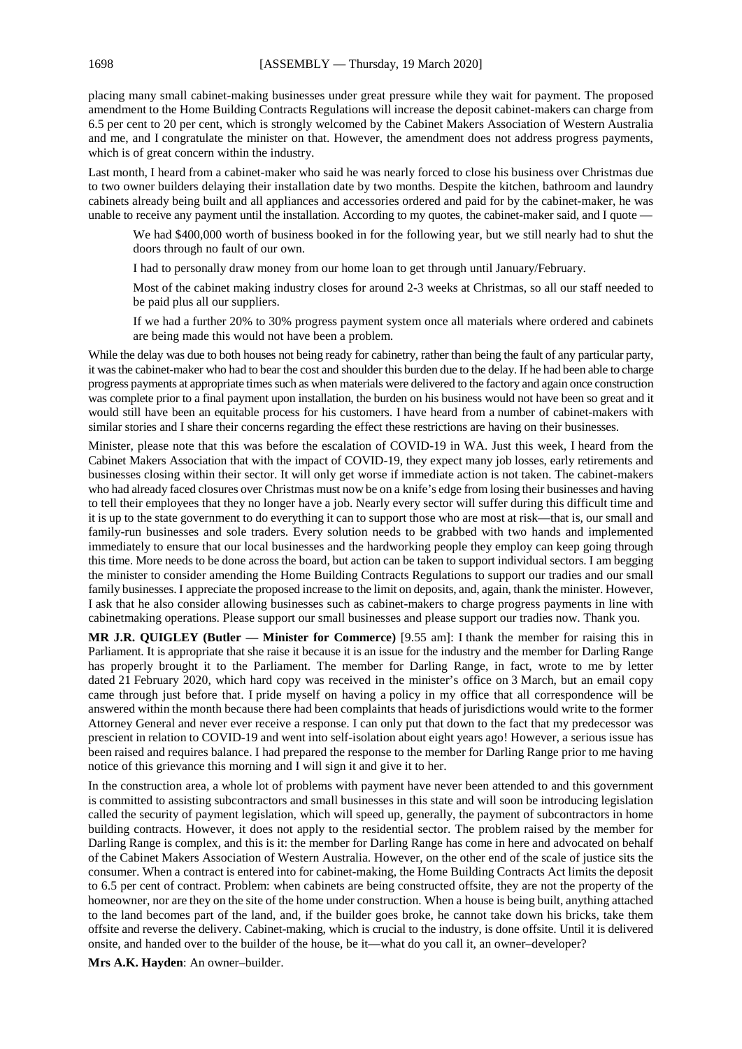placing many small cabinet-making businesses under great pressure while they wait for payment. The proposed amendment to the Home Building Contracts Regulations will increase the deposit cabinet-makers can charge from 6.5 per cent to 20 per cent, which is strongly welcomed by the Cabinet Makers Association of Western Australia and me, and I congratulate the minister on that. However, the amendment does not address progress payments, which is of great concern within the industry.

Last month, I heard from a cabinet-maker who said he was nearly forced to close his business over Christmas due to two owner builders delaying their installation date by two months. Despite the kitchen, bathroom and laundry cabinets already being built and all appliances and accessories ordered and paid for by the cabinet-maker, he was unable to receive any payment until the installation. According to my quotes, the cabinet-maker said, and I quote —

> We had $400,000 worth of business booked in for the following year, but we still nearly had to shut the doors through no fault of our own.
>
> I had to personally draw money from our home loan to get through until January/February.
>
> Most of the cabinet making industry closes for around 2-3 weeks at Christmas, so all our staff needed to be paid plus all our suppliers.
>
> If we had a further 20% to 30% progress payment system once all materials where ordered and cabinets are being made this would not have been a problem.

While the delay was due to both houses not being ready for cabinetry, rather than being the fault of any particular party, it was the cabinet-maker who had to bear the cost and shoulder this burden due to the delay. If he had been able to charge progress payments at appropriate times such as when materials were delivered to the factory and again once construction was complete prior to a final payment upon installation, the burden on his business would not have been so great and it would still have been an equitable process for his customers. I have heard from a number of cabinet-makers with similar stories and I share their concerns regarding the effect these restrictions are having on their businesses.

Minister, please note that this was before the escalation of COVID-19 in WA. Just this week, I heard from the Cabinet Makers Association that with the impact of COVID-19, they expect many job losses, early retirements and businesses closing within their sector. It will only get worse if immediate action is not taken. The cabinet-makers who had already faced closures over Christmas must now be on a knife's edge from losing their businesses and having to tell their employees that they no longer have a job. Nearly every sector will suffer during this difficult time and it is up to the state government to do everything it can to support those who are most at risk—that is, our small and family-run businesses and sole traders. Every solution needs to be grabbed with two hands and implemented immediately to ensure that our local businesses and the hardworking people they employ can keep going through this time. More needs to be done across the board, but action can be taken to support individual sectors. I am begging the minister to consider amending the Home Building Contracts Regulations to support our tradies and our small family businesses. I appreciate the proposed increase to the limit on deposits, and, again, thank the minister. However, I ask that he also consider allowing businesses such as cabinet-makers to charge progress payments in line with cabinetmaking operations. Please support our small businesses and please support our tradies now. Thank you.

**MR J.R. QUIGLEY (Butler — Minister for Commerce)** [9.55 am]: I thank the member for raising this in Parliament. It is appropriate that she raise it because it is an issue for the industry and the member for Darling Range has properly brought it to the Parliament. The member for Darling Range, in fact, wrote to me by letter dated 21 February 2020, which hard copy was received in the minister's office on 3 March, but an email copy came through just before that. I pride myself on having a policy in my office that all correspondence will be answered within the month because there had been complaints that heads of jurisdictions would write to the former Attorney General and never ever receive a response. I can only put that down to the fact that my predecessor was prescient in relation to COVID-19 and went into self-isolation about eight years ago! However, a serious issue has been raised and requires balance. I had prepared the response to the member for Darling Range prior to me having notice of this grievance this morning and I will sign it and give it to her.

In the construction area, a whole lot of problems with payment have never been attended to and this government is committed to assisting subcontractors and small businesses in this state and will soon be introducing legislation called the security of payment legislation, which will speed up, generally, the payment of subcontractors in home building contracts. However, it does not apply to the residential sector. The problem raised by the member for Darling Range is complex, and this is it: the member for Darling Range has come in here and advocated on behalf of the Cabinet Makers Association of Western Australia. However, on the other end of the scale of justice sits the consumer. When a contract is entered into for cabinet-making, the Home Building Contracts Act limits the deposit to 6.5 per cent of contract. Problem: when cabinets are being constructed offsite, they are not the property of the homeowner, nor are they on the site of the home under construction. When a house is being built, anything attached to the land becomes part of the land, and, if the builder goes broke, he cannot take down his bricks, take them offsite and reverse the delivery. Cabinet-making, which is crucial to the industry, is done offsite. Until it is delivered onsite, and handed over to the builder of the house, be it—what do you call it, an owner–developer?

**Mrs A.K. Hayden**: An owner–builder.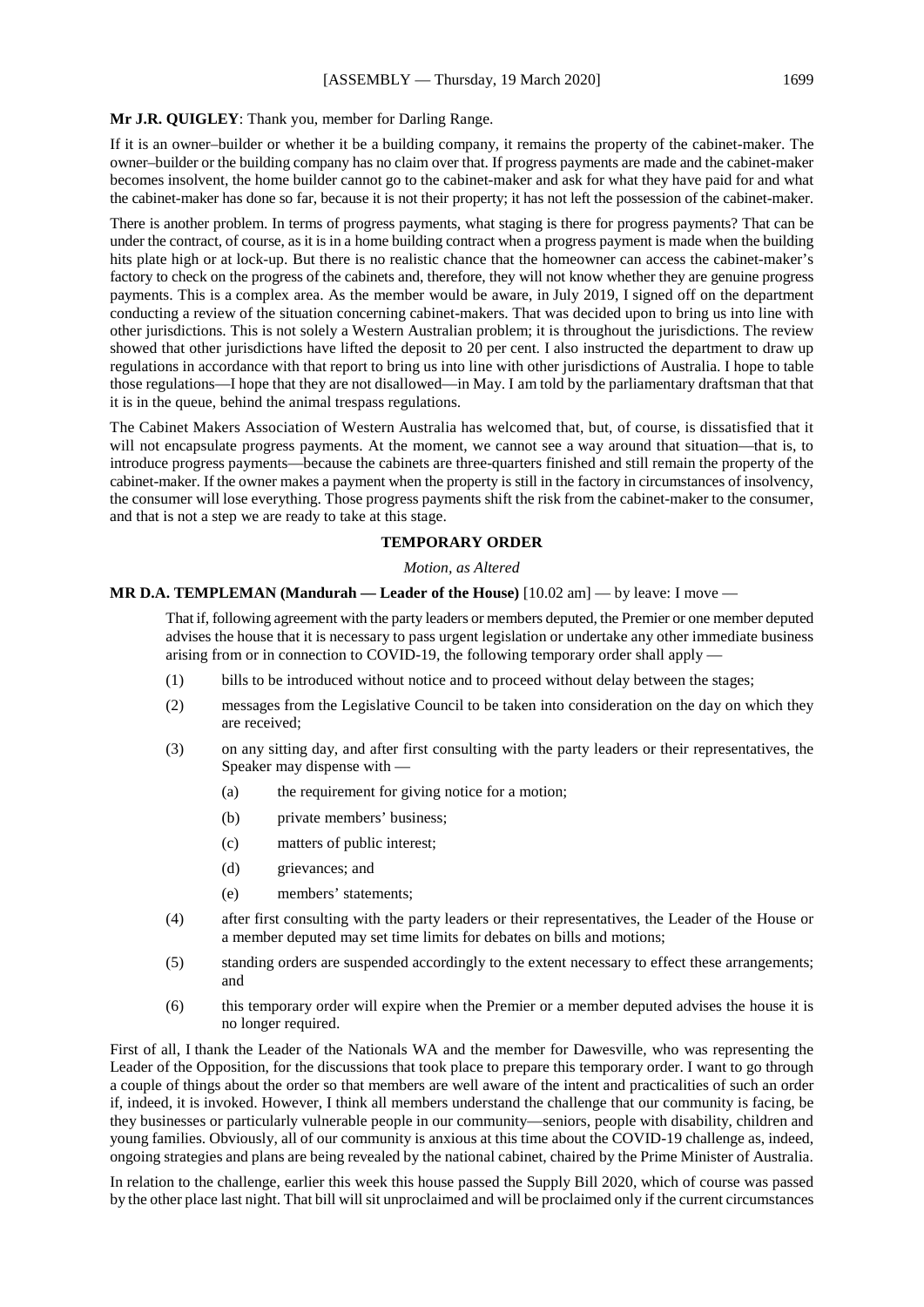**Mr J.R. QUIGLEY**: Thank you, member for Darling Range.

If it is an owner–builder or whether it be a building company, it remains the property of the cabinet-maker. The owner–builder or the building company has no claim over that. If progress payments are made and the cabinet-maker becomes insolvent, the home builder cannot go to the cabinet-maker and ask for what they have paid for and what the cabinet-maker has done so far, because it is not their property; it has not left the possession of the cabinet-maker.

There is another problem. In terms of progress payments, what staging is there for progress payments? That can be under the contract, of course, as it is in a home building contract when a progress payment is made when the building hits plate high or at lock-up. But there is no realistic chance that the homeowner can access the cabinet-maker's factory to check on the progress of the cabinets and, therefore, they will not know whether they are genuine progress payments. This is a complex area. As the member would be aware, in July 2019, I signed off on the department conducting a review of the situation concerning cabinet-makers. That was decided upon to bring us into line with other jurisdictions. This is not solely a Western Australian problem; it is throughout the jurisdictions. The review showed that other jurisdictions have lifted the deposit to 20 per cent. I also instructed the department to draw up regulations in accordance with that report to bring us into line with other jurisdictions of Australia. I hope to table those regulations—I hope that they are not disallowed—in May. I am told by the parliamentary draftsman that that it is in the queue, behind the animal trespass regulations.

The Cabinet Makers Association of Western Australia has welcomed that, but, of course, is dissatisfied that it will not encapsulate progress payments. At the moment, we cannot see a way around that situation—that is, to introduce progress payments—because the cabinets are three-quarters finished and still remain the property of the cabinet-maker. If the owner makes a payment when the property is still in the factory in circumstances of insolvency, the consumer will lose everything. Those progress payments shift the risk from the cabinet-maker to the consumer, and that is not a step we are ready to take at this stage.

## TEMPORARY ORDER

*Motion, as Altered*

**MR D.A. TEMPLEMAN (Mandurah — Leader of the House)** [10.02 am] — by leave: I move —

> That if, following agreement with the party leaders or members deputed, the Premier or one member deputed advises the house that it is necessary to pass urgent legislation or undertake any other immediate business arising from or in connection to COVID-19, the following temporary order shall apply —
>
> (1) bills to be introduced without notice and to proceed without delay between the stages;
>
> (2) messages from the Legislative Council to be taken into consideration on the day on which they are received;
>
> (3) on any sitting day, and after first consulting with the party leaders or their representatives, the Speaker may dispense with —
>
> (a) the requirement for giving notice for a motion;
>
> (b) private members' business;
>
> (c) matters of public interest;
>
> (d) grievances; and
>
> (e) members' statements;
>
> (4) after first consulting with the party leaders or their representatives, the Leader of the House or a member deputed may set time limits for debates on bills and motions;
>
> (5) standing orders are suspended accordingly to the extent necessary to effect these arrangements; and
>
> (6) this temporary order will expire when the Premier or a member deputed advises the house it is no longer required.

First of all, I thank the Leader of the Nationals WA and the member for Dawesville, who was representing the Leader of the Opposition, for the discussions that took place to prepare this temporary order. I want to go through a couple of things about the order so that members are well aware of the intent and practicalities of such an order if, indeed, it is invoked. However, I think all members understand the challenge that our community is facing, be they businesses or particularly vulnerable people in our community—seniors, people with disability, children and young families. Obviously, all of our community is anxious at this time about the COVID-19 challenge as, indeed, ongoing strategies and plans are being revealed by the national cabinet, chaired by the Prime Minister of Australia.

In relation to the challenge, earlier this week this house passed the Supply Bill 2020, which of course was passed by the other place last night. That bill will sit unproclaimed and will be proclaimed only if the current circumstances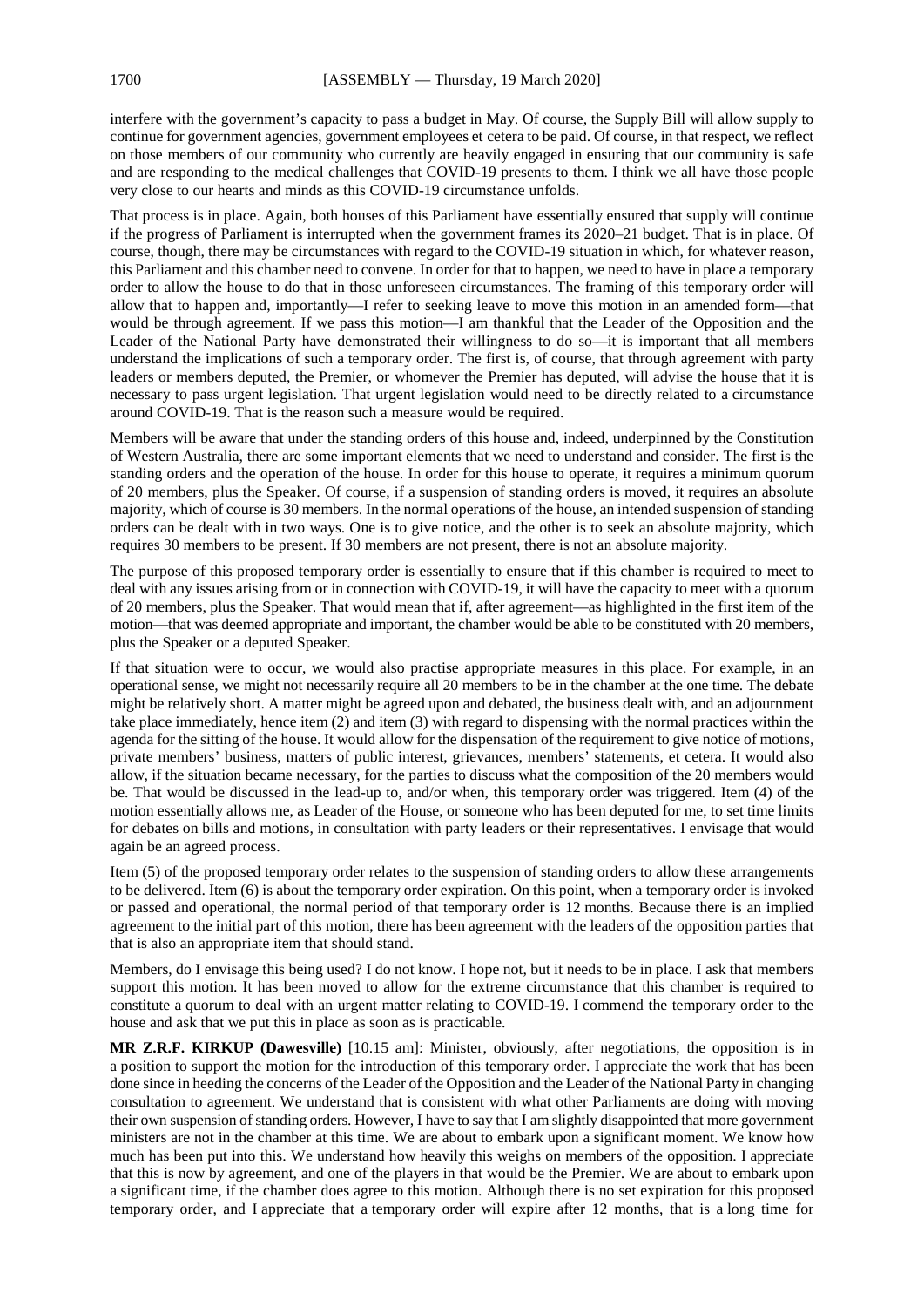interfere with the government's capacity to pass a budget in May. Of course, the Supply Bill will allow supply to continue for government agencies, government employees et cetera to be paid. Of course, in that respect, we reflect on those members of our community who currently are heavily engaged in ensuring that our community is safe and are responding to the medical challenges that COVID-19 presents to them. I think we all have those people very close to our hearts and minds as this COVID-19 circumstance unfolds.

That process is in place. Again, both houses of this Parliament have essentially ensured that supply will continue if the progress of Parliament is interrupted when the government frames its 2020–21 budget. That is in place. Of course, though, there may be circumstances with regard to the COVID-19 situation in which, for whatever reason, this Parliament and this chamber need to convene. In order for that to happen, we need to have in place a temporary order to allow the house to do that in those unforeseen circumstances. The framing of this temporary order will allow that to happen and, importantly—I refer to seeking leave to move this motion in an amended form—that would be through agreement. If we pass this motion—I am thankful that the Leader of the Opposition and the Leader of the National Party have demonstrated their willingness to do so—it is important that all members understand the implications of such a temporary order. The first is, of course, that through agreement with party leaders or members deputed, the Premier, or whomever the Premier has deputed, will advise the house that it is necessary to pass urgent legislation. That urgent legislation would need to be directly related to a circumstance around COVID-19. That is the reason such a measure would be required.

Members will be aware that under the standing orders of this house and, indeed, underpinned by the Constitution of Western Australia, there are some important elements that we need to understand and consider. The first is the standing orders and the operation of the house. In order for this house to operate, it requires a minimum quorum of 20 members, plus the Speaker. Of course, if a suspension of standing orders is moved, it requires an absolute majority, which of course is 30 members. In the normal operations of the house, an intended suspension of standing orders can be dealt with in two ways. One is to give notice, and the other is to seek an absolute majority, which requires 30 members to be present. If 30 members are not present, there is not an absolute majority.

The purpose of this proposed temporary order is essentially to ensure that if this chamber is required to meet to deal with any issues arising from or in connection with COVID-19, it will have the capacity to meet with a quorum of 20 members, plus the Speaker. That would mean that if, after agreement—as highlighted in the first item of the motion—that was deemed appropriate and important, the chamber would be able to be constituted with 20 members, plus the Speaker or a deputed Speaker.

If that situation were to occur, we would also practise appropriate measures in this place. For example, in an operational sense, we might not necessarily require all 20 members to be in the chamber at the one time. The debate might be relatively short. A matter might be agreed upon and debated, the business dealt with, and an adjournment take place immediately, hence item (2) and item (3) with regard to dispensing with the normal practices within the agenda for the sitting of the house. It would allow for the dispensation of the requirement to give notice of motions, private members' business, matters of public interest, grievances, members' statements, et cetera. It would also allow, if the situation became necessary, for the parties to discuss what the composition of the 20 members would be. That would be discussed in the lead-up to, and/or when, this temporary order was triggered. Item (4) of the motion essentially allows me, as Leader of the House, or someone who has been deputed for me, to set time limits for debates on bills and motions, in consultation with party leaders or their representatives. I envisage that would again be an agreed process.

Item (5) of the proposed temporary order relates to the suspension of standing orders to allow these arrangements to be delivered. Item (6) is about the temporary order expiration. On this point, when a temporary order is invoked or passed and operational, the normal period of that temporary order is 12 months. Because there is an implied agreement to the initial part of this motion, there has been agreement with the leaders of the opposition parties that that is also an appropriate item that should stand.

Members, do I envisage this being used? I do not know. I hope not, but it needs to be in place. I ask that members support this motion. It has been moved to allow for the extreme circumstance that this chamber is required to constitute a quorum to deal with an urgent matter relating to COVID-19. I commend the temporary order to the house and ask that we put this in place as soon as is practicable.

**MR Z.R.F. KIRKUP (Dawesville)** [10.15 am]: Minister, obviously, after negotiations, the opposition is in a position to support the motion for the introduction of this temporary order. I appreciate the work that has been done since in heeding the concerns of the Leader of the Opposition and the Leader of the National Party in changing consultation to agreement. We understand that is consistent with what other Parliaments are doing with moving their own suspension of standing orders. However, I have to say that I am slightly disappointed that more government ministers are not in the chamber at this time. We are about to embark upon a significant moment. We know how much has been put into this. We understand how heavily this weighs on members of the opposition. I appreciate that this is now by agreement, and one of the players in that would be the Premier. We are about to embark upon a significant time, if the chamber does agree to this motion. Although there is no set expiration for this proposed temporary order, and I appreciate that a temporary order will expire after 12 months, that is a long time for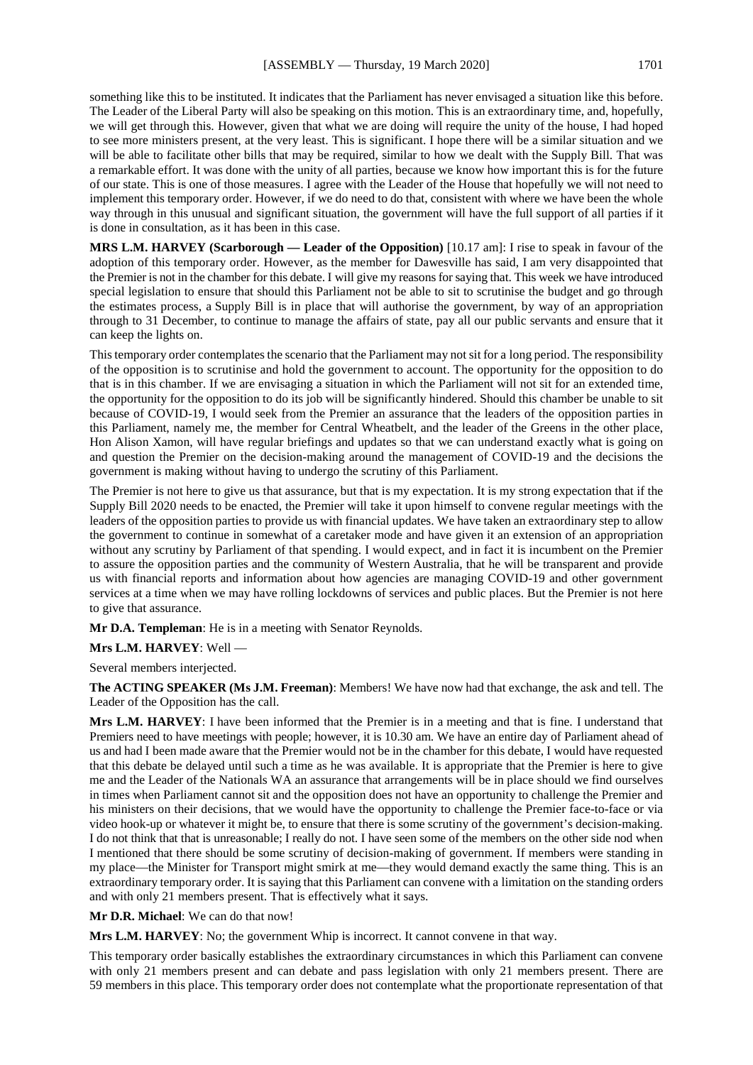something like this to be instituted. It indicates that the Parliament has never envisaged a situation like this before. The Leader of the Liberal Party will also be speaking on this motion. This is an extraordinary time, and, hopefully, we will get through this. However, given that what we are doing will require the unity of the house, I had hoped to see more ministers present, at the very least. This is significant. I hope there will be a similar situation and we will be able to facilitate other bills that may be required, similar to how we dealt with the Supply Bill. That was a remarkable effort. It was done with the unity of all parties, because we know how important this is for the future of our state. This is one of those measures. I agree with the Leader of the House that hopefully we will not need to implement this temporary order. However, if we do need to do that, consistent with where we have been the whole way through in this unusual and significant situation, the government will have the full support of all parties if it is done in consultation, as it has been in this case.

**MRS L.M. HARVEY (Scarborough — Leader of the Opposition)** [10.17 am]: I rise to speak in favour of the adoption of this temporary order. However, as the member for Dawesville has said, I am very disappointed that the Premier is not in the chamber for this debate. I will give my reasons for saying that. This week we have introduced special legislation to ensure that should this Parliament not be able to sit to scrutinise the budget and go through the estimates process, a Supply Bill is in place that will authorise the government, by way of an appropriation through to 31 December, to continue to manage the affairs of state, pay all our public servants and ensure that it can keep the lights on.

This temporary order contemplates the scenario that the Parliament may not sit for a long period. The responsibility of the opposition is to scrutinise and hold the government to account. The opportunity for the opposition to do that is in this chamber. If we are envisaging a situation in which the Parliament will not sit for an extended time, the opportunity for the opposition to do its job will be significantly hindered. Should this chamber be unable to sit because of COVID-19, I would seek from the Premier an assurance that the leaders of the opposition parties in this Parliament, namely me, the member for Central Wheatbelt, and the leader of the Greens in the other place, Hon Alison Xamon, will have regular briefings and updates so that we can understand exactly what is going on and question the Premier on the decision-making around the management of COVID-19 and the decisions the government is making without having to undergo the scrutiny of this Parliament.

The Premier is not here to give us that assurance, but that is my expectation. It is my strong expectation that if the Supply Bill 2020 needs to be enacted, the Premier will take it upon himself to convene regular meetings with the leaders of the opposition parties to provide us with financial updates. We have taken an extraordinary step to allow the government to continue in somewhat of a caretaker mode and have given it an extension of an appropriation without any scrutiny by Parliament of that spending. I would expect, and in fact it is incumbent on the Premier to assure the opposition parties and the community of Western Australia, that he will be transparent and provide us with financial reports and information about how agencies are managing COVID-19 and other government services at a time when we may have rolling lockdowns of services and public places. But the Premier is not here to give that assurance.

**Mr D.A. Templeman**: He is in a meeting with Senator Reynolds.

**Mrs L.M. HARVEY**: Well —

Several members interjected.

**The ACTING SPEAKER (Ms J.M. Freeman)**: Members! We have now had that exchange, the ask and tell. The Leader of the Opposition has the call.

**Mrs L.M. HARVEY**: I have been informed that the Premier is in a meeting and that is fine. I understand that Premiers need to have meetings with people; however, it is 10.30 am. We have an entire day of Parliament ahead of us and had I been made aware that the Premier would not be in the chamber for this debate, I would have requested that this debate be delayed until such a time as he was available. It is appropriate that the Premier is here to give me and the Leader of the Nationals WA an assurance that arrangements will be in place should we find ourselves in times when Parliament cannot sit and the opposition does not have an opportunity to challenge the Premier and his ministers on their decisions, that we would have the opportunity to challenge the Premier face-to-face or via video hook-up or whatever it might be, to ensure that there is some scrutiny of the government's decision-making. I do not think that that is unreasonable; I really do not. I have seen some of the members on the other side nod when I mentioned that there should be some scrutiny of decision-making of government. If members were standing in my place—the Minister for Transport might smirk at me—they would demand exactly the same thing. This is an extraordinary temporary order. It is saying that this Parliament can convene with a limitation on the standing orders and with only 21 members present. That is effectively what it says.

**Mr D.R. Michael**: We can do that now!

**Mrs L.M. HARVEY**: No; the government Whip is incorrect. It cannot convene in that way.

This temporary order basically establishes the extraordinary circumstances in which this Parliament can convene with only 21 members present and can debate and pass legislation with only 21 members present. There are 59 members in this place. This temporary order does not contemplate what the proportionate representation of that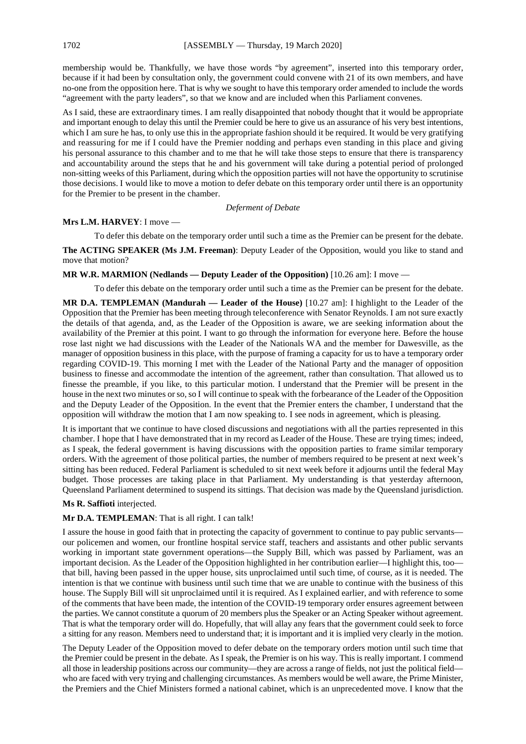membership would be. Thankfully, we have those words "by agreement", inserted into this temporary order, because if it had been by consultation only, the government could convene with 21 of its own members, and have no-one from the opposition here. That is why we sought to have this temporary order amended to include the words "agreement with the party leaders", so that we know and are included when this Parliament convenes.

As I said, these are extraordinary times. I am really disappointed that nobody thought that it would be appropriate and important enough to delay this until the Premier could be here to give us an assurance of his very best intentions, which I am sure he has, to only use this in the appropriate fashion should it be required. It would be very gratifying and reassuring for me if I could have the Premier nodding and perhaps even standing in this place and giving his personal assurance to this chamber and to me that he will take those steps to ensure that there is transparency and accountability around the steps that he and his government will take during a potential period of prolonged non-sitting weeks of this Parliament, during which the opposition parties will not have the opportunity to scrutinise those decisions. I would like to move a motion to defer debate on this temporary order until there is an opportunity for the Premier to be present in the chamber.

*Deferment of Debate*

**Mrs L.M. HARVEY**: I move —

> To defer this debate on the temporary order until such a time as the Premier can be present for the debate.

**The ACTING SPEAKER (Ms J.M. Freeman)**: Deputy Leader of the Opposition, would you like to stand and move that motion?

**MR W.R. MARMION (Nedlands — Deputy Leader of the Opposition)** [10.26 am]: I move —

> To defer this debate on the temporary order until such a time as the Premier can be present for the debate.

**MR D.A. TEMPLEMAN (Mandurah — Leader of the House)** [10.27 am]: I highlight to the Leader of the Opposition that the Premier has been meeting through teleconference with Senator Reynolds. I am not sure exactly the details of that agenda, and, as the Leader of the Opposition is aware, we are seeking information about the availability of the Premier at this point. I want to go through the information for everyone here. Before the house rose last night we had discussions with the Leader of the Nationals WA and the member for Dawesville, as the manager of opposition business in this place, with the purpose of framing a capacity for us to have a temporary order regarding COVID-19. This morning I met with the Leader of the National Party and the manager of opposition business to finesse and accommodate the intention of the agreement, rather than consultation. That allowed us to finesse the preamble, if you like, to this particular motion. I understand that the Premier will be present in the house in the next two minutes or so, so I will continue to speak with the forbearance of the Leader of the Opposition and the Deputy Leader of the Opposition. In the event that the Premier enters the chamber, I understand that the opposition will withdraw the motion that I am now speaking to. I see nods in agreement, which is pleasing.

It is important that we continue to have closed discussions and negotiations with all the parties represented in this chamber. I hope that I have demonstrated that in my record as Leader of the House. These are trying times; indeed, as I speak, the federal government is having discussions with the opposition parties to frame similar temporary orders. With the agreement of those political parties, the number of members required to be present at next week's sitting has been reduced. Federal Parliament is scheduled to sit next week before it adjourns until the federal May budget. Those processes are taking place in that Parliament. My understanding is that yesterday afternoon, Queensland Parliament determined to suspend its sittings. That decision was made by the Queensland jurisdiction.

**Ms R. Saffioti** interjected.

**Mr D.A. TEMPLEMAN**: That is all right. I can talk!

I assure the house in good faith that in protecting the capacity of government to continue to pay public servants—our policemen and women, our frontline hospital service staff, teachers and assistants and other public servants working in important state government operations—the Supply Bill, which was passed by Parliament, was an important decision. As the Leader of the Opposition highlighted in her contribution earlier—I highlight this, too—that bill, having been passed in the upper house, sits unproclaimed until such time, of course, as it is needed. The intention is that we continue with business until such time that we are unable to continue with the business of this house. The Supply Bill will sit unproclaimed until it is required. As I explained earlier, and with reference to some of the comments that have been made, the intention of the COVID-19 temporary order ensures agreement between the parties. We cannot constitute a quorum of 20 members plus the Speaker or an Acting Speaker without agreement. That is what the temporary order will do. Hopefully, that will allay any fears that the government could seek to force a sitting for any reason. Members need to understand that; it is important and it is implied very clearly in the motion.

The Deputy Leader of the Opposition moved to defer debate on the temporary orders motion until such time that the Premier could be present in the debate. As I speak, the Premier is on his way. This is really important. I commend all those in leadership positions across our community—they are across a range of fields, not just the political field—who are faced with very trying and challenging circumstances. As members would be well aware, the Prime Minister, the Premiers and the Chief Ministers formed a national cabinet, which is an unprecedented move. I know that the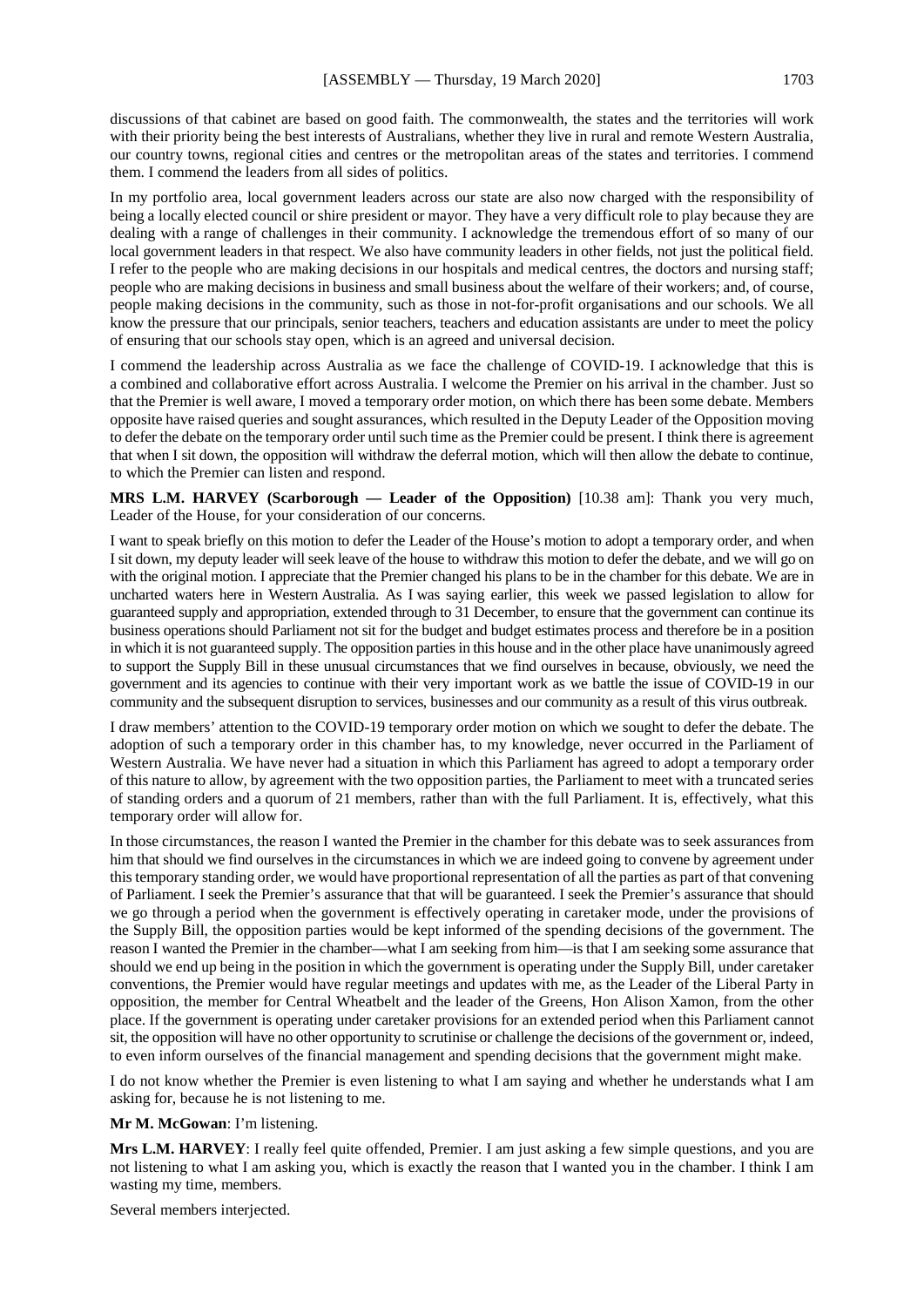discussions of that cabinet are based on good faith. The commonwealth, the states and the territories will work with their priority being the best interests of Australians, whether they live in rural and remote Western Australia, our country towns, regional cities and centres or the metropolitan areas of the states and territories. I commend them. I commend the leaders from all sides of politics.

In my portfolio area, local government leaders across our state are also now charged with the responsibility of being a locally elected council or shire president or mayor. They have a very difficult role to play because they are dealing with a range of challenges in their community. I acknowledge the tremendous effort of so many of our local government leaders in that respect. We also have community leaders in other fields, not just the political field. I refer to the people who are making decisions in our hospitals and medical centres, the doctors and nursing staff; people who are making decisions in business and small business about the welfare of their workers; and, of course, people making decisions in the community, such as those in not-for-profit organisations and our schools. We all know the pressure that our principals, senior teachers, teachers and education assistants are under to meet the policy of ensuring that our schools stay open, which is an agreed and universal decision.

I commend the leadership across Australia as we face the challenge of COVID-19. I acknowledge that this is a combined and collaborative effort across Australia. I welcome the Premier on his arrival in the chamber. Just so that the Premier is well aware, I moved a temporary order motion, on which there has been some debate. Members opposite have raised queries and sought assurances, which resulted in the Deputy Leader of the Opposition moving to defer the debate on the temporary order until such time as the Premier could be present. I think there is agreement that when I sit down, the opposition will withdraw the deferral motion, which will then allow the debate to continue, to which the Premier can listen and respond.

**MRS L.M. HARVEY (Scarborough — Leader of the Opposition)** [10.38 am]: Thank you very much, Leader of the House, for your consideration of our concerns.

I want to speak briefly on this motion to defer the Leader of the House's motion to adopt a temporary order, and when I sit down, my deputy leader will seek leave of the house to withdraw this motion to defer the debate, and we will go on with the original motion. I appreciate that the Premier changed his plans to be in the chamber for this debate. We are in uncharted waters here in Western Australia. As I was saying earlier, this week we passed legislation to allow for guaranteed supply and appropriation, extended through to 31 December, to ensure that the government can continue its business operations should Parliament not sit for the budget and budget estimates process and therefore be in a position in which it is not guaranteed supply. The opposition parties in this house and in the other place have unanimously agreed to support the Supply Bill in these unusual circumstances that we find ourselves in because, obviously, we need the government and its agencies to continue with their very important work as we battle the issue of COVID-19 in our community and the subsequent disruption to services, businesses and our community as a result of this virus outbreak.

I draw members' attention to the COVID-19 temporary order motion on which we sought to defer the debate. The adoption of such a temporary order in this chamber has, to my knowledge, never occurred in the Parliament of Western Australia. We have never had a situation in which this Parliament has agreed to adopt a temporary order of this nature to allow, by agreement with the two opposition parties, the Parliament to meet with a truncated series of standing orders and a quorum of 21 members, rather than with the full Parliament. It is, effectively, what this temporary order will allow for.

In those circumstances, the reason I wanted the Premier in the chamber for this debate was to seek assurances from him that should we find ourselves in the circumstances in which we are indeed going to convene by agreement under this temporary standing order, we would have proportional representation of all the parties as part of that convening of Parliament. I seek the Premier's assurance that that will be guaranteed. I seek the Premier's assurance that should we go through a period when the government is effectively operating in caretaker mode, under the provisions of the Supply Bill, the opposition parties would be kept informed of the spending decisions of the government. The reason I wanted the Premier in the chamber—what I am seeking from him—is that I am seeking some assurance that should we end up being in the position in which the government is operating under the Supply Bill, under caretaker conventions, the Premier would have regular meetings and updates with me, as the Leader of the Liberal Party in opposition, the member for Central Wheatbelt and the leader of the Greens, Hon Alison Xamon, from the other place. If the government is operating under caretaker provisions for an extended period when this Parliament cannot sit, the opposition will have no other opportunity to scrutinise or challenge the decisions of the government or, indeed, to even inform ourselves of the financial management and spending decisions that the government might make.

I do not know whether the Premier is even listening to what I am saying and whether he understands what I am asking for, because he is not listening to me.

**Mr M. McGowan**: I'm listening.

**Mrs L.M. HARVEY**: I really feel quite offended, Premier. I am just asking a few simple questions, and you are not listening to what I am asking you, which is exactly the reason that I wanted you in the chamber. I think I am wasting my time, members.

Several members interjected.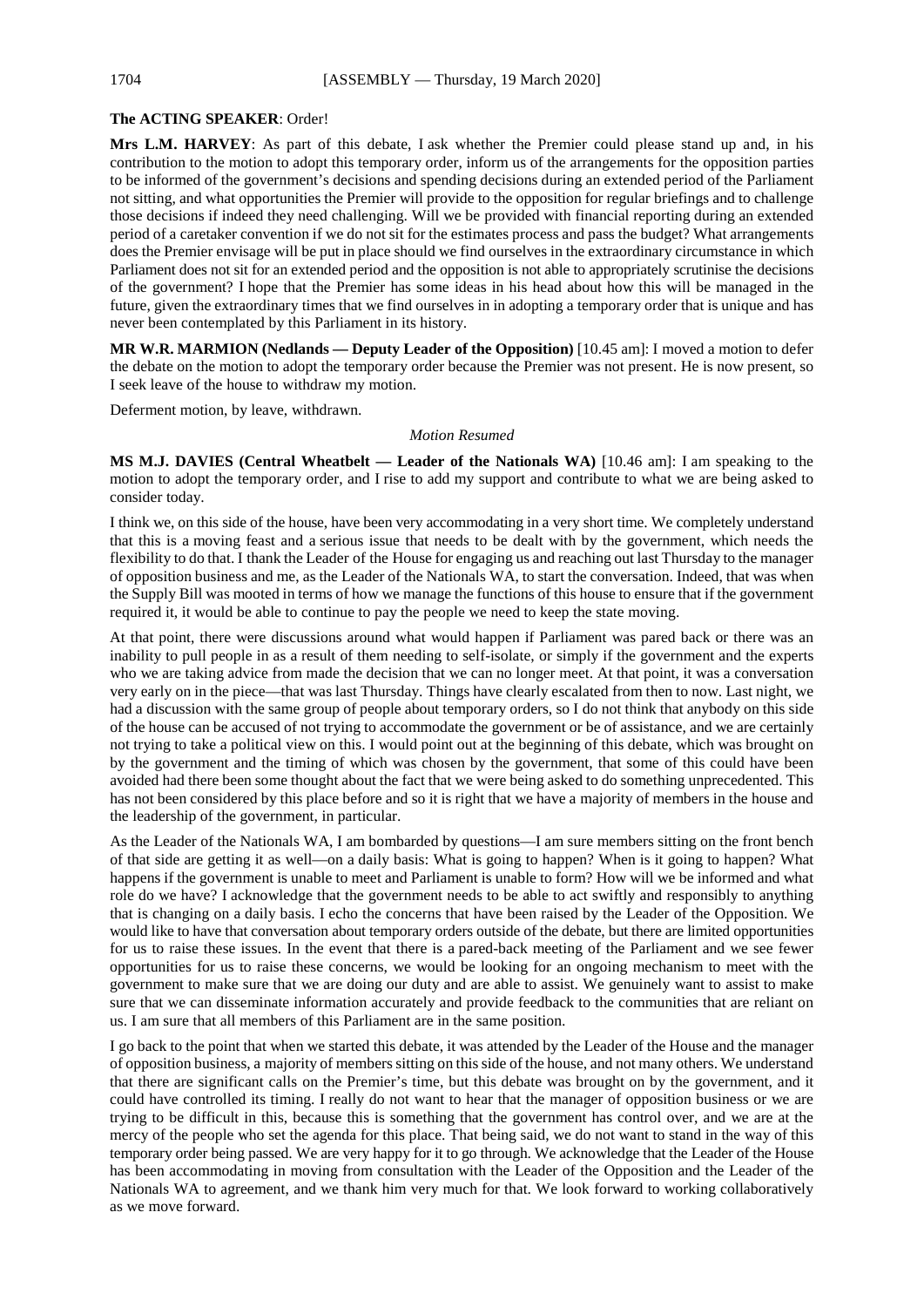**The ACTING SPEAKER**: Order!

**Mrs L.M. HARVEY**: As part of this debate, I ask whether the Premier could please stand up and, in his contribution to the motion to adopt this temporary order, inform us of the arrangements for the opposition parties to be informed of the government's decisions and spending decisions during an extended period of the Parliament not sitting, and what opportunities the Premier will provide to the opposition for regular briefings and to challenge those decisions if indeed they need challenging. Will we be provided with financial reporting during an extended period of a caretaker convention if we do not sit for the estimates process and pass the budget? What arrangements does the Premier envisage will be put in place should we find ourselves in the extraordinary circumstance in which Parliament does not sit for an extended period and the opposition is not able to appropriately scrutinise the decisions of the government? I hope that the Premier has some ideas in his head about how this will be managed in the future, given the extraordinary times that we find ourselves in in adopting a temporary order that is unique and has never been contemplated by this Parliament in its history.

**MR W.R. MARMION (Nedlands — Deputy Leader of the Opposition)** [10.45 am]: I moved a motion to defer the debate on the motion to adopt the temporary order because the Premier was not present. He is now present, so I seek leave of the house to withdraw my motion.

Deferment motion, by leave, withdrawn.

*Motion Resumed*

**MS M.J. DAVIES (Central Wheatbelt — Leader of the Nationals WA)** [10.46 am]: I am speaking to the motion to adopt the temporary order, and I rise to add my support and contribute to what we are being asked to consider today.

I think we, on this side of the house, have been very accommodating in a very short time. We completely understand that this is a moving feast and a serious issue that needs to be dealt with by the government, which needs the flexibility to do that. I thank the Leader of the House for engaging us and reaching out last Thursday to the manager of opposition business and me, as the Leader of the Nationals WA, to start the conversation. Indeed, that was when the Supply Bill was mooted in terms of how we manage the functions of this house to ensure that if the government required it, it would be able to continue to pay the people we need to keep the state moving.

At that point, there were discussions around what would happen if Parliament was pared back or there was an inability to pull people in as a result of them needing to self-isolate, or simply if the government and the experts who we are taking advice from made the decision that we can no longer meet. At that point, it was a conversation very early on in the piece—that was last Thursday. Things have clearly escalated from then to now. Last night, we had a discussion with the same group of people about temporary orders, so I do not think that anybody on this side of the house can be accused of not trying to accommodate the government or be of assistance, and we are certainly not trying to take a political view on this. I would point out at the beginning of this debate, which was brought on by the government and the timing of which was chosen by the government, that some of this could have been avoided had there been some thought about the fact that we were being asked to do something unprecedented. This has not been considered by this place before and so it is right that we have a majority of members in the house and the leadership of the government, in particular.

As the Leader of the Nationals WA, I am bombarded by questions—I am sure members sitting on the front bench of that side are getting it as well—on a daily basis: What is going to happen? When is it going to happen? What happens if the government is unable to meet and Parliament is unable to form? How will we be informed and what role do we have? I acknowledge that the government needs to be able to act swiftly and responsibly to anything that is changing on a daily basis. I echo the concerns that have been raised by the Leader of the Opposition. We would like to have that conversation about temporary orders outside of the debate, but there are limited opportunities for us to raise these issues. In the event that there is a pared-back meeting of the Parliament and we see fewer opportunities for us to raise these concerns, we would be looking for an ongoing mechanism to meet with the government to make sure that we are doing our duty and are able to assist. We genuinely want to assist to make sure that we can disseminate information accurately and provide feedback to the communities that are reliant on us. I am sure that all members of this Parliament are in the same position.

I go back to the point that when we started this debate, it was attended by the Leader of the House and the manager of opposition business, a majority of members sitting on this side of the house, and not many others. We understand that there are significant calls on the Premier's time, but this debate was brought on by the government, and it could have controlled its timing. I really do not want to hear that the manager of opposition business or we are trying to be difficult in this, because this is something that the government has control over, and we are at the mercy of the people who set the agenda for this place. That being said, we do not want to stand in the way of this temporary order being passed. We are very happy for it to go through. We acknowledge that the Leader of the House has been accommodating in moving from consultation with the Leader of the Opposition and the Leader of the Nationals WA to agreement, and we thank him very much for that. We look forward to working collaboratively as we move forward.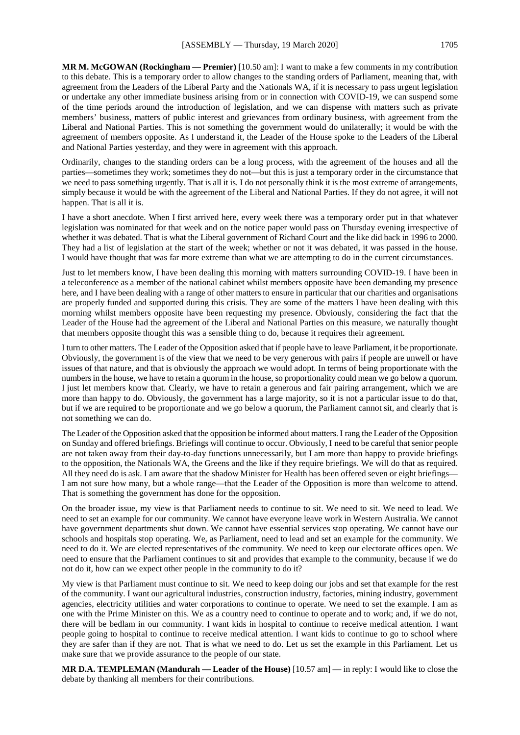**MR M. McGOWAN (Rockingham — Premier)** [10.50 am]: I want to make a few comments in my contribution to this debate. This is a temporary order to allow changes to the standing orders of Parliament, meaning that, with agreement from the Leaders of the Liberal Party and the Nationals WA, if it is necessary to pass urgent legislation or undertake any other immediate business arising from or in connection with COVID-19, we can suspend some of the time periods around the introduction of legislation, and we can dispense with matters such as private members' business, matters of public interest and grievances from ordinary business, with agreement from the Liberal and National Parties. This is not something the government would do unilaterally; it would be with the agreement of members opposite. As I understand it, the Leader of the House spoke to the Leaders of the Liberal and National Parties yesterday, and they were in agreement with this approach.

Ordinarily, changes to the standing orders can be a long process, with the agreement of the houses and all the parties—sometimes they work; sometimes they do not—but this is just a temporary order in the circumstance that we need to pass something urgently. That is all it is. I do not personally think it is the most extreme of arrangements, simply because it would be with the agreement of the Liberal and National Parties. If they do not agree, it will not happen. That is all it is.

I have a short anecdote. When I first arrived here, every week there was a temporary order put in that whatever legislation was nominated for that week and on the notice paper would pass on Thursday evening irrespective of whether it was debated. That is what the Liberal government of Richard Court and the like did back in 1996 to 2000. They had a list of legislation at the start of the week; whether or not it was debated, it was passed in the house. I would have thought that was far more extreme than what we are attempting to do in the current circumstances.

Just to let members know, I have been dealing this morning with matters surrounding COVID-19. I have been in a teleconference as a member of the national cabinet whilst members opposite have been demanding my presence here, and I have been dealing with a range of other matters to ensure in particular that our charities and organisations are properly funded and supported during this crisis. They are some of the matters I have been dealing with this morning whilst members opposite have been requesting my presence. Obviously, considering the fact that the Leader of the House had the agreement of the Liberal and National Parties on this measure, we naturally thought that members opposite thought this was a sensible thing to do, because it requires their agreement.

I turn to other matters. The Leader of the Opposition asked that if people have to leave Parliament, it be proportionate. Obviously, the government is of the view that we need to be very generous with pairs if people are unwell or have issues of that nature, and that is obviously the approach we would adopt. In terms of being proportionate with the numbers in the house, we have to retain a quorum in the house, so proportionality could mean we go below a quorum. I just let members know that. Clearly, we have to retain a generous and fair pairing arrangement, which we are more than happy to do. Obviously, the government has a large majority, so it is not a particular issue to do that, but if we are required to be proportionate and we go below a quorum, the Parliament cannot sit, and clearly that is not something we can do.

The Leader of the Opposition asked that the opposition be informed about matters. I rang the Leader of the Opposition on Sunday and offered briefings. Briefings will continue to occur. Obviously, I need to be careful that senior people are not taken away from their day-to-day functions unnecessarily, but I am more than happy to provide briefings to the opposition, the Nationals WA, the Greens and the like if they require briefings. We will do that as required. All they need do is ask. I am aware that the shadow Minister for Health has been offered seven or eight briefings—I am not sure how many, but a whole range—that the Leader of the Opposition is more than welcome to attend. That is something the government has done for the opposition.

On the broader issue, my view is that Parliament needs to continue to sit. We need to sit. We need to lead. We need to set an example for our community. We cannot have everyone leave work in Western Australia. We cannot have government departments shut down. We cannot have essential services stop operating. We cannot have our schools and hospitals stop operating. We, as Parliament, need to lead and set an example for the community. We need to do it. We are elected representatives of the community. We need to keep our electorate offices open. We need to ensure that the Parliament continues to sit and provides that example to the community, because if we do not do it, how can we expect other people in the community to do it?

My view is that Parliament must continue to sit. We need to keep doing our jobs and set that example for the rest of the community. I want our agricultural industries, construction industry, factories, mining industry, government agencies, electricity utilities and water corporations to continue to operate. We need to set the example. I am as one with the Prime Minister on this. We as a country need to continue to operate and to work; and, if we do not, there will be bedlam in our community. I want kids in hospital to continue to receive medical attention. I want people going to hospital to continue to receive medical attention. I want kids to continue to go to school where they are safer than if they are not. That is what we need to do. Let us set the example in this Parliament. Let us make sure that we provide assurance to the people of our state.

**MR D.A. TEMPLEMAN (Mandurah — Leader of the House)** [10.57 am] — in reply: I would like to close the debate by thanking all members for their contributions.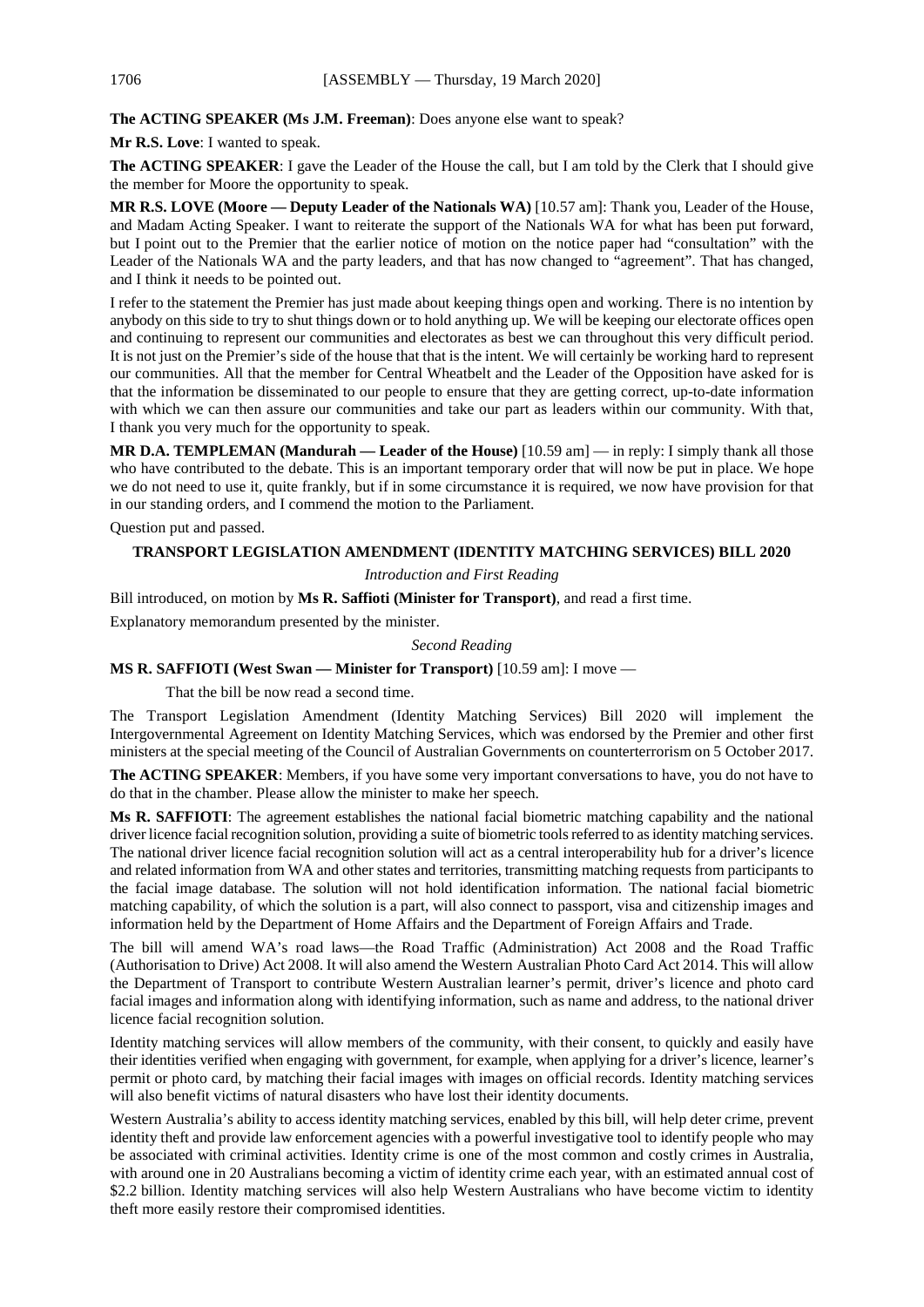**The ACTING SPEAKER (Ms J.M. Freeman)**: Does anyone else want to speak?

**Mr R.S. Love**: I wanted to speak.

**The ACTING SPEAKER**: I gave the Leader of the House the call, but I am told by the Clerk that I should give the member for Moore the opportunity to speak.

**MR R.S. LOVE (Moore — Deputy Leader of the Nationals WA)** [10.57 am]: Thank you, Leader of the House, and Madam Acting Speaker. I want to reiterate the support of the Nationals WA for what has been put forward, but I point out to the Premier that the earlier notice of motion on the notice paper had "consultation" with the Leader of the Nationals WA and the party leaders, and that has now changed to "agreement". That has changed, and I think it needs to be pointed out.

I refer to the statement the Premier has just made about keeping things open and working. There is no intention by anybody on this side to try to shut things down or to hold anything up. We will be keeping our electorate offices open and continuing to represent our communities and electorates as best we can throughout this very difficult period. It is not just on the Premier's side of the house that that is the intent. We will certainly be working hard to represent our communities. All that the member for Central Wheatbelt and the Leader of the Opposition have asked for is that the information be disseminated to our people to ensure that they are getting correct, up-to-date information with which we can then assure our communities and take our part as leaders within our community. With that, I thank you very much for the opportunity to speak.

**MR D.A. TEMPLEMAN (Mandurah — Leader of the House)** [10.59 am] — in reply: I simply thank all those who have contributed to the debate. This is an important temporary order that will now be put in place. We hope we do not need to use it, quite frankly, but if in some circumstance it is required, we now have provision for that in our standing orders, and I commend the motion to the Parliament.

Question put and passed.

## TRANSPORT LEGISLATION AMENDMENT (IDENTITY MATCHING SERVICES) BILL 2020

*Introduction and First Reading*

Bill introduced, on motion by **Ms R. Saffioti (Minister for Transport)**, and read a first time.

Explanatory memorandum presented by the minister.

*Second Reading*

**MS R. SAFFIOTI (West Swan — Minister for Transport)** [10.59 am]: I move —

> That the bill be now read a second time.

The Transport Legislation Amendment (Identity Matching Services) Bill 2020 will implement the Intergovernmental Agreement on Identity Matching Services, which was endorsed by the Premier and other first ministers at the special meeting of the Council of Australian Governments on counterterrorism on 5 October 2017.

**The ACTING SPEAKER**: Members, if you have some very important conversations to have, you do not have to do that in the chamber. Please allow the minister to make her speech.

**Ms R. SAFFIOTI**: The agreement establishes the national facial biometric matching capability and the national driver licence facial recognition solution, providing a suite of biometric tools referred to as identity matching services. The national driver licence facial recognition solution will act as a central interoperability hub for a driver's licence and related information from WA and other states and territories, transmitting matching requests from participants to the facial image database. The solution will not hold identification information. The national facial biometric matching capability, of which the solution is a part, will also connect to passport, visa and citizenship images and information held by the Department of Home Affairs and the Department of Foreign Affairs and Trade.

The bill will amend WA's road laws—the Road Traffic (Administration) Act 2008 and the Road Traffic (Authorisation to Drive) Act 2008. It will also amend the Western Australian Photo Card Act 2014. This will allow the Department of Transport to contribute Western Australian learner's permit, driver's licence and photo card facial images and information along with identifying information, such as name and address, to the national driver licence facial recognition solution.

Identity matching services will allow members of the community, with their consent, to quickly and easily have their identities verified when engaging with government, for example, when applying for a driver's licence, learner's permit or photo card, by matching their facial images with images on official records. Identity matching services will also benefit victims of natural disasters who have lost their identity documents.

Western Australia's ability to access identity matching services, enabled by this bill, will help deter crime, prevent identity theft and provide law enforcement agencies with a powerful investigative tool to identify people who may be associated with criminal activities. Identity crime is one of the most common and costly crimes in Australia, with around one in 20 Australians becoming a victim of identity crime each year, with an estimated annual cost of $2.2 billion. Identity matching services will also help Western Australians who have become victim to identity theft more easily restore their compromised identities.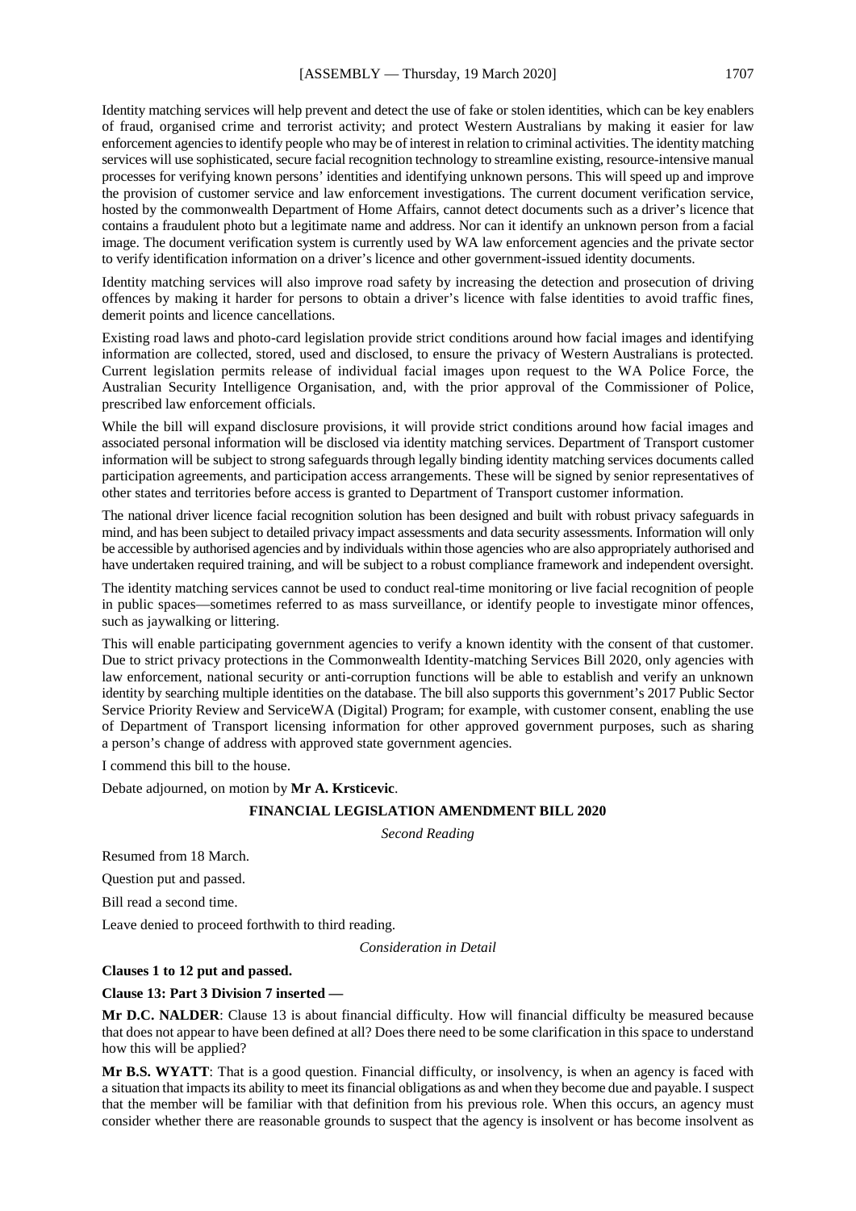Identity matching services will help prevent and detect the use of fake or stolen identities, which can be key enablers of fraud, organised crime and terrorist activity; and protect Western Australians by making it easier for law enforcement agencies to identify people who may be of interest in relation to criminal activities. The identity matching services will use sophisticated, secure facial recognition technology to streamline existing, resource-intensive manual processes for verifying known persons' identities and identifying unknown persons. This will speed up and improve the provision of customer service and law enforcement investigations. The current document verification service, hosted by the commonwealth Department of Home Affairs, cannot detect documents such as a driver's licence that contains a fraudulent photo but a legitimate name and address. Nor can it identify an unknown person from a facial image. The document verification system is currently used by WA law enforcement agencies and the private sector to verify identification information on a driver's licence and other government-issued identity documents.

Identity matching services will also improve road safety by increasing the detection and prosecution of driving offences by making it harder for persons to obtain a driver's licence with false identities to avoid traffic fines, demerit points and licence cancellations.

Existing road laws and photo-card legislation provide strict conditions around how facial images and identifying information are collected, stored, used and disclosed, to ensure the privacy of Western Australians is protected. Current legislation permits release of individual facial images upon request to the WA Police Force, the Australian Security Intelligence Organisation, and, with the prior approval of the Commissioner of Police, prescribed law enforcement officials.

While the bill will expand disclosure provisions, it will provide strict conditions around how facial images and associated personal information will be disclosed via identity matching services. Department of Transport customer information will be subject to strong safeguards through legally binding identity matching services documents called participation agreements, and participation access arrangements. These will be signed by senior representatives of other states and territories before access is granted to Department of Transport customer information.

The national driver licence facial recognition solution has been designed and built with robust privacy safeguards in mind, and has been subject to detailed privacy impact assessments and data security assessments. Information will only be accessible by authorised agencies and by individuals within those agencies who are also appropriately authorised and have undertaken required training, and will be subject to a robust compliance framework and independent oversight.

The identity matching services cannot be used to conduct real-time monitoring or live facial recognition of people in public spaces—sometimes referred to as mass surveillance, or identify people to investigate minor offences, such as jaywalking or littering.

This will enable participating government agencies to verify a known identity with the consent of that customer. Due to strict privacy protections in the Commonwealth Identity-matching Services Bill 2020, only agencies with law enforcement, national security or anti-corruption functions will be able to establish and verify an unknown identity by searching multiple identities on the database. The bill also supports this government's 2017 Public Sector Service Priority Review and ServiceWA (Digital) Program; for example, with customer consent, enabling the use of Department of Transport licensing information for other approved government purposes, such as sharing a person's change of address with approved state government agencies.

I commend this bill to the house.

Debate adjourned, on motion by **Mr A. Krsticevic**.

## FINANCIAL LEGISLATION AMENDMENT BILL 2020

*Second Reading*

Resumed from 18 March.

Question put and passed.

Bill read a second time.

Leave denied to proceed forthwith to third reading.

*Consideration in Detail*

**Clauses 1 to 12 put and passed.**

**Clause 13: Part 3 Division 7 inserted —**

**Mr D.C. NALDER**: Clause 13 is about financial difficulty. How will financial difficulty be measured because that does not appear to have been defined at all? Does there need to be some clarification in this space to understand how this will be applied?

**Mr B.S. WYATT**: That is a good question. Financial difficulty, or insolvency, is when an agency is faced with a situation that impacts its ability to meet its financial obligations as and when they become due and payable. I suspect that the member will be familiar with that definition from his previous role. When this occurs, an agency must consider whether there are reasonable grounds to suspect that the agency is insolvent or has become insolvent as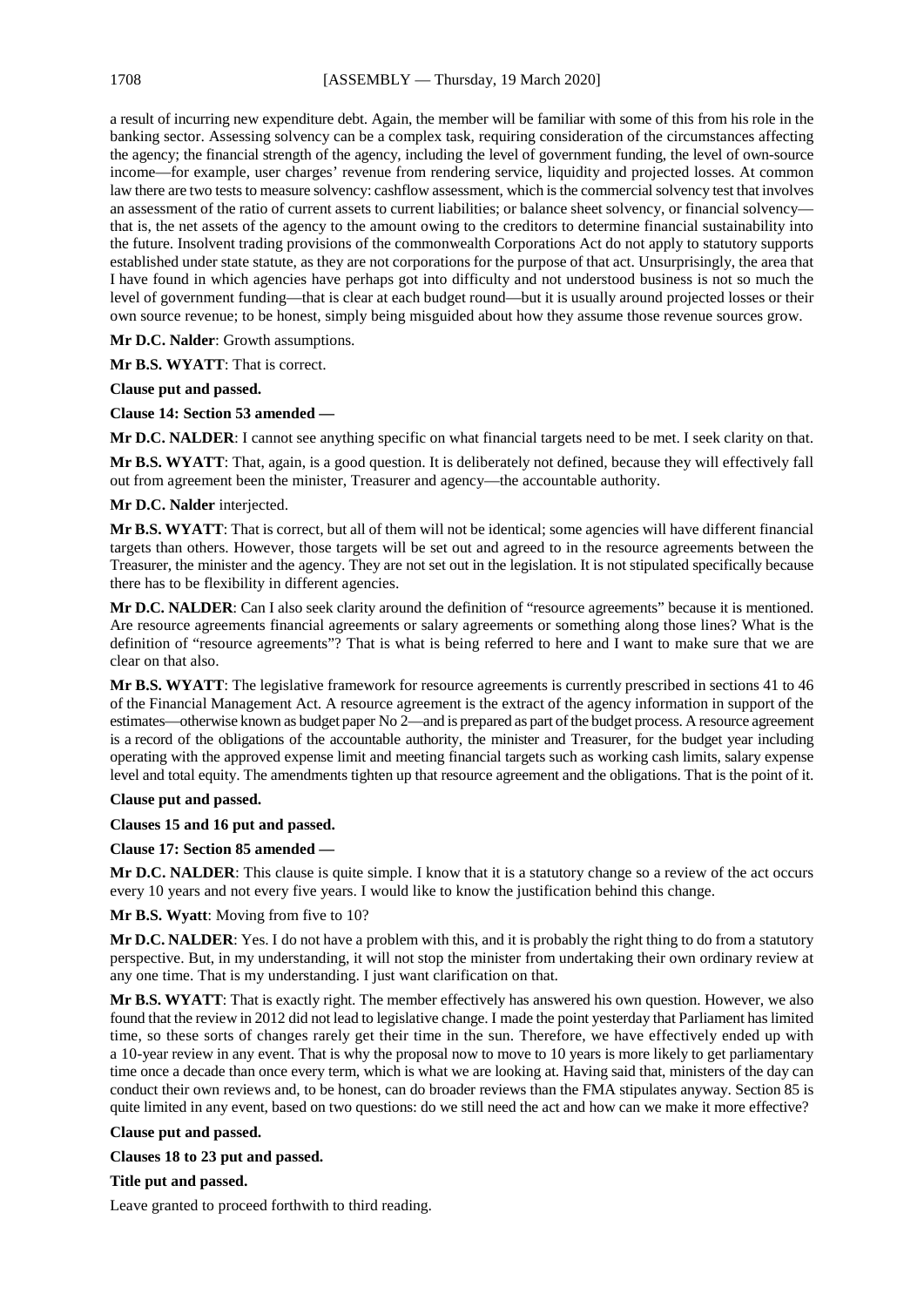a result of incurring new expenditure debt. Again, the member will be familiar with some of this from his role in the banking sector. Assessing solvency can be a complex task, requiring consideration of the circumstances affecting the agency; the financial strength of the agency, including the level of government funding, the level of own-source income—for example, user charges' revenue from rendering service, liquidity and projected losses. At common law there are two tests to measure solvency: cashflow assessment, which is the commercial solvency test that involves an assessment of the ratio of current assets to current liabilities; or balance sheet solvency, or financial solvency—that is, the net assets of the agency to the amount owing to the creditors to determine financial sustainability into the future. Insolvent trading provisions of the commonwealth Corporations Act do not apply to statutory supports established under state statute, as they are not corporations for the purpose of that act. Unsurprisingly, the area that I have found in which agencies have perhaps got into difficulty and not understood business is not so much the level of government funding—that is clear at each budget round—but it is usually around projected losses or their own source revenue; to be honest, simply being misguided about how they assume those revenue sources grow.

**Mr D.C. Nalder**: Growth assumptions.

**Mr B.S. WYATT**: That is correct.

**Clause put and passed.**

**Clause 14: Section 53 amended —**

**Mr D.C. NALDER**: I cannot see anything specific on what financial targets need to be met. I seek clarity on that.

**Mr B.S. WYATT**: That, again, is a good question. It is deliberately not defined, because they will effectively fall out from agreement been the minister, Treasurer and agency—the accountable authority.

**Mr D.C. Nalder** interjected.

**Mr B.S. WYATT**: That is correct, but all of them will not be identical; some agencies will have different financial targets than others. However, those targets will be set out and agreed to in the resource agreements between the Treasurer, the minister and the agency. They are not set out in the legislation. It is not stipulated specifically because there has to be flexibility in different agencies.

**Mr D.C. NALDER**: Can I also seek clarity around the definition of "resource agreements" because it is mentioned. Are resource agreements financial agreements or salary agreements or something along those lines? What is the definition of "resource agreements"? That is what is being referred to here and I want to make sure that we are clear on that also.

**Mr B.S. WYATT**: The legislative framework for resource agreements is currently prescribed in sections 41 to 46 of the Financial Management Act. A resource agreement is the extract of the agency information in support of the estimates—otherwise known as budget paper No 2—and is prepared as part of the budget process. A resource agreement is a record of the obligations of the accountable authority, the minister and Treasurer, for the budget year including operating with the approved expense limit and meeting financial targets such as working cash limits, salary expense level and total equity. The amendments tighten up that resource agreement and the obligations. That is the point of it.

**Clause put and passed.**

**Clauses 15 and 16 put and passed.**

**Clause 17: Section 85 amended —**

**Mr D.C. NALDER**: This clause is quite simple. I know that it is a statutory change so a review of the act occurs every 10 years and not every five years. I would like to know the justification behind this change.

**Mr B.S. Wyatt**: Moving from five to 10?

**Mr D.C. NALDER**: Yes. I do not have a problem with this, and it is probably the right thing to do from a statutory perspective. But, in my understanding, it will not stop the minister from undertaking their own ordinary review at any one time. That is my understanding. I just want clarification on that.

**Mr B.S. WYATT**: That is exactly right. The member effectively has answered his own question. However, we also found that the review in 2012 did not lead to legislative change. I made the point yesterday that Parliament has limited time, so these sorts of changes rarely get their time in the sun. Therefore, we have effectively ended up with a 10-year review in any event. That is why the proposal now to move to 10 years is more likely to get parliamentary time once a decade than once every term, which is what we are looking at. Having said that, ministers of the day can conduct their own reviews and, to be honest, can do broader reviews than the FMA stipulates anyway. Section 85 is quite limited in any event, based on two questions: do we still need the act and how can we make it more effective?

**Clause put and passed.**

**Clauses 18 to 23 put and passed.**

**Title put and passed.**

Leave granted to proceed forthwith to third reading.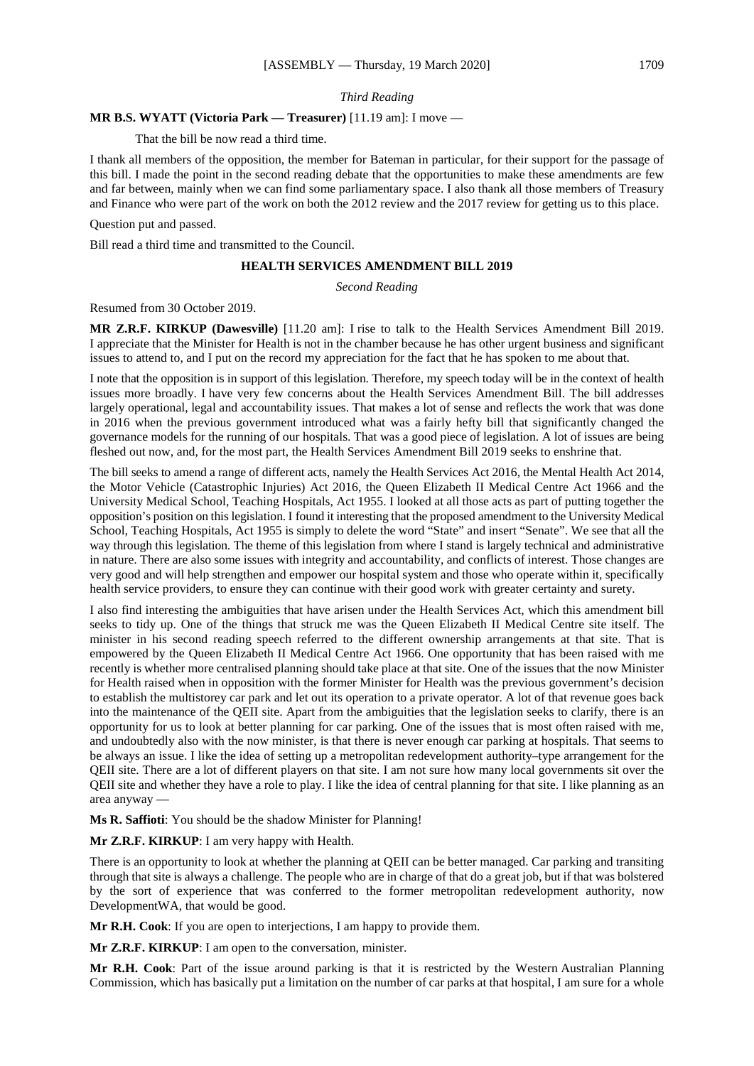*Third Reading*

**MR B.S. WYATT (Victoria Park — Treasurer)** [11.19 am]: I move —

That the bill be now read a third time.

I thank all members of the opposition, the member for Bateman in particular, for their support for the passage of this bill. I made the point in the second reading debate that the opportunities to make these amendments are few and far between, mainly when we can find some parliamentary space. I also thank all those members of Treasury and Finance who were part of the work on both the 2012 review and the 2017 review for getting us to this place.

Question put and passed.

Bill read a third time and transmitted to the Council.

## HEALTH SERVICES AMENDMENT BILL 2019

*Second Reading*

Resumed from 30 October 2019.

**MR Z.R.F. KIRKUP (Dawesville)** [11.20 am]: I rise to talk to the Health Services Amendment Bill 2019. I appreciate that the Minister for Health is not in the chamber because he has other urgent business and significant issues to attend to, and I put on the record my appreciation for the fact that he has spoken to me about that.

I note that the opposition is in support of this legislation. Therefore, my speech today will be in the context of health issues more broadly. I have very few concerns about the Health Services Amendment Bill. The bill addresses largely operational, legal and accountability issues. That makes a lot of sense and reflects the work that was done in 2016 when the previous government introduced what was a fairly hefty bill that significantly changed the governance models for the running of our hospitals. That was a good piece of legislation. A lot of issues are being fleshed out now, and, for the most part, the Health Services Amendment Bill 2019 seeks to enshrine that.

The bill seeks to amend a range of different acts, namely the Health Services Act 2016, the Mental Health Act 2014, the Motor Vehicle (Catastrophic Injuries) Act 2016, the Queen Elizabeth II Medical Centre Act 1966 and the University Medical School, Teaching Hospitals, Act 1955. I looked at all those acts as part of putting together the opposition's position on this legislation. I found it interesting that the proposed amendment to the University Medical School, Teaching Hospitals, Act 1955 is simply to delete the word "State" and insert "Senate". We see that all the way through this legislation. The theme of this legislation from where I stand is largely technical and administrative in nature. There are also some issues with integrity and accountability, and conflicts of interest. Those changes are very good and will help strengthen and empower our hospital system and those who operate within it, specifically health service providers, to ensure they can continue with their good work with greater certainty and surety.

I also find interesting the ambiguities that have arisen under the Health Services Act, which this amendment bill seeks to tidy up. One of the things that struck me was the Queen Elizabeth II Medical Centre site itself. The minister in his second reading speech referred to the different ownership arrangements at that site. That is empowered by the Queen Elizabeth II Medical Centre Act 1966. One opportunity that has been raised with me recently is whether more centralised planning should take place at that site. One of the issues that the now Minister for Health raised when in opposition with the former Minister for Health was the previous government's decision to establish the multistorey car park and let out its operation to a private operator. A lot of that revenue goes back into the maintenance of the QEII site. Apart from the ambiguities that the legislation seeks to clarify, there is an opportunity for us to look at better planning for car parking. One of the issues that is most often raised with me, and undoubtedly also with the now minister, is that there is never enough car parking at hospitals. That seems to be always an issue. I like the idea of setting up a metropolitan redevelopment authority–type arrangement for the QEII site. There are a lot of different players on that site. I am not sure how many local governments sit over the QEII site and whether they have a role to play. I like the idea of central planning for that site. I like planning as an area anyway —

**Ms R. Saffioti**: You should be the shadow Minister for Planning!

**Mr Z.R.F. KIRKUP**: I am very happy with Health.

There is an opportunity to look at whether the planning at QEII can be better managed. Car parking and transiting through that site is always a challenge. The people who are in charge of that do a great job, but if that was bolstered by the sort of experience that was conferred to the former metropolitan redevelopment authority, now DevelopmentWA, that would be good.

**Mr R.H. Cook**: If you are open to interjections, I am happy to provide them.

**Mr Z.R.F. KIRKUP**: I am open to the conversation, minister.

**Mr R.H. Cook**: Part of the issue around parking is that it is restricted by the Western Australian Planning Commission, which has basically put a limitation on the number of car parks at that hospital, I am sure for a whole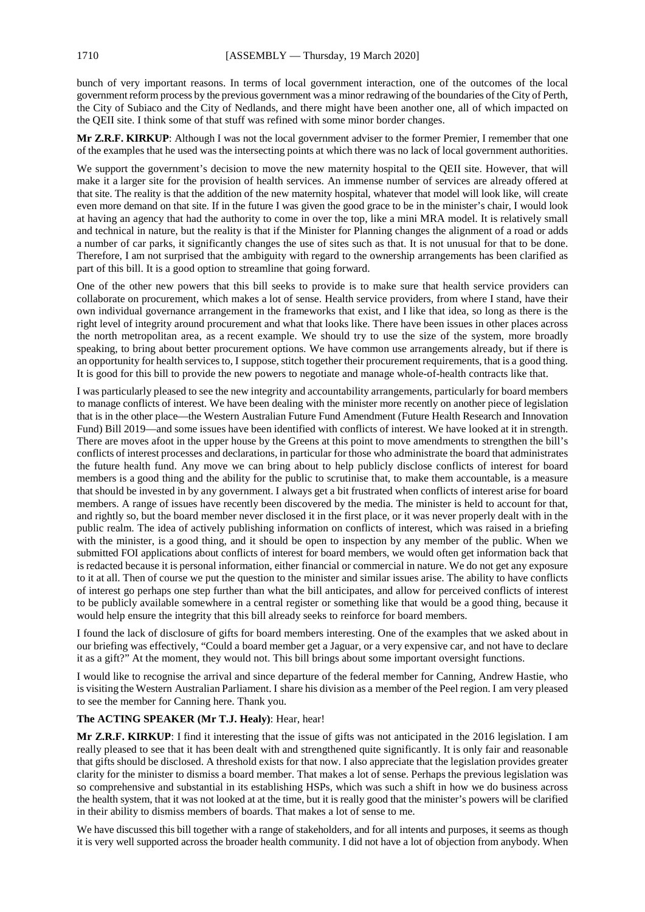bunch of very important reasons. In terms of local government interaction, one of the outcomes of the local government reform process by the previous government was a minor redrawing of the boundaries of the City of Perth, the City of Subiaco and the City of Nedlands, and there might have been another one, all of which impacted on the QEII site. I think some of that stuff was refined with some minor border changes.

**Mr Z.R.F. KIRKUP**: Although I was not the local government adviser to the former Premier, I remember that one of the examples that he used was the intersecting points at which there was no lack of local government authorities.

We support the government's decision to move the new maternity hospital to the QEII site. However, that will make it a larger site for the provision of health services. An immense number of services are already offered at that site. The reality is that the addition of the new maternity hospital, whatever that model will look like, will create even more demand on that site. If in the future I was given the good grace to be in the minister's chair, I would look at having an agency that had the authority to come in over the top, like a mini MRA model. It is relatively small and technical in nature, but the reality is that if the Minister for Planning changes the alignment of a road or adds a number of car parks, it significantly changes the use of sites such as that. It is not unusual for that to be done. Therefore, I am not surprised that the ambiguity with regard to the ownership arrangements has been clarified as part of this bill. It is a good option to streamline that going forward.

One of the other new powers that this bill seeks to provide is to make sure that health service providers can collaborate on procurement, which makes a lot of sense. Health service providers, from where I stand, have their own individual governance arrangement in the frameworks that exist, and I like that idea, so long as there is the right level of integrity around procurement and what that looks like. There have been issues in other places across the north metropolitan area, as a recent example. We should try to use the size of the system, more broadly speaking, to bring about better procurement options. We have common use arrangements already, but if there is an opportunity for health services to, I suppose, stitch together their procurement requirements, that is a good thing. It is good for this bill to provide the new powers to negotiate and manage whole-of-health contracts like that.

I was particularly pleased to see the new integrity and accountability arrangements, particularly for board members to manage conflicts of interest. We have been dealing with the minister more recently on another piece of legislation that is in the other place—the Western Australian Future Fund Amendment (Future Health Research and Innovation Fund) Bill 2019—and some issues have been identified with conflicts of interest. We have looked at it in strength. There are moves afoot in the upper house by the Greens at this point to move amendments to strengthen the bill's conflicts of interest processes and declarations, in particular for those who administrate the board that administrates the future health fund. Any move we can bring about to help publicly disclose conflicts of interest for board members is a good thing and the ability for the public to scrutinise that, to make them accountable, is a measure that should be invested in by any government. I always get a bit frustrated when conflicts of interest arise for board members. A range of issues have recently been discovered by the media. The minister is held to account for that, and rightly so, but the board member never disclosed it in the first place, or it was never properly dealt with in the public realm. The idea of actively publishing information on conflicts of interest, which was raised in a briefing with the minister, is a good thing, and it should be open to inspection by any member of the public. When we submitted FOI applications about conflicts of interest for board members, we would often get information back that is redacted because it is personal information, either financial or commercial in nature. We do not get any exposure to it at all. Then of course we put the question to the minister and similar issues arise. The ability to have conflicts of interest go perhaps one step further than what the bill anticipates, and allow for perceived conflicts of interest to be publicly available somewhere in a central register or something like that would be a good thing, because it would help ensure the integrity that this bill already seeks to reinforce for board members.

I found the lack of disclosure of gifts for board members interesting. One of the examples that we asked about in our briefing was effectively, "Could a board member get a Jaguar, or a very expensive car, and not have to declare it as a gift?" At the moment, they would not. This bill brings about some important oversight functions.

I would like to recognise the arrival and since departure of the federal member for Canning, Andrew Hastie, who is visiting the Western Australian Parliament. I share his division as a member of the Peel region. I am very pleased to see the member for Canning here. Thank you.

**The ACTING SPEAKER (Mr T.J. Healy)**: Hear, hear!

**Mr Z.R.F. KIRKUP**: I find it interesting that the issue of gifts was not anticipated in the 2016 legislation. I am really pleased to see that it has been dealt with and strengthened quite significantly. It is only fair and reasonable that gifts should be disclosed. A threshold exists for that now. I also appreciate that the legislation provides greater clarity for the minister to dismiss a board member. That makes a lot of sense. Perhaps the previous legislation was so comprehensive and substantial in its establishing HSPs, which was such a shift in how we do business across the health system, that it was not looked at at the time, but it is really good that the minister's powers will be clarified in their ability to dismiss members of boards. That makes a lot of sense to me.

We have discussed this bill together with a range of stakeholders, and for all intents and purposes, it seems as though it is very well supported across the broader health community. I did not have a lot of objection from anybody. When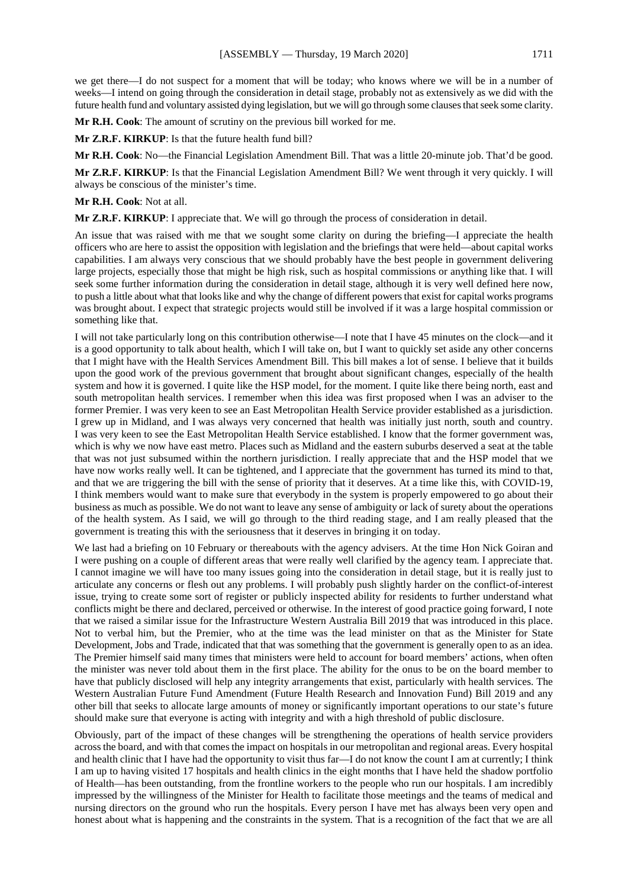we get there—I do not suspect for a moment that will be today; who knows where we will be in a number of weeks—I intend on going through the consideration in detail stage, probably not as extensively as we did with the future health fund and voluntary assisted dying legislation, but we will go through some clauses that seek some clarity.

**Mr R.H. Cook**: The amount of scrutiny on the previous bill worked for me.

**Mr Z.R.F. KIRKUP**: Is that the future health fund bill?

**Mr R.H. Cook**: No—the Financial Legislation Amendment Bill. That was a little 20-minute job. That'd be good.

**Mr Z.R.F. KIRKUP**: Is that the Financial Legislation Amendment Bill? We went through it very quickly. I will always be conscious of the minister's time.

**Mr R.H. Cook**: Not at all.

**Mr Z.R.F. KIRKUP**: I appreciate that. We will go through the process of consideration in detail.

An issue that was raised with me that we sought some clarity on during the briefing—I appreciate the health officers who are here to assist the opposition with legislation and the briefings that were held—about capital works capabilities. I am always very conscious that we should probably have the best people in government delivering large projects, especially those that might be high risk, such as hospital commissions or anything like that. I will seek some further information during the consideration in detail stage, although it is very well defined here now, to push a little about what that looks like and why the change of different powers that exist for capital works programs was brought about. I expect that strategic projects would still be involved if it was a large hospital commission or something like that.

I will not take particularly long on this contribution otherwise—I note that I have 45 minutes on the clock—and it is a good opportunity to talk about health, which I will take on, but I want to quickly set aside any other concerns that I might have with the Health Services Amendment Bill. This bill makes a lot of sense. I believe that it builds upon the good work of the previous government that brought about significant changes, especially of the health system and how it is governed. I quite like the HSP model, for the moment. I quite like there being north, east and south metropolitan health services. I remember when this idea was first proposed when I was an adviser to the former Premier. I was very keen to see an East Metropolitan Health Service provider established as a jurisdiction. I grew up in Midland, and I was always very concerned that health was initially just north, south and country. I was very keen to see the East Metropolitan Health Service established. I know that the former government was, which is why we now have east metro. Places such as Midland and the eastern suburbs deserved a seat at the table that was not just subsumed within the northern jurisdiction. I really appreciate that and the HSP model that we have now works really well. It can be tightened, and I appreciate that the government has turned its mind to that, and that we are triggering the bill with the sense of priority that it deserves. At a time like this, with COVID-19, I think members would want to make sure that everybody in the system is properly empowered to go about their business as much as possible. We do not want to leave any sense of ambiguity or lack of surety about the operations of the health system. As I said, we will go through to the third reading stage, and I am really pleased that the government is treating this with the seriousness that it deserves in bringing it on today.

We last had a briefing on 10 February or thereabouts with the agency advisers. At the time Hon Nick Goiran and I were pushing on a couple of different areas that were really well clarified by the agency team. I appreciate that. I cannot imagine we will have too many issues going into the consideration in detail stage, but it is really just to articulate any concerns or flesh out any problems. I will probably push slightly harder on the conflict-of-interest issue, trying to create some sort of register or publicly inspected ability for residents to further understand what conflicts might be there and declared, perceived or otherwise. In the interest of good practice going forward, I note that we raised a similar issue for the Infrastructure Western Australia Bill 2019 that was introduced in this place. Not to verbal him, but the Premier, who at the time was the lead minister on that as the Minister for State Development, Jobs and Trade, indicated that that was something that the government is generally open to as an idea. The Premier himself said many times that ministers were held to account for board members' actions, when often the minister was never told about them in the first place. The ability for the onus to be on the board member to have that publicly disclosed will help any integrity arrangements that exist, particularly with health services. The Western Australian Future Fund Amendment (Future Health Research and Innovation Fund) Bill 2019 and any other bill that seeks to allocate large amounts of money or significantly important operations to our state's future should make sure that everyone is acting with integrity and with a high threshold of public disclosure.

Obviously, part of the impact of these changes will be strengthening the operations of health service providers across the board, and with that comes the impact on hospitals in our metropolitan and regional areas. Every hospital and health clinic that I have had the opportunity to visit thus far—I do not know the count I am at currently; I think I am up to having visited 17 hospitals and health clinics in the eight months that I have held the shadow portfolio of Health—has been outstanding, from the frontline workers to the people who run our hospitals. I am incredibly impressed by the willingness of the Minister for Health to facilitate those meetings and the teams of medical and nursing directors on the ground who run the hospitals. Every person I have met has always been very open and honest about what is happening and the constraints in the system. That is a recognition of the fact that we are all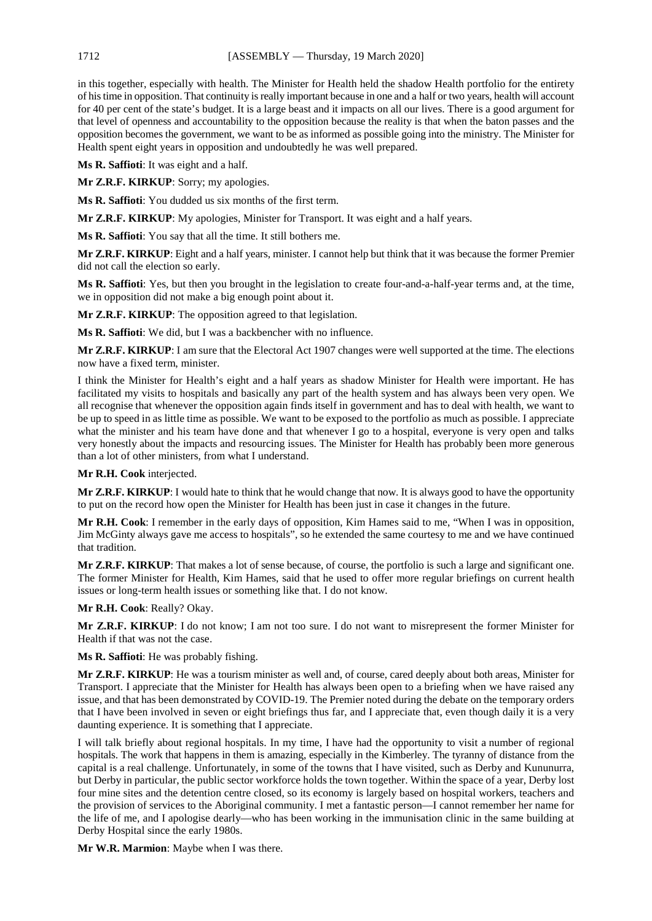in this together, especially with health. The Minister for Health held the shadow Health portfolio for the entirety of his time in opposition. That continuity is really important because in one and a half or two years, health will account for 40 per cent of the state's budget. It is a large beast and it impacts on all our lives. There is a good argument for that level of openness and accountability to the opposition because the reality is that when the baton passes and the opposition becomes the government, we want to be as informed as possible going into the ministry. The Minister for Health spent eight years in opposition and undoubtedly he was well prepared.

**Ms R. Saffioti**: It was eight and a half.

**Mr Z.R.F. KIRKUP**: Sorry; my apologies.

**Ms R. Saffioti**: You dudded us six months of the first term.

**Mr Z.R.F. KIRKUP**: My apologies, Minister for Transport. It was eight and a half years.

**Ms R. Saffioti**: You say that all the time. It still bothers me.

**Mr Z.R.F. KIRKUP**: Eight and a half years, minister. I cannot help but think that it was because the former Premier did not call the election so early.

**Ms R. Saffioti**: Yes, but then you brought in the legislation to create four-and-a-half-year terms and, at the time, we in opposition did not make a big enough point about it.

**Mr Z.R.F. KIRKUP**: The opposition agreed to that legislation.

**Ms R. Saffioti**: We did, but I was a backbencher with no influence.

**Mr Z.R.F. KIRKUP**: I am sure that the Electoral Act 1907 changes were well supported at the time. The elections now have a fixed term, minister.

I think the Minister for Health's eight and a half years as shadow Minister for Health were important. He has facilitated my visits to hospitals and basically any part of the health system and has always been very open. We all recognise that whenever the opposition again finds itself in government and has to deal with health, we want to be up to speed in as little time as possible. We want to be exposed to the portfolio as much as possible. I appreciate what the minister and his team have done and that whenever I go to a hospital, everyone is very open and talks very honestly about the impacts and resourcing issues. The Minister for Health has probably been more generous than a lot of other ministers, from what I understand.

**Mr R.H. Cook** interjected.

**Mr Z.R.F. KIRKUP**: I would hate to think that he would change that now. It is always good to have the opportunity to put on the record how open the Minister for Health has been just in case it changes in the future.

**Mr R.H. Cook**: I remember in the early days of opposition, Kim Hames said to me, "When I was in opposition, Jim McGinty always gave me access to hospitals", so he extended the same courtesy to me and we have continued that tradition.

**Mr Z.R.F. KIRKUP**: That makes a lot of sense because, of course, the portfolio is such a large and significant one. The former Minister for Health, Kim Hames, said that he used to offer more regular briefings on current health issues or long-term health issues or something like that. I do not know.

**Mr R.H. Cook**: Really? Okay.

**Mr Z.R.F. KIRKUP**: I do not know; I am not too sure. I do not want to misrepresent the former Minister for Health if that was not the case.

**Ms R. Saffioti**: He was probably fishing.

**Mr Z.R.F. KIRKUP**: He was a tourism minister as well and, of course, cared deeply about both areas, Minister for Transport. I appreciate that the Minister for Health has always been open to a briefing when we have raised any issue, and that has been demonstrated by COVID-19. The Premier noted during the debate on the temporary orders that I have been involved in seven or eight briefings thus far, and I appreciate that, even though daily it is a very daunting experience. It is something that I appreciate.

I will talk briefly about regional hospitals. In my time, I have had the opportunity to visit a number of regional hospitals. The work that happens in them is amazing, especially in the Kimberley. The tyranny of distance from the capital is a real challenge. Unfortunately, in some of the towns that I have visited, such as Derby and Kununurra, but Derby in particular, the public sector workforce holds the town together. Within the space of a year, Derby lost four mine sites and the detention centre closed, so its economy is largely based on hospital workers, teachers and the provision of services to the Aboriginal community. I met a fantastic person—I cannot remember her name for the life of me, and I apologise dearly—who has been working in the immunisation clinic in the same building at Derby Hospital since the early 1980s.

**Mr W.R. Marmion**: Maybe when I was there.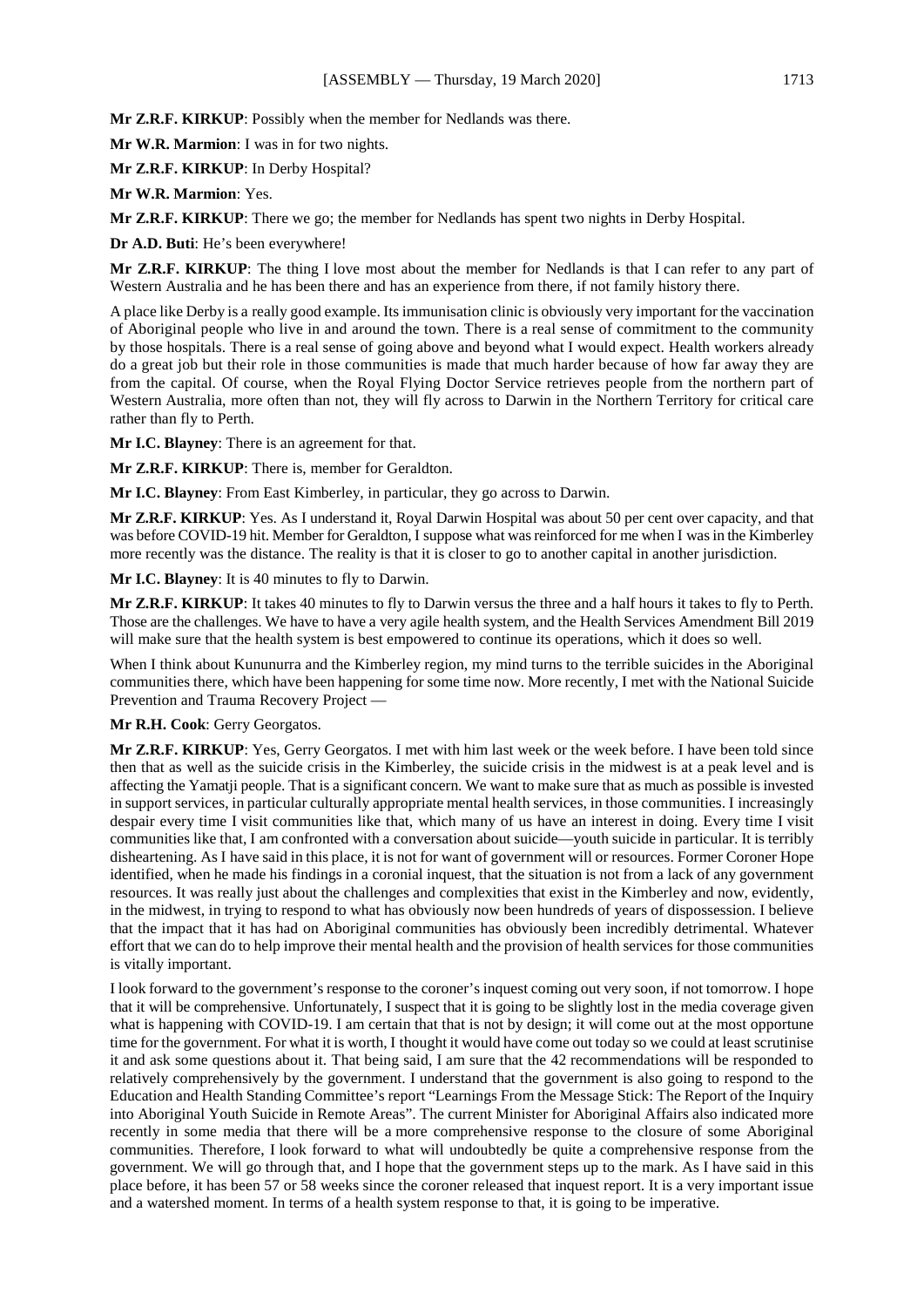**Mr Z.R.F. KIRKUP**: Possibly when the member for Nedlands was there.

**Mr W.R. Marmion**: I was in for two nights.

**Mr Z.R.F. KIRKUP**: In Derby Hospital?

**Mr W.R. Marmion**: Yes.

**Mr Z.R.F. KIRKUP**: There we go; the member for Nedlands has spent two nights in Derby Hospital.

**Dr A.D. Buti**: He's been everywhere!

**Mr Z.R.F. KIRKUP**: The thing I love most about the member for Nedlands is that I can refer to any part of Western Australia and he has been there and has an experience from there, if not family history there.

A place like Derby is a really good example. Its immunisation clinic is obviously very important for the vaccination of Aboriginal people who live in and around the town. There is a real sense of commitment to the community by those hospitals. There is a real sense of going above and beyond what I would expect. Health workers already do a great job but their role in those communities is made that much harder because of how far away they are from the capital. Of course, when the Royal Flying Doctor Service retrieves people from the northern part of Western Australia, more often than not, they will fly across to Darwin in the Northern Territory for critical care rather than fly to Perth.

**Mr I.C. Blayney**: There is an agreement for that.

**Mr Z.R.F. KIRKUP**: There is, member for Geraldton.

**Mr I.C. Blayney**: From East Kimberley, in particular, they go across to Darwin.

**Mr Z.R.F. KIRKUP**: Yes. As I understand it, Royal Darwin Hospital was about 50 per cent over capacity, and that was before COVID-19 hit. Member for Geraldton, I suppose what was reinforced for me when I was in the Kimberley more recently was the distance. The reality is that it is closer to go to another capital in another jurisdiction.

**Mr I.C. Blayney**: It is 40 minutes to fly to Darwin.

**Mr Z.R.F. KIRKUP**: It takes 40 minutes to fly to Darwin versus the three and a half hours it takes to fly to Perth. Those are the challenges. We have to have a very agile health system, and the Health Services Amendment Bill 2019 will make sure that the health system is best empowered to continue its operations, which it does so well.

When I think about Kununurra and the Kimberley region, my mind turns to the terrible suicides in the Aboriginal communities there, which have been happening for some time now. More recently, I met with the National Suicide Prevention and Trauma Recovery Project —

**Mr R.H. Cook**: Gerry Georgatos.

**Mr Z.R.F. KIRKUP**: Yes, Gerry Georgatos. I met with him last week or the week before. I have been told since then that as well as the suicide crisis in the Kimberley, the suicide crisis in the midwest is at a peak level and is affecting the Yamatji people. That is a significant concern. We want to make sure that as much as possible is invested in support services, in particular culturally appropriate mental health services, in those communities. I increasingly despair every time I visit communities like that, which many of us have an interest in doing. Every time I visit communities like that, I am confronted with a conversation about suicide—youth suicide in particular. It is terribly disheartening. As I have said in this place, it is not for want of government will or resources. Former Coroner Hope identified, when he made his findings in a coronial inquest, that the situation is not from a lack of any government resources. It was really just about the challenges and complexities that exist in the Kimberley and now, evidently, in the midwest, in trying to respond to what has obviously now been hundreds of years of dispossession. I believe that the impact that it has had on Aboriginal communities has obviously been incredibly detrimental. Whatever effort that we can do to help improve their mental health and the provision of health services for those communities is vitally important.

I look forward to the government's response to the coroner's inquest coming out very soon, if not tomorrow. I hope that it will be comprehensive. Unfortunately, I suspect that it is going to be slightly lost in the media coverage given what is happening with COVID-19. I am certain that that is not by design; it will come out at the most opportune time for the government. For what it is worth, I thought it would have come out today so we could at least scrutinise it and ask some questions about it. That being said, I am sure that the 42 recommendations will be responded to relatively comprehensively by the government. I understand that the government is also going to respond to the Education and Health Standing Committee's report "Learnings From the Message Stick: The Report of the Inquiry into Aboriginal Youth Suicide in Remote Areas". The current Minister for Aboriginal Affairs also indicated more recently in some media that there will be a more comprehensive response to the closure of some Aboriginal communities. Therefore, I look forward to what will undoubtedly be quite a comprehensive response from the government. We will go through that, and I hope that the government steps up to the mark. As I have said in this place before, it has been 57 or 58 weeks since the coroner released that inquest report. It is a very important issue and a watershed moment. In terms of a health system response to that, it is going to be imperative.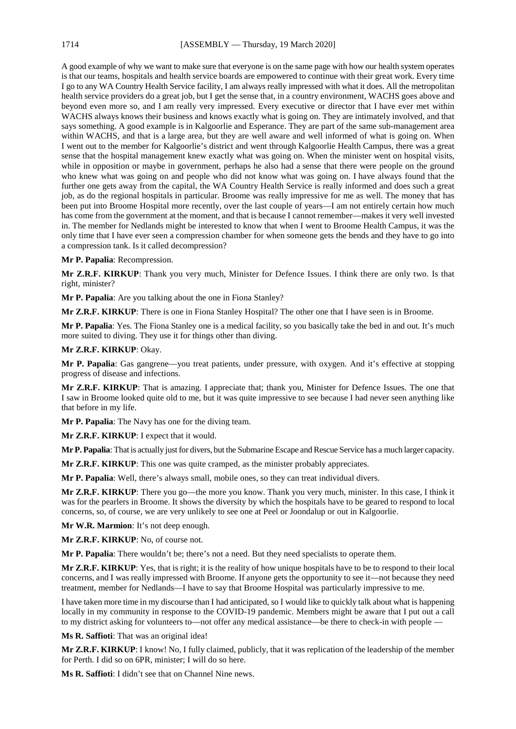A good example of why we want to make sure that everyone is on the same page with how our health system operates is that our teams, hospitals and health service boards are empowered to continue with their great work. Every time I go to any WA Country Health Service facility, I am always really impressed with what it does. All the metropolitan health service providers do a great job, but I get the sense that, in a country environment, WACHS goes above and beyond even more so, and I am really very impressed. Every executive or director that I have ever met within WACHS always knows their business and knows exactly what is going on. They are intimately involved, and that says something. A good example is in Kalgoorlie and Esperance. They are part of the same sub-management area within WACHS, and that is a large area, but they are well aware and well informed of what is going on. When I went out to the member for Kalgoorlie's district and went through Kalgoorlie Health Campus, there was a great sense that the hospital management knew exactly what was going on. When the minister went on hospital visits, while in opposition or maybe in government, perhaps he also had a sense that there were people on the ground who knew what was going on and people who did not know what was going on. I have always found that the further one gets away from the capital, the WA Country Health Service is really informed and does such a great job, as do the regional hospitals in particular. Broome was really impressive for me as well. The money that has been put into Broome Hospital more recently, over the last couple of years—I am not entirely certain how much has come from the government at the moment, and that is because I cannot remember—makes it very well invested in. The member for Nedlands might be interested to know that when I went to Broome Health Campus, it was the only time that I have ever seen a compression chamber for when someone gets the bends and they have to go into a compression tank. Is it called decompression?

**Mr P. Papalia**: Recompression.

**Mr Z.R.F. KIRKUP**: Thank you very much, Minister for Defence Issues. I think there are only two. Is that right, minister?

**Mr P. Papalia**: Are you talking about the one in Fiona Stanley?

**Mr Z.R.F. KIRKUP**: There is one in Fiona Stanley Hospital? The other one that I have seen is in Broome.

**Mr P. Papalia**: Yes. The Fiona Stanley one is a medical facility, so you basically take the bed in and out. It's much more suited to diving. They use it for things other than diving.

**Mr Z.R.F. KIRKUP**: Okay.

**Mr P. Papalia**: Gas gangrene—you treat patients, under pressure, with oxygen. And it's effective at stopping progress of disease and infections.

**Mr Z.R.F. KIRKUP**: That is amazing. I appreciate that; thank you, Minister for Defence Issues. The one that I saw in Broome looked quite old to me, but it was quite impressive to see because I had never seen anything like that before in my life.

**Mr P. Papalia**: The Navy has one for the diving team.

**Mr Z.R.F. KIRKUP**: I expect that it would.

**Mr P. Papalia**: That is actually just for divers, but the Submarine Escape and Rescue Service has a much larger capacity.

**Mr Z.R.F. KIRKUP**: This one was quite cramped, as the minister probably appreciates.

**Mr P. Papalia**: Well, there's always small, mobile ones, so they can treat individual divers.

**Mr Z.R.F. KIRKUP**: There you go—the more you know. Thank you very much, minister. In this case, I think it was for the pearlers in Broome. It shows the diversity by which the hospitals have to be geared to respond to local concerns, so, of course, we are very unlikely to see one at Peel or Joondalup or out in Kalgoorlie.

**Mr W.R. Marmion**: It's not deep enough.

**Mr Z.R.F. KIRKUP**: No, of course not.

**Mr P. Papalia**: There wouldn't be; there's not a need. But they need specialists to operate them.

**Mr Z.R.F. KIRKUP**: Yes, that is right; it is the reality of how unique hospitals have to be to respond to their local concerns, and I was really impressed with Broome. If anyone gets the opportunity to see it—not because they need treatment, member for Nedlands—I have to say that Broome Hospital was particularly impressive to me.

I have taken more time in my discourse than I had anticipated, so I would like to quickly talk about what is happening locally in my community in response to the COVID-19 pandemic. Members might be aware that I put out a call to my district asking for volunteers to—not offer any medical assistance—be there to check-in with people —

**Ms R. Saffioti**: That was an original idea!

**Mr Z.R.F. KIRKUP**: I know! No, I fully claimed, publicly, that it was replication of the leadership of the member for Perth. I did so on 6PR, minister; I will do so here.

**Ms R. Saffioti**: I didn't see that on Channel Nine news.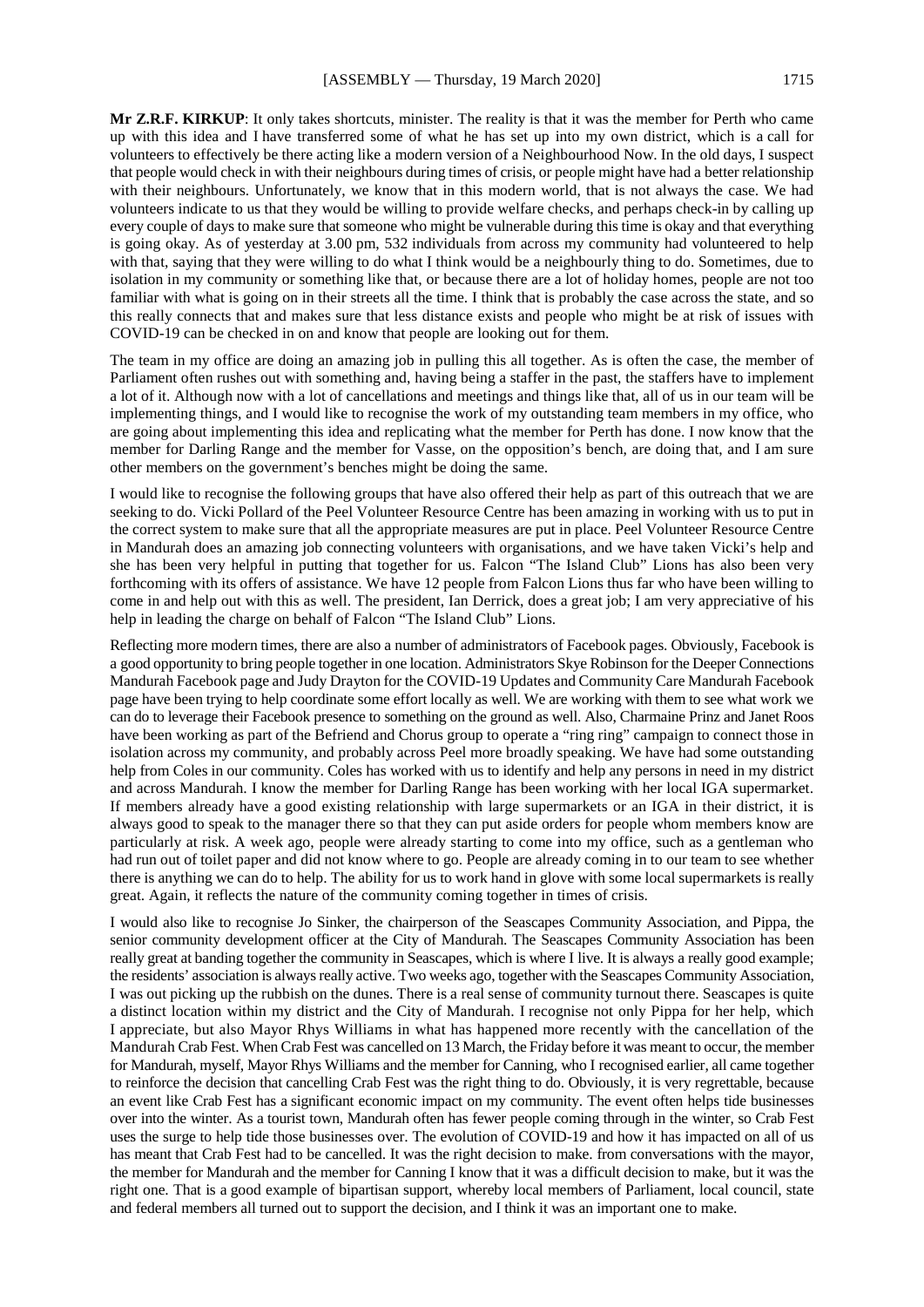**Mr Z.R.F. KIRKUP**: It only takes shortcuts, minister. The reality is that it was the member for Perth who came up with this idea and I have transferred some of what he has set up into my own district, which is a call for volunteers to effectively be there acting like a modern version of a Neighbourhood Now. In the old days, I suspect that people would check in with their neighbours during times of crisis, or people might have had a better relationship with their neighbours. Unfortunately, we know that in this modern world, that is not always the case. We had volunteers indicate to us that they would be willing to provide welfare checks, and perhaps check-in by calling up every couple of days to make sure that someone who might be vulnerable during this time is okay and that everything is going okay. As of yesterday at 3.00 pm, 532 individuals from across my community had volunteered to help with that, saying that they were willing to do what I think would be a neighbourly thing to do. Sometimes, due to isolation in my community or something like that, or because there are a lot of holiday homes, people are not too familiar with what is going on in their streets all the time. I think that is probably the case across the state, and so this really connects that and makes sure that less distance exists and people who might be at risk of issues with COVID-19 can be checked in on and know that people are looking out for them.

The team in my office are doing an amazing job in pulling this all together. As is often the case, the member of Parliament often rushes out with something and, having being a staffer in the past, the staffers have to implement a lot of it. Although now with a lot of cancellations and meetings and things like that, all of us in our team will be implementing things, and I would like to recognise the work of my outstanding team members in my office, who are going about implementing this idea and replicating what the member for Perth has done. I now know that the member for Darling Range and the member for Vasse, on the opposition's bench, are doing that, and I am sure other members on the government's benches might be doing the same.

I would like to recognise the following groups that have also offered their help as part of this outreach that we are seeking to do. Vicki Pollard of the Peel Volunteer Resource Centre has been amazing in working with us to put in the correct system to make sure that all the appropriate measures are put in place. Peel Volunteer Resource Centre in Mandurah does an amazing job connecting volunteers with organisations, and we have taken Vicki's help and she has been very helpful in putting that together for us. Falcon "The Island Club" Lions has also been very forthcoming with its offers of assistance. We have 12 people from Falcon Lions thus far who have been willing to come in and help out with this as well. The president, Ian Derrick, does a great job; I am very appreciative of his help in leading the charge on behalf of Falcon "The Island Club" Lions.

Reflecting more modern times, there are also a number of administrators of Facebook pages. Obviously, Facebook is a good opportunity to bring people together in one location. Administrators Skye Robinson for the Deeper Connections Mandurah Facebook page and Judy Drayton for the COVID-19 Updates and Community Care Mandurah Facebook page have been trying to help coordinate some effort locally as well. We are working with them to see what work we can do to leverage their Facebook presence to something on the ground as well. Also, Charmaine Prinz and Janet Roos have been working as part of the Befriend and Chorus group to operate a "ring ring" campaign to connect those in isolation across my community, and probably across Peel more broadly speaking. We have had some outstanding help from Coles in our community. Coles has worked with us to identify and help any persons in need in my district and across Mandurah. I know the member for Darling Range has been working with her local IGA supermarket. If members already have a good existing relationship with large supermarkets or an IGA in their district, it is always good to speak to the manager there so that they can put aside orders for people whom members know are particularly at risk. A week ago, people were already starting to come into my office, such as a gentleman who had run out of toilet paper and did not know where to go. People are already coming in to our team to see whether there is anything we can do to help. The ability for us to work hand in glove with some local supermarkets is really great. Again, it reflects the nature of the community coming together in times of crisis.

I would also like to recognise Jo Sinker, the chairperson of the Seascapes Community Association, and Pippa, the senior community development officer at the City of Mandurah. The Seascapes Community Association has been really great at banding together the community in Seascapes, which is where I live. It is always a really good example; the residents' association is always really active. Two weeks ago, together with the Seascapes Community Association, I was out picking up the rubbish on the dunes. There is a real sense of community turnout there. Seascapes is quite a distinct location within my district and the City of Mandurah. I recognise not only Pippa for her help, which I appreciate, but also Mayor Rhys Williams in what has happened more recently with the cancellation of the Mandurah Crab Fest. When Crab Fest was cancelled on 13 March, the Friday before it was meant to occur, the member for Mandurah, myself, Mayor Rhys Williams and the member for Canning, who I recognised earlier, all came together to reinforce the decision that cancelling Crab Fest was the right thing to do. Obviously, it is very regrettable, because an event like Crab Fest has a significant economic impact on my community. The event often helps tide businesses over into the winter. As a tourist town, Mandurah often has fewer people coming through in the winter, so Crab Fest uses the surge to help tide those businesses over. The evolution of COVID-19 and how it has impacted on all of us has meant that Crab Fest had to be cancelled. It was the right decision to make. from conversations with the mayor, the member for Mandurah and the member for Canning I know that it was a difficult decision to make, but it was the right one. That is a good example of bipartisan support, whereby local members of Parliament, local council, state and federal members all turned out to support the decision, and I think it was an important one to make.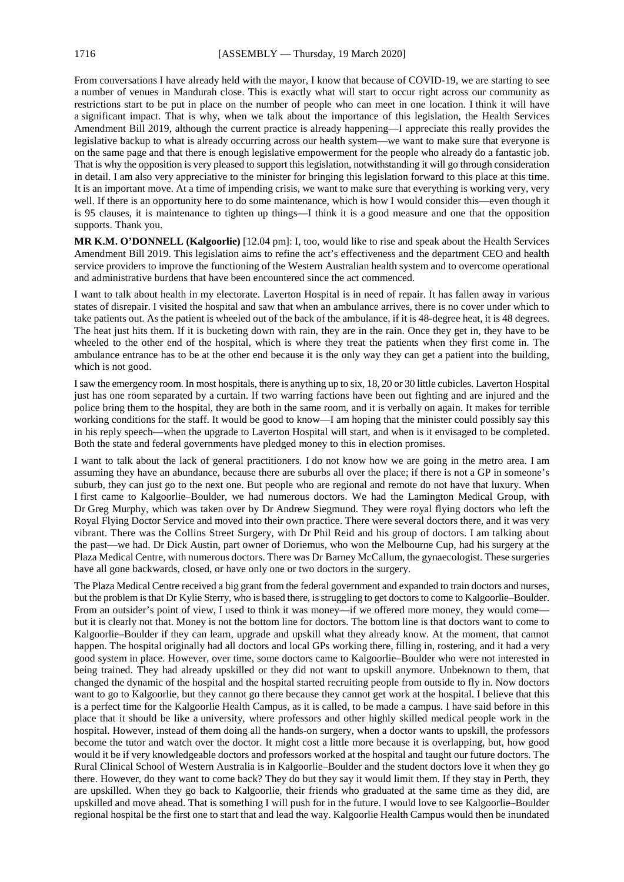From conversations I have already held with the mayor, I know that because of COVID-19, we are starting to see a number of venues in Mandurah close. This is exactly what will start to occur right across our community as restrictions start to be put in place on the number of people who can meet in one location. I think it will have a significant impact. That is why, when we talk about the importance of this legislation, the Health Services Amendment Bill 2019, although the current practice is already happening—I appreciate this really provides the legislative backup to what is already occurring across our health system—we want to make sure that everyone is on the same page and that there is enough legislative empowerment for the people who already do a fantastic job. That is why the opposition is very pleased to support this legislation, notwithstanding it will go through consideration in detail. I am also very appreciative to the minister for bringing this legislation forward to this place at this time. It is an important move. At a time of impending crisis, we want to make sure that everything is working very, very well. If there is an opportunity here to do some maintenance, which is how I would consider this—even though it is 95 clauses, it is maintenance to tighten up things—I think it is a good measure and one that the opposition supports. Thank you.

**MR K.M. O'DONNELL (Kalgoorlie)** [12.04 pm]: I, too, would like to rise and speak about the Health Services Amendment Bill 2019. This legislation aims to refine the act's effectiveness and the department CEO and health service providers to improve the functioning of the Western Australian health system and to overcome operational and administrative burdens that have been encountered since the act commenced.

I want to talk about health in my electorate. Laverton Hospital is in need of repair. It has fallen away in various states of disrepair. I visited the hospital and saw that when an ambulance arrives, there is no cover under which to take patients out. As the patient is wheeled out of the back of the ambulance, if it is 48-degree heat, it is 48 degrees. The heat just hits them. If it is bucketing down with rain, they are in the rain. Once they get in, they have to be wheeled to the other end of the hospital, which is where they treat the patients when they first come in. The ambulance entrance has to be at the other end because it is the only way they can get a patient into the building, which is not good.

I saw the emergency room. In most hospitals, there is anything up to six, 18, 20 or 30 little cubicles. Laverton Hospital just has one room separated by a curtain. If two warring factions have been out fighting and are injured and the police bring them to the hospital, they are both in the same room, and it is verbally on again. It makes for terrible working conditions for the staff. It would be good to know—I am hoping that the minister could possibly say this in his reply speech—when the upgrade to Laverton Hospital will start, and when is it envisaged to be completed. Both the state and federal governments have pledged money to this in election promises.

I want to talk about the lack of general practitioners. I do not know how we are going in the metro area. I am assuming they have an abundance, because there are suburbs all over the place; if there is not a GP in someone's suburb, they can just go to the next one. But people who are regional and remote do not have that luxury. When I first came to Kalgoorlie–Boulder, we had numerous doctors. We had the Lamington Medical Group, with Dr Greg Murphy, which was taken over by Dr Andrew Siegmund. They were royal flying doctors who left the Royal Flying Doctor Service and moved into their own practice. There were several doctors there, and it was very vibrant. There was the Collins Street Surgery, with Dr Phil Reid and his group of doctors. I am talking about the past—we had. Dr Dick Austin, part owner of Doriemus, who won the Melbourne Cup, had his surgery at the Plaza Medical Centre, with numerous doctors. There was Dr Barney McCallum, the gynaecologist. These surgeries have all gone backwards, closed, or have only one or two doctors in the surgery.

The Plaza Medical Centre received a big grant from the federal government and expanded to train doctors and nurses, but the problem is that Dr Kylie Sterry, who is based there, is struggling to get doctors to come to Kalgoorlie–Boulder. From an outsider's point of view, I used to think it was money—if we offered more money, they would come—but it is clearly not that. Money is not the bottom line for doctors. The bottom line is that doctors want to come to Kalgoorlie–Boulder if they can learn, upgrade and upskill what they already know. At the moment, that cannot happen. The hospital originally had all doctors and local GPs working there, filling in, rostering, and it had a very good system in place. However, over time, some doctors came to Kalgoorlie–Boulder who were not interested in being trained. They had already upskilled or they did not want to upskill anymore. Unbeknown to them, that changed the dynamic of the hospital and the hospital started recruiting people from outside to fly in. Now doctors want to go to Kalgoorlie, but they cannot go there because they cannot get work at the hospital. I believe that this is a perfect time for the Kalgoorlie Health Campus, as it is called, to be made a campus. I have said before in this place that it should be like a university, where professors and other highly skilled medical people work in the hospital. However, instead of them doing all the hands-on surgery, when a doctor wants to upskill, the professors become the tutor and watch over the doctor. It might cost a little more because it is overlapping, but, how good would it be if very knowledgeable doctors and professors worked at the hospital and taught our future doctors. The Rural Clinical School of Western Australia is in Kalgoorlie–Boulder and the student doctors love it when they go there. However, do they want to come back? They do but they say it would limit them. If they stay in Perth, they are upskilled. When they go back to Kalgoorlie, their friends who graduated at the same time as they did, are upskilled and move ahead. That is something I will push for in the future. I would love to see Kalgoorlie–Boulder regional hospital be the first one to start that and lead the way. Kalgoorlie Health Campus would then be inundated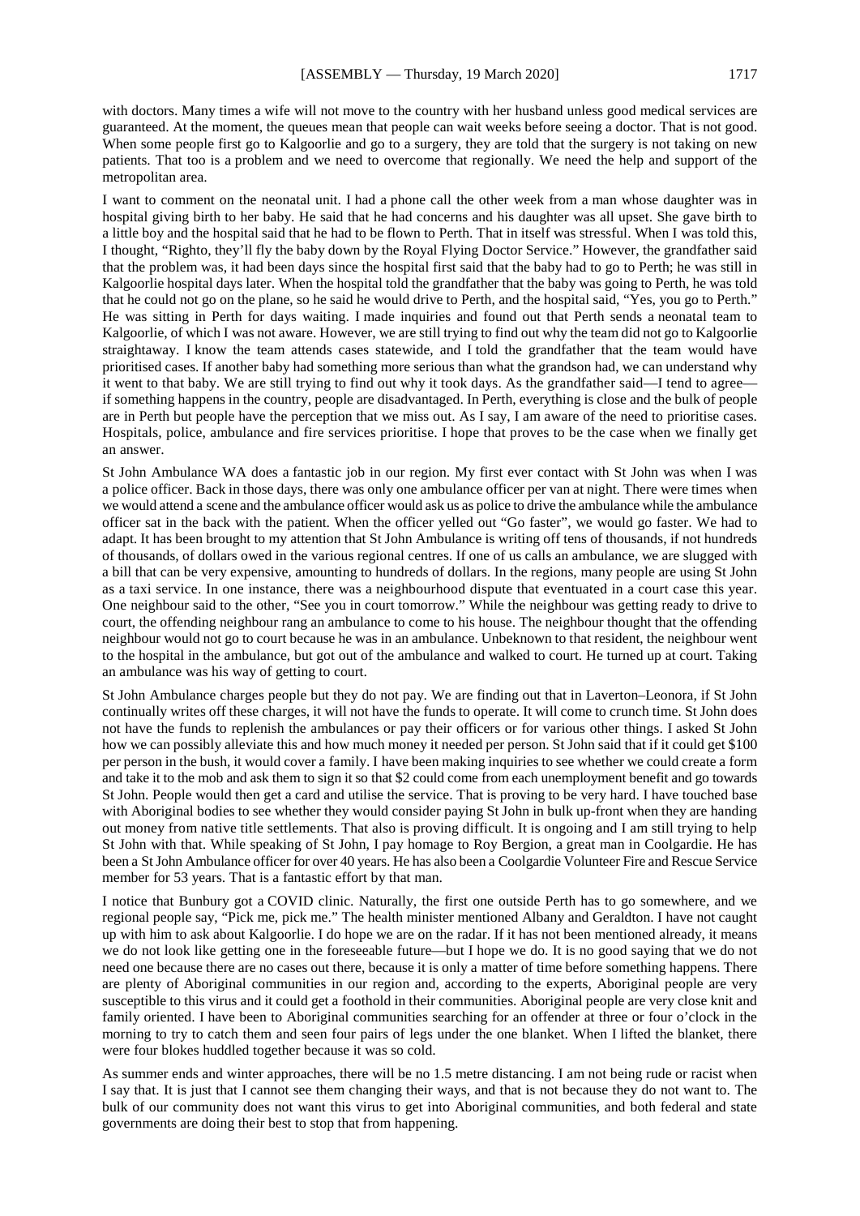with doctors. Many times a wife will not move to the country with her husband unless good medical services are guaranteed. At the moment, the queues mean that people can wait weeks before seeing a doctor. That is not good. When some people first go to Kalgoorlie and go to a surgery, they are told that the surgery is not taking on new patients. That too is a problem and we need to overcome that regionally. We need the help and support of the metropolitan area.

I want to comment on the neonatal unit. I had a phone call the other week from a man whose daughter was in hospital giving birth to her baby. He said that he had concerns and his daughter was all upset. She gave birth to a little boy and the hospital said that he had to be flown to Perth. That in itself was stressful. When I was told this, I thought, "Righto, they'll fly the baby down by the Royal Flying Doctor Service." However, the grandfather said that the problem was, it had been days since the hospital first said that the baby had to go to Perth; he was still in Kalgoorlie hospital days later. When the hospital told the grandfather that the baby was going to Perth, he was told that he could not go on the plane, so he said he would drive to Perth, and the hospital said, "Yes, you go to Perth." He was sitting in Perth for days waiting. I made inquiries and found out that Perth sends a neonatal team to Kalgoorlie, of which I was not aware. However, we are still trying to find out why the team did not go to Kalgoorlie straightaway. I know the team attends cases statewide, and I told the grandfather that the team would have prioritised cases. If another baby had something more serious than what the grandson had, we can understand why it went to that baby. We are still trying to find out why it took days. As the grandfather said—I tend to agree—if something happens in the country, people are disadvantaged. In Perth, everything is close and the bulk of people are in Perth but people have the perception that we miss out. As I say, I am aware of the need to prioritise cases. Hospitals, police, ambulance and fire services prioritise. I hope that proves to be the case when we finally get an answer.

St John Ambulance WA does a fantastic job in our region. My first ever contact with St John was when I was a police officer. Back in those days, there was only one ambulance officer per van at night. There were times when we would attend a scene and the ambulance officer would ask us as police to drive the ambulance while the ambulance officer sat in the back with the patient. When the officer yelled out "Go faster", we would go faster. We had to adapt. It has been brought to my attention that St John Ambulance is writing off tens of thousands, if not hundreds of thousands, of dollars owed in the various regional centres. If one of us calls an ambulance, we are slugged with a bill that can be very expensive, amounting to hundreds of dollars. In the regions, many people are using St John as a taxi service. In one instance, there was a neighbourhood dispute that eventuated in a court case this year. One neighbour said to the other, "See you in court tomorrow." While the neighbour was getting ready to drive to court, the offending neighbour rang an ambulance to come to his house. The neighbour thought that the offending neighbour would not go to court because he was in an ambulance. Unbeknown to that resident, the neighbour went to the hospital in the ambulance, but got out of the ambulance and walked to court. He turned up at court. Taking an ambulance was his way of getting to court.

St John Ambulance charges people but they do not pay. We are finding out that in Laverton–Leonora, if St John continually writes off these charges, it will not have the funds to operate. It will come to crunch time. St John does not have the funds to replenish the ambulances or pay their officers or for various other things. I asked St John how we can possibly alleviate this and how much money it needed per person. St John said that if it could get $100 per person in the bush, it would cover a family. I have been making inquiries to see whether we could create a form and take it to the mob and ask them to sign it so that $2 could come from each unemployment benefit and go towards St John. People would then get a card and utilise the service. That is proving to be very hard. I have touched base with Aboriginal bodies to see whether they would consider paying St John in bulk up-front when they are handing out money from native title settlements. That also is proving difficult. It is ongoing and I am still trying to help St John with that. While speaking of St John, I pay homage to Roy Bergion, a great man in Coolgardie. He has been a St John Ambulance officer for over 40 years. He has also been a Coolgardie Volunteer Fire and Rescue Service member for 53 years. That is a fantastic effort by that man.

I notice that Bunbury got a COVID clinic. Naturally, the first one outside Perth has to go somewhere, and we regional people say, "Pick me, pick me." The health minister mentioned Albany and Geraldton. I have not caught up with him to ask about Kalgoorlie. I do hope we are on the radar. If it has not been mentioned already, it means we do not look like getting one in the foreseeable future—but I hope we do. It is no good saying that we do not need one because there are no cases out there, because it is only a matter of time before something happens. There are plenty of Aboriginal communities in our region and, according to the experts, Aboriginal people are very susceptible to this virus and it could get a foothold in their communities. Aboriginal people are very close knit and family oriented. I have been to Aboriginal communities searching for an offender at three or four o'clock in the morning to try to catch them and seen four pairs of legs under the one blanket. When I lifted the blanket, there were four blokes huddled together because it was so cold.

As summer ends and winter approaches, there will be no 1.5 metre distancing. I am not being rude or racist when I say that. It is just that I cannot see them changing their ways, and that is not because they do not want to. The bulk of our community does not want this virus to get into Aboriginal communities, and both federal and state governments are doing their best to stop that from happening.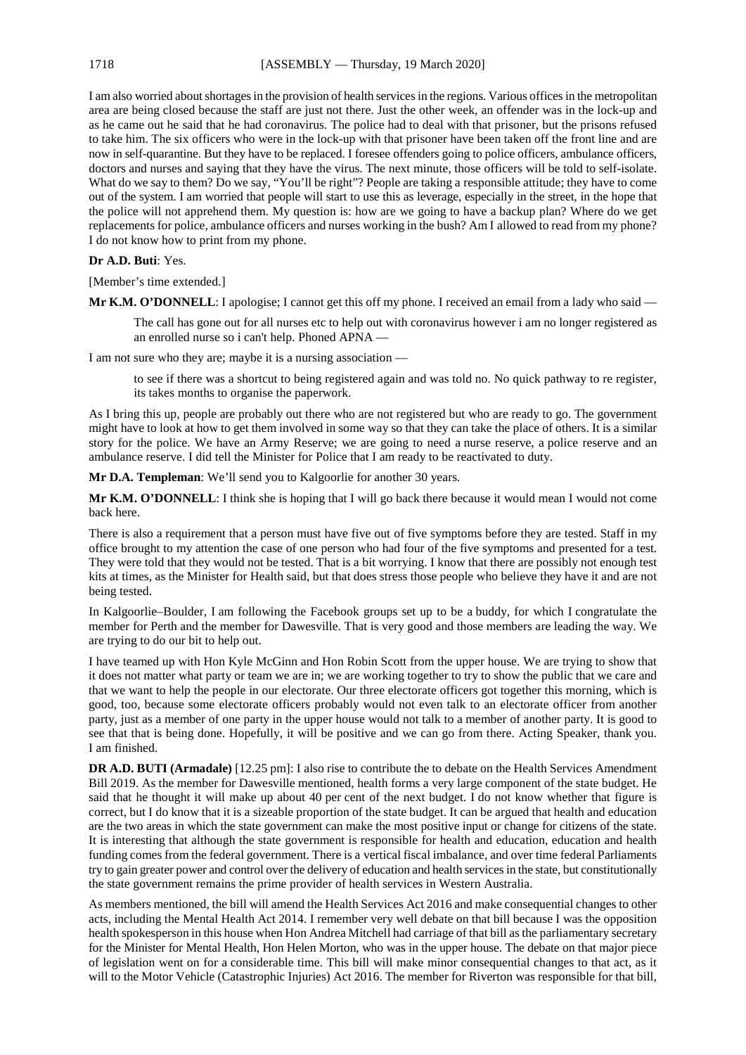I am also worried about shortages in the provision of health services in the regions. Various offices in the metropolitan area are being closed because the staff are just not there. Just the other week, an offender was in the lock-up and as he came out he said that he had coronavirus. The police had to deal with that prisoner, but the prisons refused to take him. The six officers who were in the lock-up with that prisoner have been taken off the front line and are now in self-quarantine. But they have to be replaced. I foresee offenders going to police officers, ambulance officers, doctors and nurses and saying that they have the virus. The next minute, those officers will be told to self-isolate. What do we say to them? Do we say, "You'll be right"? People are taking a responsible attitude; they have to come out of the system. I am worried that people will start to use this as leverage, especially in the street, in the hope that the police will not apprehend them. My question is: how are we going to have a backup plan? Where do we get replacements for police, ambulance officers and nurses working in the bush? Am I allowed to read from my phone? I do not know how to print from my phone.

**Dr A.D. Buti**: Yes.

[Member's time extended.]

**Mr K.M. O'DONNELL**: I apologise; I cannot get this off my phone. I received an email from a lady who said —

> The call has gone out for all nurses etc to help out with coronavirus however i am no longer registered as an enrolled nurse so i can't help. Phoned APNA —

I am not sure who they are; maybe it is a nursing association —

> to see if there was a shortcut to being registered again and was told no. No quick pathway to re register, its takes months to organise the paperwork.

As I bring this up, people are probably out there who are not registered but who are ready to go. The government might have to look at how to get them involved in some way so that they can take the place of others. It is a similar story for the police. We have an Army Reserve; we are going to need a nurse reserve, a police reserve and an ambulance reserve. I did tell the Minister for Police that I am ready to be reactivated to duty.

**Mr D.A. Templeman**: We'll send you to Kalgoorlie for another 30 years.

**Mr K.M. O'DONNELL**: I think she is hoping that I will go back there because it would mean I would not come back here.

There is also a requirement that a person must have five out of five symptoms before they are tested. Staff in my office brought to my attention the case of one person who had four of the five symptoms and presented for a test. They were told that they would not be tested. That is a bit worrying. I know that there are possibly not enough test kits at times, as the Minister for Health said, but that does stress those people who believe they have it and are not being tested.

In Kalgoorlie–Boulder, I am following the Facebook groups set up to be a buddy, for which I congratulate the member for Perth and the member for Dawesville. That is very good and those members are leading the way. We are trying to do our bit to help out.

I have teamed up with Hon Kyle McGinn and Hon Robin Scott from the upper house. We are trying to show that it does not matter what party or team we are in; we are working together to try to show the public that we care and that we want to help the people in our electorate. Our three electorate officers got together this morning, which is good, too, because some electorate officers probably would not even talk to an electorate officer from another party, just as a member of one party in the upper house would not talk to a member of another party. It is good to see that that is being done. Hopefully, it will be positive and we can go from there. Acting Speaker, thank you. I am finished.

**DR A.D. BUTI (Armadale)** [12.25 pm]: I also rise to contribute the to debate on the Health Services Amendment Bill 2019. As the member for Dawesville mentioned, health forms a very large component of the state budget. He said that he thought it will make up about 40 per cent of the next budget. I do not know whether that figure is correct, but I do know that it is a sizeable proportion of the state budget. It can be argued that health and education are the two areas in which the state government can make the most positive input or change for citizens of the state. It is interesting that although the state government is responsible for health and education, education and health funding comes from the federal government. There is a vertical fiscal imbalance, and over time federal Parliaments try to gain greater power and control over the delivery of education and health services in the state, but constitutionally the state government remains the prime provider of health services in Western Australia.

As members mentioned, the bill will amend the Health Services Act 2016 and make consequential changes to other acts, including the Mental Health Act 2014. I remember very well debate on that bill because I was the opposition health spokesperson in this house when Hon Andrea Mitchell had carriage of that bill as the parliamentary secretary for the Minister for Mental Health, Hon Helen Morton, who was in the upper house. The debate on that major piece of legislation went on for a considerable time. This bill will make minor consequential changes to that act, as it will to the Motor Vehicle (Catastrophic Injuries) Act 2016. The member for Riverton was responsible for that bill,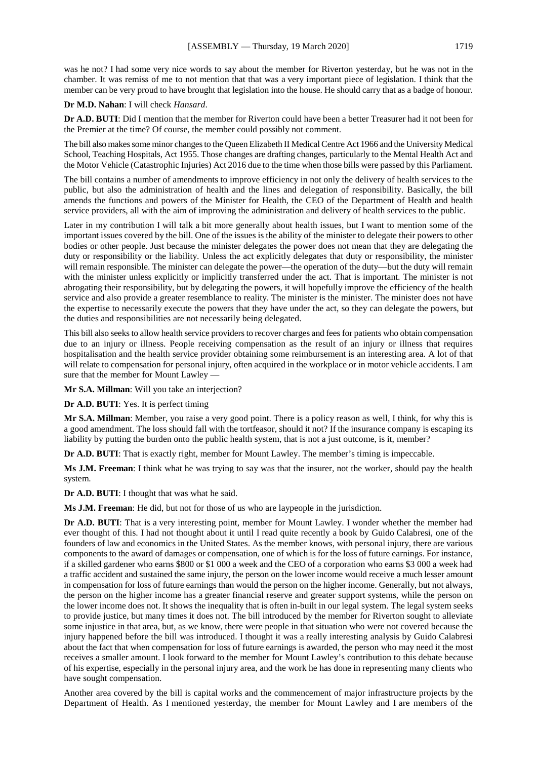was he not? I had some very nice words to say about the member for Riverton yesterday, but he was not in the chamber. It was remiss of me to not mention that that was a very important piece of legislation. I think that the member can be very proud to have brought that legislation into the house. He should carry that as a badge of honour.

**Dr M.D. Nahan**: I will check *Hansard*.

**Dr A.D. BUTI**: Did I mention that the member for Riverton could have been a better Treasurer had it not been for the Premier at the time? Of course, the member could possibly not comment.

The bill also makes some minor changes to the Queen Elizabeth II Medical Centre Act 1966 and the University Medical School, Teaching Hospitals, Act 1955. Those changes are drafting changes, particularly to the Mental Health Act and the Motor Vehicle (Catastrophic Injuries) Act 2016 due to the time when those bills were passed by this Parliament.

The bill contains a number of amendments to improve efficiency in not only the delivery of health services to the public, but also the administration of health and the lines and delegation of responsibility. Basically, the bill amends the functions and powers of the Minister for Health, the CEO of the Department of Health and health service providers, all with the aim of improving the administration and delivery of health services to the public.

Later in my contribution I will talk a bit more generally about health issues, but I want to mention some of the important issues covered by the bill. One of the issues is the ability of the minister to delegate their powers to other bodies or other people. Just because the minister delegates the power does not mean that they are delegating the duty or responsibility or the liability. Unless the act explicitly delegates that duty or responsibility, the minister will remain responsible. The minister can delegate the power—the operation of the duty—but the duty will remain with the minister unless explicitly or implicitly transferred under the act. That is important. The minister is not abrogating their responsibility, but by delegating the powers, it will hopefully improve the efficiency of the health service and also provide a greater resemblance to reality. The minister is the minister. The minister does not have the expertise to necessarily execute the powers that they have under the act, so they can delegate the powers, but the duties and responsibilities are not necessarily being delegated.

This bill also seeks to allow health service providers to recover charges and fees for patients who obtain compensation due to an injury or illness. People receiving compensation as the result of an injury or illness that requires hospitalisation and the health service provider obtaining some reimbursement is an interesting area. A lot of that will relate to compensation for personal injury, often acquired in the workplace or in motor vehicle accidents. I am sure that the member for Mount Lawley —

**Mr S.A. Millman**: Will you take an interjection?

**Dr A.D. BUTI**: Yes. It is perfect timing

**Mr S.A. Millman**: Member, you raise a very good point. There is a policy reason as well, I think, for why this is a good amendment. The loss should fall with the tortfeasor, should it not? If the insurance company is escaping its liability by putting the burden onto the public health system, that is not a just outcome, is it, member?

**Dr A.D. BUTI**: That is exactly right, member for Mount Lawley. The member's timing is impeccable.

**Ms J.M. Freeman**: I think what he was trying to say was that the insurer, not the worker, should pay the health system.

**Dr A.D. BUTI**: I thought that was what he said.

**Ms J.M. Freeman**: He did, but not for those of us who are laypeople in the jurisdiction.

**Dr A.D. BUTI**: That is a very interesting point, member for Mount Lawley. I wonder whether the member had ever thought of this. I had not thought about it until I read quite recently a book by Guido Calabresi, one of the founders of law and economics in the United States. As the member knows, with personal injury, there are various components to the award of damages or compensation, one of which is for the loss of future earnings. For instance, if a skilled gardener who earns $800 or $1 000 a week and the CEO of a corporation who earns $3 000 a week had a traffic accident and sustained the same injury, the person on the lower income would receive a much lesser amount in compensation for loss of future earnings than would the person on the higher income. Generally, but not always, the person on the higher income has a greater financial reserve and greater support systems, while the person on the lower income does not. It shows the inequality that is often in-built in our legal system. The legal system seeks to provide justice, but many times it does not. The bill introduced by the member for Riverton sought to alleviate some injustice in that area, but, as we know, there were people in that situation who were not covered because the injury happened before the bill was introduced. I thought it was a really interesting analysis by Guido Calabresi about the fact that when compensation for loss of future earnings is awarded, the person who may need it the most receives a smaller amount. I look forward to the member for Mount Lawley's contribution to this debate because of his expertise, especially in the personal injury area, and the work he has done in representing many clients who have sought compensation.

Another area covered by the bill is capital works and the commencement of major infrastructure projects by the Department of Health. As I mentioned yesterday, the member for Mount Lawley and I are members of the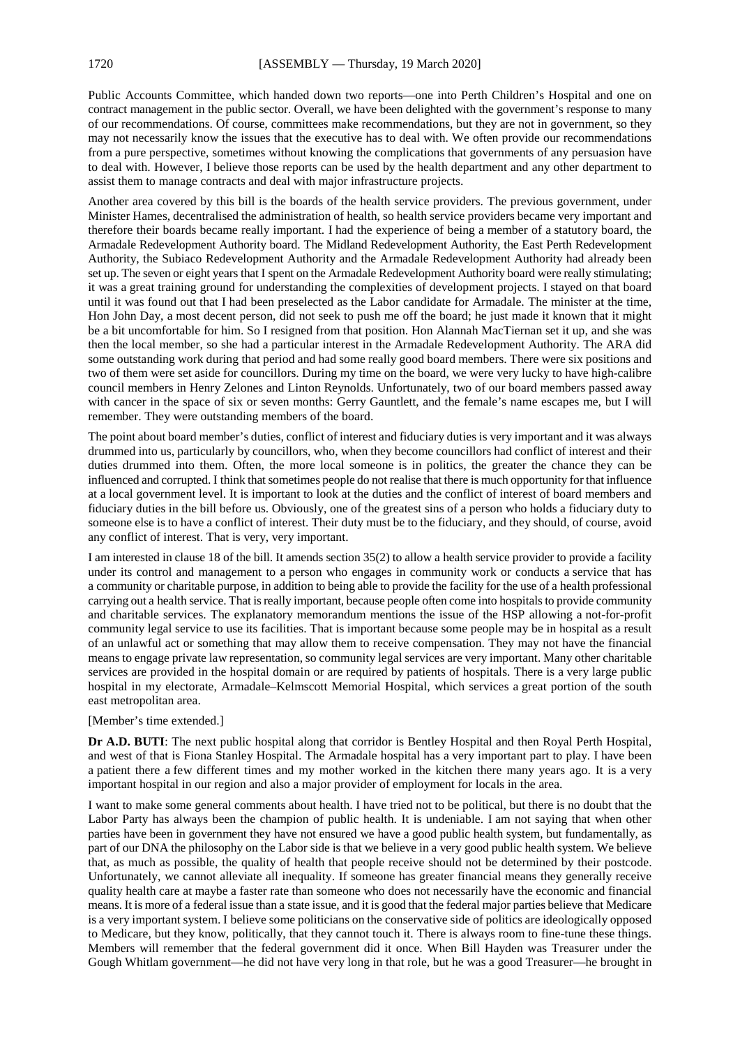Public Accounts Committee, which handed down two reports—one into Perth Children's Hospital and one on contract management in the public sector. Overall, we have been delighted with the government's response to many of our recommendations. Of course, committees make recommendations, but they are not in government, so they may not necessarily know the issues that the executive has to deal with. We often provide our recommendations from a pure perspective, sometimes without knowing the complications that governments of any persuasion have to deal with. However, I believe those reports can be used by the health department and any other department to assist them to manage contracts and deal with major infrastructure projects.

Another area covered by this bill is the boards of the health service providers. The previous government, under Minister Hames, decentralised the administration of health, so health service providers became very important and therefore their boards became really important. I had the experience of being a member of a statutory board, the Armadale Redevelopment Authority board. The Midland Redevelopment Authority, the East Perth Redevelopment Authority, the Subiaco Redevelopment Authority and the Armadale Redevelopment Authority had already been set up. The seven or eight years that I spent on the Armadale Redevelopment Authority board were really stimulating; it was a great training ground for understanding the complexities of development projects. I stayed on that board until it was found out that I had been preselected as the Labor candidate for Armadale. The minister at the time, Hon John Day, a most decent person, did not seek to push me off the board; he just made it known that it might be a bit uncomfortable for him. So I resigned from that position. Hon Alannah MacTiernan set it up, and she was then the local member, so she had a particular interest in the Armadale Redevelopment Authority. The ARA did some outstanding work during that period and had some really good board members. There were six positions and two of them were set aside for councillors. During my time on the board, we were very lucky to have high-calibre council members in Henry Zelones and Linton Reynolds. Unfortunately, two of our board members passed away with cancer in the space of six or seven months: Gerry Gauntlett, and the female's name escapes me, but I will remember. They were outstanding members of the board.

The point about board member's duties, conflict of interest and fiduciary duties is very important and it was always drummed into us, particularly by councillors, who, when they become councillors had conflict of interest and their duties drummed into them. Often, the more local someone is in politics, the greater the chance they can be influenced and corrupted. I think that sometimes people do not realise that there is much opportunity for that influence at a local government level. It is important to look at the duties and the conflict of interest of board members and fiduciary duties in the bill before us. Obviously, one of the greatest sins of a person who holds a fiduciary duty to someone else is to have a conflict of interest. Their duty must be to the fiduciary, and they should, of course, avoid any conflict of interest. That is very, very important.

I am interested in clause 18 of the bill. It amends section 35(2) to allow a health service provider to provide a facility under its control and management to a person who engages in community work or conducts a service that has a community or charitable purpose, in addition to being able to provide the facility for the use of a health professional carrying out a health service. That is really important, because people often come into hospitals to provide community and charitable services. The explanatory memorandum mentions the issue of the HSP allowing a not-for-profit community legal service to use its facilities. That is important because some people may be in hospital as a result of an unlawful act or something that may allow them to receive compensation. They may not have the financial means to engage private law representation, so community legal services are very important. Many other charitable services are provided in the hospital domain or are required by patients of hospitals. There is a very large public hospital in my electorate, Armadale–Kelmscott Memorial Hospital, which services a great portion of the south east metropolitan area.

[Member's time extended.]

**Dr A.D. BUTI**: The next public hospital along that corridor is Bentley Hospital and then Royal Perth Hospital, and west of that is Fiona Stanley Hospital. The Armadale hospital has a very important part to play. I have been a patient there a few different times and my mother worked in the kitchen there many years ago. It is a very important hospital in our region and also a major provider of employment for locals in the area.

I want to make some general comments about health. I have tried not to be political, but there is no doubt that the Labor Party has always been the champion of public health. It is undeniable. I am not saying that when other parties have been in government they have not ensured we have a good public health system, but fundamentally, as part of our DNA the philosophy on the Labor side is that we believe in a very good public health system. We believe that, as much as possible, the quality of health that people receive should not be determined by their postcode. Unfortunately, we cannot alleviate all inequality. If someone has greater financial means they generally receive quality health care at maybe a faster rate than someone who does not necessarily have the economic and financial means. It is more of a federal issue than a state issue, and it is good that the federal major parties believe that Medicare is a very important system. I believe some politicians on the conservative side of politics are ideologically opposed to Medicare, but they know, politically, that they cannot touch it. There is always room to fine-tune these things. Members will remember that the federal government did it once. When Bill Hayden was Treasurer under the Gough Whitlam government—he did not have very long in that role, but he was a good Treasurer—he brought in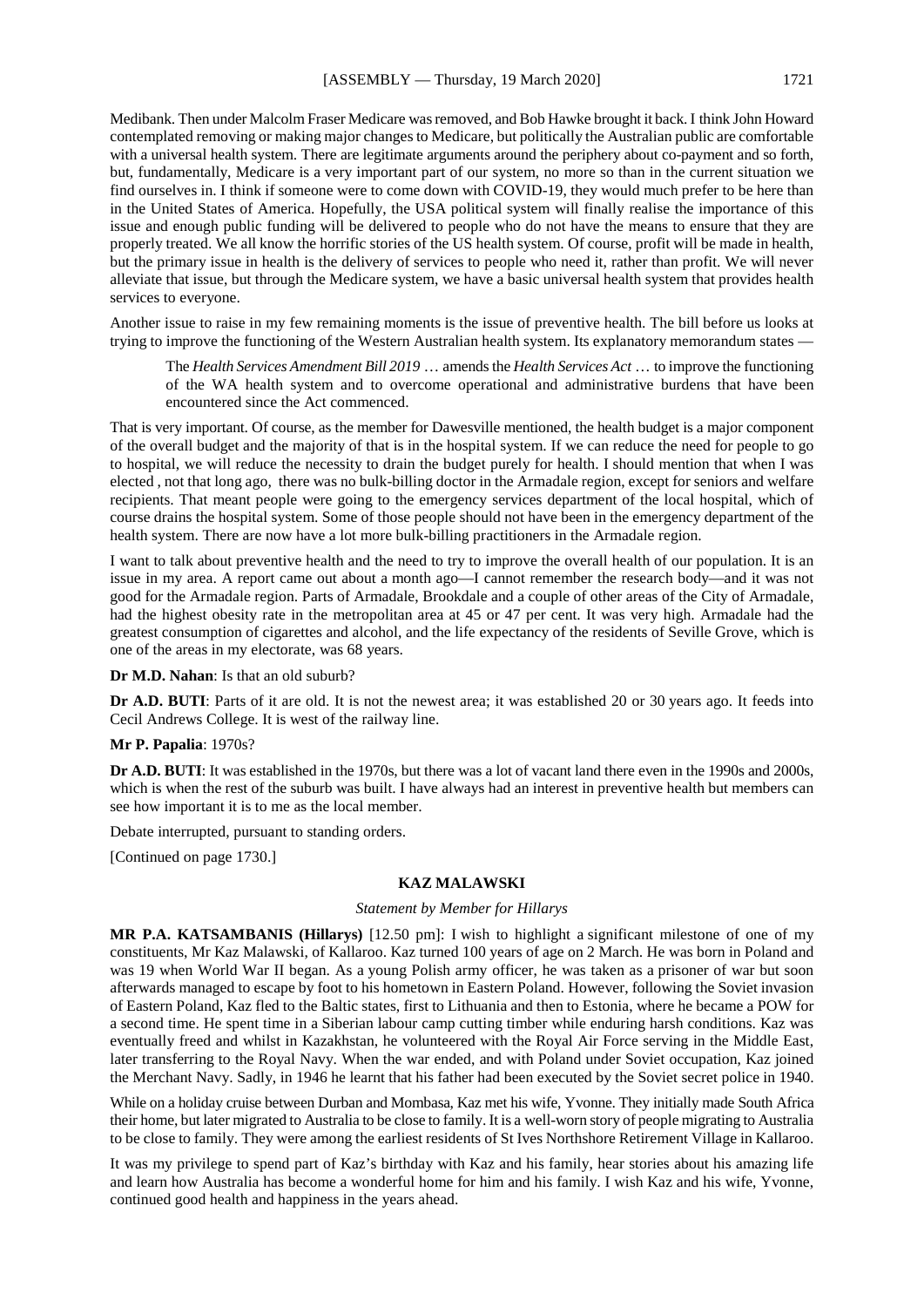Medibank. Then under Malcolm Fraser Medicare was removed, and Bob Hawke brought it back. I think John Howard contemplated removing or making major changes to Medicare, but politically the Australian public are comfortable with a universal health system. There are legitimate arguments around the periphery about co-payment and so forth, but, fundamentally, Medicare is a very important part of our system, no more so than in the current situation we find ourselves in. I think if someone were to come down with COVID-19, they would much prefer to be here than in the United States of America. Hopefully, the USA political system will finally realise the importance of this issue and enough public funding will be delivered to people who do not have the means to ensure that they are properly treated. We all know the horrific stories of the US health system. Of course, profit will be made in health, but the primary issue in health is the delivery of services to people who need it, rather than profit. We will never alleviate that issue, but through the Medicare system, we have a basic universal health system that provides health services to everyone.

Another issue to raise in my few remaining moments is the issue of preventive health. The bill before us looks at trying to improve the functioning of the Western Australian health system. Its explanatory memorandum states —

> The *Health Services Amendment Bill 2019* … amends the *Health Services Act* … to improve the functioning of the WA health system and to overcome operational and administrative burdens that have been encountered since the Act commenced.

That is very important. Of course, as the member for Dawesville mentioned, the health budget is a major component of the overall budget and the majority of that is in the hospital system. If we can reduce the need for people to go to hospital, we will reduce the necessity to drain the budget purely for health. I should mention that when I was elected , not that long ago, there was no bulk-billing doctor in the Armadale region, except for seniors and welfare recipients. That meant people were going to the emergency services department of the local hospital, which of course drains the hospital system. Some of those people should not have been in the emergency department of the health system. There are now have a lot more bulk-billing practitioners in the Armadale region.

I want to talk about preventive health and the need to try to improve the overall health of our population. It is an issue in my area. A report came out about a month ago—I cannot remember the research body—and it was not good for the Armadale region. Parts of Armadale, Brookdale and a couple of other areas of the City of Armadale, had the highest obesity rate in the metropolitan area at 45 or 47 per cent. It was very high. Armadale had the greatest consumption of cigarettes and alcohol, and the life expectancy of the residents of Seville Grove, which is one of the areas in my electorate, was 68 years.

**Dr M.D. Nahan**: Is that an old suburb?

**Dr A.D. BUTI**: Parts of it are old. It is not the newest area; it was established 20 or 30 years ago. It feeds into Cecil Andrews College. It is west of the railway line.

**Mr P. Papalia**: 1970s?

**Dr A.D. BUTI**: It was established in the 1970s, but there was a lot of vacant land there even in the 1990s and 2000s, which is when the rest of the suburb was built. I have always had an interest in preventive health but members can see how important it is to me as the local member.

Debate interrupted, pursuant to standing orders.

[Continued on page 1730.]

## KAZ MALAWSKI

*Statement by Member for Hillarys*

**MR P.A. KATSAMBANIS (Hillarys)** [12.50 pm]: I wish to highlight a significant milestone of one of my constituents, Mr Kaz Malawski, of Kallaroo. Kaz turned 100 years of age on 2 March. He was born in Poland and was 19 when World War II began. As a young Polish army officer, he was taken as a prisoner of war but soon afterwards managed to escape by foot to his hometown in Eastern Poland. However, following the Soviet invasion of Eastern Poland, Kaz fled to the Baltic states, first to Lithuania and then to Estonia, where he became a POW for a second time. He spent time in a Siberian labour camp cutting timber while enduring harsh conditions. Kaz was eventually freed and whilst in Kazakhstan, he volunteered with the Royal Air Force serving in the Middle East, later transferring to the Royal Navy. When the war ended, and with Poland under Soviet occupation, Kaz joined the Merchant Navy. Sadly, in 1946 he learnt that his father had been executed by the Soviet secret police in 1940.

While on a holiday cruise between Durban and Mombasa, Kaz met his wife, Yvonne. They initially made South Africa their home, but later migrated to Australia to be close to family. It is a well-worn story of people migrating to Australia to be close to family. They were among the earliest residents of St Ives Northshore Retirement Village in Kallaroo.

It was my privilege to spend part of Kaz's birthday with Kaz and his family, hear stories about his amazing life and learn how Australia has become a wonderful home for him and his family. I wish Kaz and his wife, Yvonne, continued good health and happiness in the years ahead.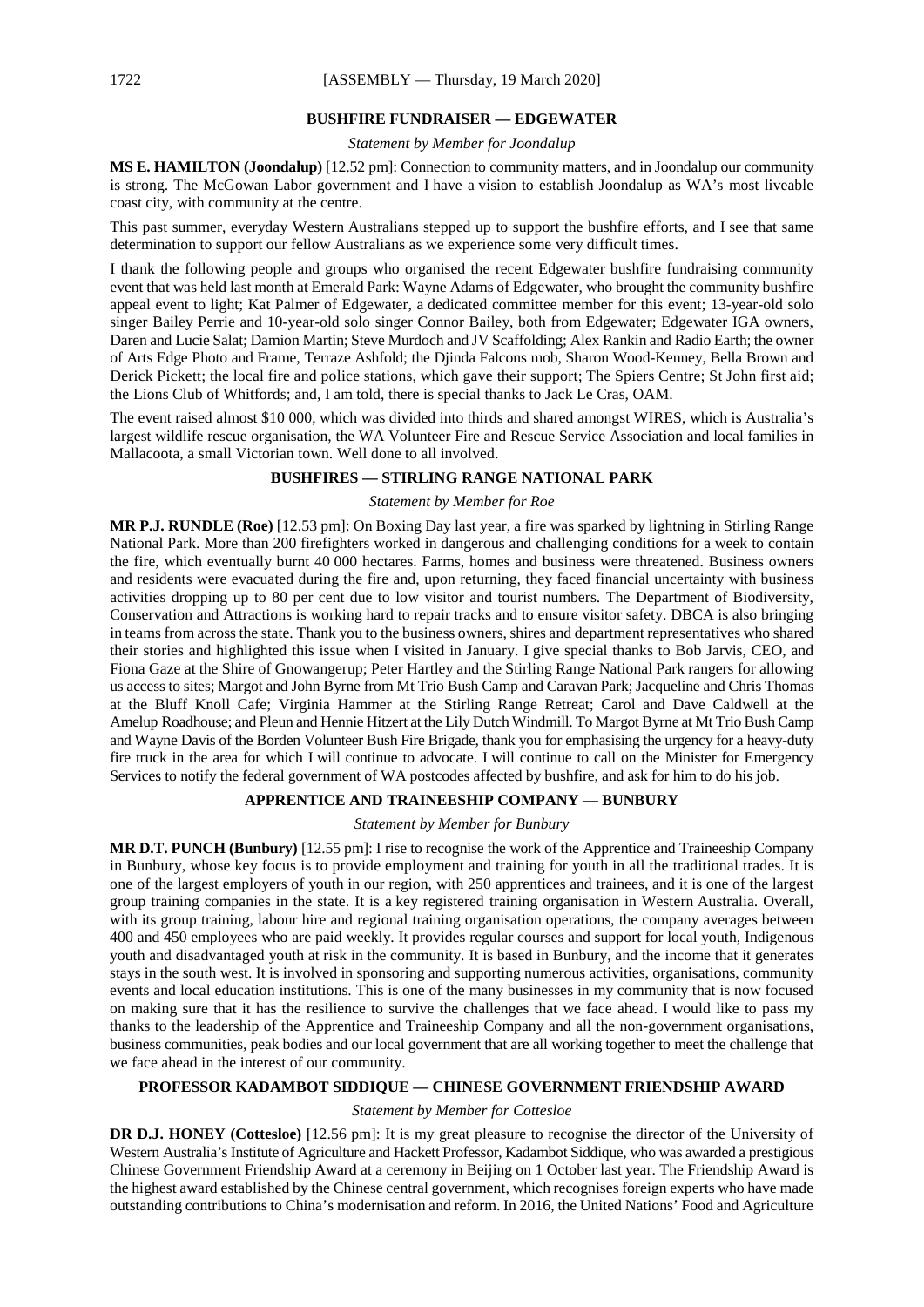## BUSHFIRE FUNDRAISER — EDGEWATER

*Statement by Member for Joondalup*

**MS E. HAMILTON (Joondalup)** [12.52 pm]: Connection to community matters, and in Joondalup our community is strong. The McGowan Labor government and I have a vision to establish Joondalup as WA's most liveable coast city, with community at the centre.

This past summer, everyday Western Australians stepped up to support the bushfire efforts, and I see that same determination to support our fellow Australians as we experience some very difficult times.

I thank the following people and groups who organised the recent Edgewater bushfire fundraising community event that was held last month at Emerald Park: Wayne Adams of Edgewater, who brought the community bushfire appeal event to light; Kat Palmer of Edgewater, a dedicated committee member for this event; 13-year-old solo singer Bailey Perrie and 10-year-old solo singer Connor Bailey, both from Edgewater; Edgewater IGA owners, Daren and Lucie Salat; Damion Martin; Steve Murdoch and JV Scaffolding; Alex Rankin and Radio Earth; the owner of Arts Edge Photo and Frame, Terraze Ashfold; the Djinda Falcons mob, Sharon Wood-Kenney, Bella Brown and Derick Pickett; the local fire and police stations, which gave their support; The Spiers Centre; St John first aid; the Lions Club of Whitfords; and, I am told, there is special thanks to Jack Le Cras, OAM.

The event raised almost $10 000, which was divided into thirds and shared amongst WIRES, which is Australia's largest wildlife rescue organisation, the WA Volunteer Fire and Rescue Service Association and local families in Mallacoota, a small Victorian town. Well done to all involved.

## BUSHFIRES — STIRLING RANGE NATIONAL PARK

*Statement by Member for Roe*

**MR P.J. RUNDLE (Roe)** [12.53 pm]: On Boxing Day last year, a fire was sparked by lightning in Stirling Range National Park. More than 200 firefighters worked in dangerous and challenging conditions for a week to contain the fire, which eventually burnt 40 000 hectares. Farms, homes and business were threatened. Business owners and residents were evacuated during the fire and, upon returning, they faced financial uncertainty with business activities dropping up to 80 per cent due to low visitor and tourist numbers. The Department of Biodiversity, Conservation and Attractions is working hard to repair tracks and to ensure visitor safety. DBCA is also bringing in teams from across the state. Thank you to the business owners, shires and department representatives who shared their stories and highlighted this issue when I visited in January. I give special thanks to Bob Jarvis, CEO, and Fiona Gaze at the Shire of Gnowangerup; Peter Hartley and the Stirling Range National Park rangers for allowing us access to sites; Margot and John Byrne from Mt Trio Bush Camp and Caravan Park; Jacqueline and Chris Thomas at the Bluff Knoll Cafe; Virginia Hammer at the Stirling Range Retreat; Carol and Dave Caldwell at the Amelup Roadhouse; and Pleun and Hennie Hitzert at the Lily Dutch Windmill. To Margot Byrne at Mt Trio Bush Camp and Wayne Davis of the Borden Volunteer Bush Fire Brigade, thank you for emphasising the urgency for a heavy-duty fire truck in the area for which I will continue to advocate. I will continue to call on the Minister for Emergency Services to notify the federal government of WA postcodes affected by bushfire, and ask for him to do his job.

## APPRENTICE AND TRAINEESHIP COMPANY — BUNBURY

*Statement by Member for Bunbury*

**MR D.T. PUNCH (Bunbury)** [12.55 pm]: I rise to recognise the work of the Apprentice and Traineeship Company in Bunbury, whose key focus is to provide employment and training for youth in all the traditional trades. It is one of the largest employers of youth in our region, with 250 apprentices and trainees, and it is one of the largest group training companies in the state. It is a key registered training organisation in Western Australia. Overall, with its group training, labour hire and regional training organisation operations, the company averages between 400 and 450 employees who are paid weekly. It provides regular courses and support for local youth, Indigenous youth and disadvantaged youth at risk in the community. It is based in Bunbury, and the income that it generates stays in the south west. It is involved in sponsoring and supporting numerous activities, organisations, community events and local education institutions. This is one of the many businesses in my community that is now focused on making sure that it has the resilience to survive the challenges that we face ahead. I would like to pass my thanks to the leadership of the Apprentice and Traineeship Company and all the non-government organisations, business communities, peak bodies and our local government that are all working together to meet the challenge that we face ahead in the interest of our community.

## PROFESSOR KADAMBOT SIDDIQUE — CHINESE GOVERNMENT FRIENDSHIP AWARD

*Statement by Member for Cottesloe*

**DR D.J. HONEY (Cottesloe)** [12.56 pm]: It is my great pleasure to recognise the director of the University of Western Australia's Institute of Agriculture and Hackett Professor, Kadambot Siddique, who was awarded a prestigious Chinese Government Friendship Award at a ceremony in Beijing on 1 October last year. The Friendship Award is the highest award established by the Chinese central government, which recognises foreign experts who have made outstanding contributions to China's modernisation and reform. In 2016, the United Nations' Food and Agriculture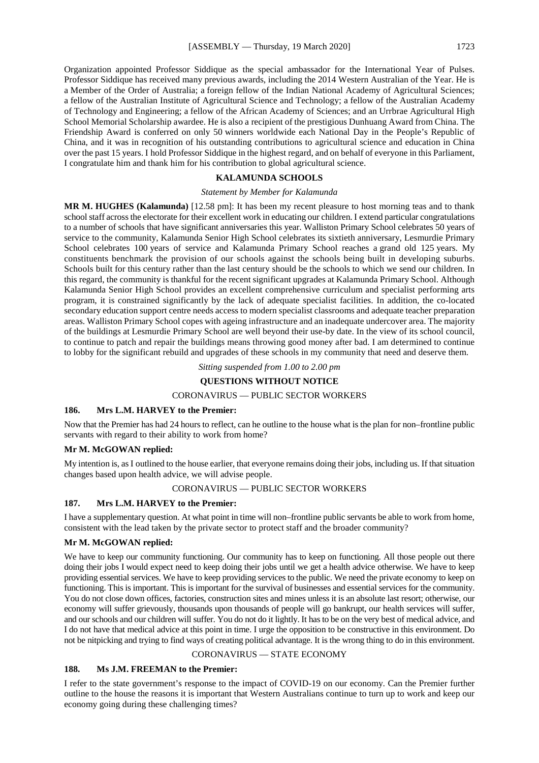Organization appointed Professor Siddique as the special ambassador for the International Year of Pulses. Professor Siddique has received many previous awards, including the 2014 Western Australian of the Year. He is a Member of the Order of Australia; a foreign fellow of the Indian National Academy of Agricultural Sciences; a fellow of the Australian Institute of Agricultural Science and Technology; a fellow of the Australian Academy of Technology and Engineering; a fellow of the African Academy of Sciences; and an Urrbrae Agricultural High School Memorial Scholarship awardee. He is also a recipient of the prestigious Dunhuang Award from China. The Friendship Award is conferred on only 50 winners worldwide each National Day in the People's Republic of China, and it was in recognition of his outstanding contributions to agricultural science and education in China over the past 15 years. I hold Professor Siddique in the highest regard, and on behalf of everyone in this Parliament, I congratulate him and thank him for his contribution to global agricultural science.

## KALAMUNDA SCHOOLS

*Statement by Member for Kalamunda*

**MR M. HUGHES (Kalamunda)** [12.58 pm]: It has been my recent pleasure to host morning teas and to thank school staff across the electorate for their excellent work in educating our children. I extend particular congratulations to a number of schools that have significant anniversaries this year. Walliston Primary School celebrates 50 years of service to the community, Kalamunda Senior High School celebrates its sixtieth anniversary, Lesmurdie Primary School celebrates 100 years of service and Kalamunda Primary School reaches a grand old 125 years. My constituents benchmark the provision of our schools against the schools being built in developing suburbs. Schools built for this century rather than the last century should be the schools to which we send our children. In this regard, the community is thankful for the recent significant upgrades at Kalamunda Primary School. Although Kalamunda Senior High School provides an excellent comprehensive curriculum and specialist performing arts program, it is constrained significantly by the lack of adequate specialist facilities. In addition, the co-located secondary education support centre needs access to modern specialist classrooms and adequate teacher preparation areas. Walliston Primary School copes with ageing infrastructure and an inadequate undercover area. The majority of the buildings at Lesmurdie Primary School are well beyond their use-by date. In the view of its school council, to continue to patch and repair the buildings means throwing good money after bad. I am determined to continue to lobby for the significant rebuild and upgrades of these schools in my community that need and deserve them.

*Sitting suspended from 1.00 to 2.00 pm*

## QUESTIONS WITHOUT NOTICE

### CORONAVIRUS — PUBLIC SECTOR WORKERS

**186. Mrs L.M. HARVEY to the Premier:**

Now that the Premier has had 24 hours to reflect, can he outline to the house what is the plan for non–frontline public servants with regard to their ability to work from home?

**Mr M. McGOWAN replied:**

My intention is, as I outlined to the house earlier, that everyone remains doing their jobs, including us. If that situation changes based upon health advice, we will advise people.

### CORONAVIRUS — PUBLIC SECTOR WORKERS

**187. Mrs L.M. HARVEY to the Premier:**

I have a supplementary question. At what point in time will non–frontline public servants be able to work from home, consistent with the lead taken by the private sector to protect staff and the broader community?

**Mr M. McGOWAN replied:**

We have to keep our community functioning. Our community has to keep on functioning. All those people out there doing their jobs I would expect need to keep doing their jobs until we get a health advice otherwise. We have to keep providing essential services. We have to keep providing services to the public. We need the private economy to keep on functioning. This is important. This is important for the survival of businesses and essential services for the community. You do not close down offices, factories, construction sites and mines unless it is an absolute last resort; otherwise, our economy will suffer grievously, thousands upon thousands of people will go bankrupt, our health services will suffer, and our schools and our children will suffer. You do not do it lightly. It has to be on the very best of medical advice, and I do not have that medical advice at this point in time. I urge the opposition to be constructive in this environment. Do not be nitpicking and trying to find ways of creating political advantage. It is the wrong thing to do in this environment.

### CORONAVIRUS — STATE ECONOMY

**188. Ms J.M. FREEMAN to the Premier:**

I refer to the state government's response to the impact of COVID-19 on our economy. Can the Premier further outline to the house the reasons it is important that Western Australians continue to turn up to work and keep our economy going during these challenging times?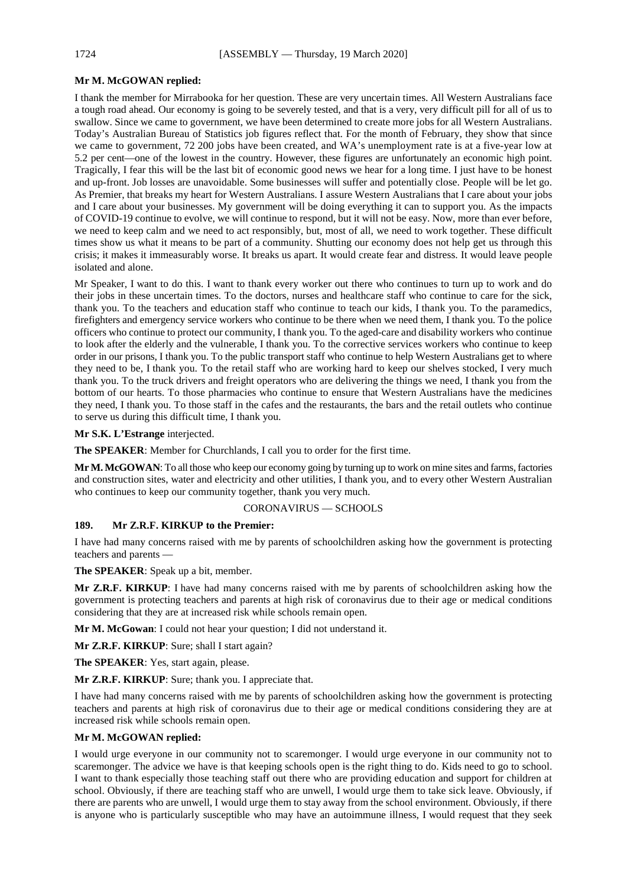**Mr M. McGOWAN replied:**

I thank the member for Mirrabooka for her question. These are very uncertain times. All Western Australians face a tough road ahead. Our economy is going to be severely tested, and that is a very, very difficult pill for all of us to swallow. Since we came to government, we have been determined to create more jobs for all Western Australians. Today's Australian Bureau of Statistics job figures reflect that. For the month of February, they show that since we came to government, 72 200 jobs have been created, and WA's unemployment rate is at a five-year low at 5.2 per cent—one of the lowest in the country. However, these figures are unfortunately an economic high point. Tragically, I fear this will be the last bit of economic good news we hear for a long time. I just have to be honest and up-front. Job losses are unavoidable. Some businesses will suffer and potentially close. People will be let go. As Premier, that breaks my heart for Western Australians. I assure Western Australians that I care about your jobs and I care about your businesses. My government will be doing everything it can to support you. As the impacts of COVID-19 continue to evolve, we will continue to respond, but it will not be easy. Now, more than ever before, we need to keep calm and we need to act responsibly, but, most of all, we need to work together. These difficult times show us what it means to be part of a community. Shutting our economy does not help get us through this crisis; it makes it immeasurably worse. It breaks us apart. It would create fear and distress. It would leave people isolated and alone.

Mr Speaker, I want to do this. I want to thank every worker out there who continues to turn up to work and do their jobs in these uncertain times. To the doctors, nurses and healthcare staff who continue to care for the sick, thank you. To the teachers and education staff who continue to teach our kids, I thank you. To the paramedics, firefighters and emergency service workers who continue to be there when we need them, I thank you. To the police officers who continue to protect our community, I thank you. To the aged-care and disability workers who continue to look after the elderly and the vulnerable, I thank you. To the corrective services workers who continue to keep order in our prisons, I thank you. To the public transport staff who continue to help Western Australians get to where they need to be, I thank you. To the retail staff who are working hard to keep our shelves stocked, I very much thank you. To the truck drivers and freight operators who are delivering the things we need, I thank you from the bottom of our hearts. To those pharmacies who continue to ensure that Western Australians have the medicines they need, I thank you. To those staff in the cafes and the restaurants, the bars and the retail outlets who continue to serve us during this difficult time, I thank you.

**Mr S.K. L'Estrange** interjected.

**The SPEAKER**: Member for Churchlands, I call you to order for the first time.

**Mr M. McGOWAN**: To all those who keep our economy going by turning up to work on mine sites and farms, factories and construction sites, water and electricity and other utilities, I thank you, and to every other Western Australian who continues to keep our community together, thank you very much.

## CORONAVIRUS — SCHOOLS

**189. Mr Z.R.F. KIRKUP to the Premier:**

I have had many concerns raised with me by parents of schoolchildren asking how the government is protecting teachers and parents —

**The SPEAKER**: Speak up a bit, member.

**Mr Z.R.F. KIRKUP**: I have had many concerns raised with me by parents of schoolchildren asking how the government is protecting teachers and parents at high risk of coronavirus due to their age or medical conditions considering that they are at increased risk while schools remain open.

**Mr M. McGowan**: I could not hear your question; I did not understand it.

**Mr Z.R.F. KIRKUP**: Sure; shall I start again?

**The SPEAKER**: Yes, start again, please.

**Mr Z.R.F. KIRKUP**: Sure; thank you. I appreciate that.

I have had many concerns raised with me by parents of schoolchildren asking how the government is protecting teachers and parents at high risk of coronavirus due to their age or medical conditions considering they are at increased risk while schools remain open.

**Mr M. McGOWAN replied:**

I would urge everyone in our community not to scaremonger. I would urge everyone in our community not to scaremonger. The advice we have is that keeping schools open is the right thing to do. Kids need to go to school. I want to thank especially those teaching staff out there who are providing education and support for children at school. Obviously, if there are teaching staff who are unwell, I would urge them to take sick leave. Obviously, if there are parents who are unwell, I would urge them to stay away from the school environment. Obviously, if there is anyone who is particularly susceptible who may have an autoimmune illness, I would request that they seek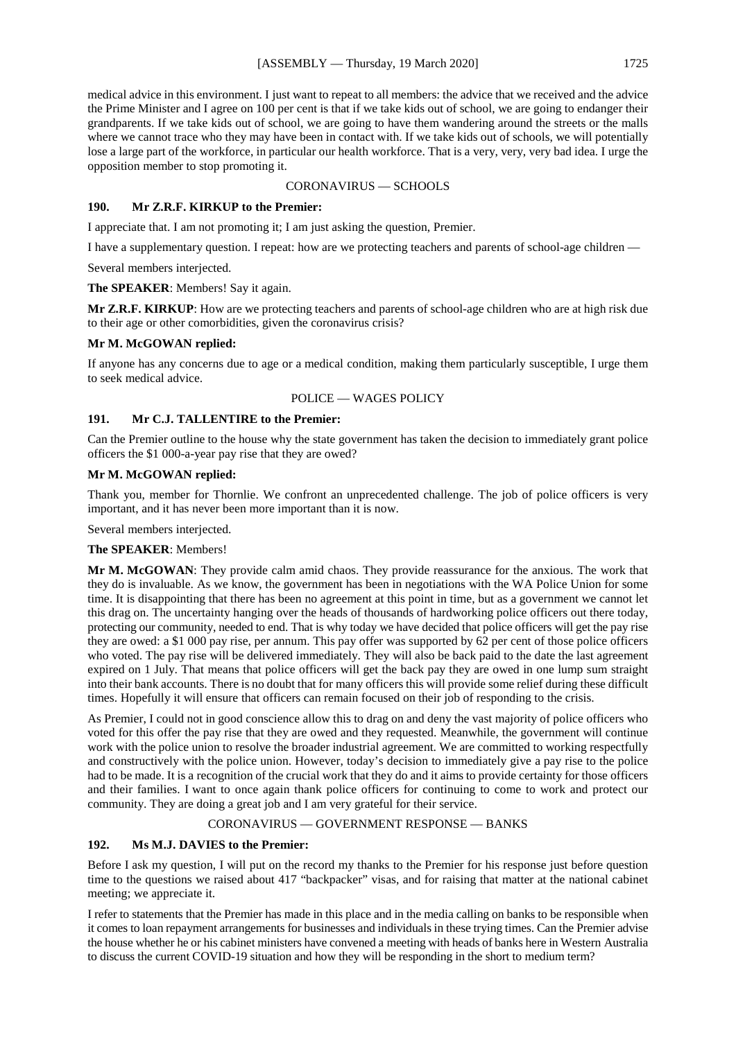medical advice in this environment. I just want to repeat to all members: the advice that we received and the advice the Prime Minister and I agree on 100 per cent is that if we take kids out of school, we are going to endanger their grandparents. If we take kids out of school, we are going to have them wandering around the streets or the malls where we cannot trace who they may have been in contact with. If we take kids out of schools, we will potentially lose a large part of the workforce, in particular our health workforce. That is a very, very, very bad idea. I urge the opposition member to stop promoting it.

### CORONAVIRUS — SCHOOLS

**190. Mr Z.R.F. KIRKUP to the Premier:**

I appreciate that. I am not promoting it; I am just asking the question, Premier.

I have a supplementary question. I repeat: how are we protecting teachers and parents of school-age children —

Several members interjected.

**The SPEAKER**: Members! Say it again.

**Mr Z.R.F. KIRKUP**: How are we protecting teachers and parents of school-age children who are at high risk due to their age or other comorbidities, given the coronavirus crisis?

**Mr M. McGOWAN replied:**

If anyone has any concerns due to age or a medical condition, making them particularly susceptible, I urge them to seek medical advice.

### POLICE — WAGES POLICY

**191. Mr C.J. TALLENTIRE to the Premier:**

Can the Premier outline to the house why the state government has taken the decision to immediately grant police officers the $1 000-a-year pay rise that they are owed?

**Mr M. McGOWAN replied:**

Thank you, member for Thornlie. We confront an unprecedented challenge. The job of police officers is very important, and it has never been more important than it is now.

Several members interjected.

**The SPEAKER**: Members!

**Mr M. McGOWAN**: They provide calm amid chaos. They provide reassurance for the anxious. The work that they do is invaluable. As we know, the government has been in negotiations with the WA Police Union for some time. It is disappointing that there has been no agreement at this point in time, but as a government we cannot let this drag on. The uncertainty hanging over the heads of thousands of hardworking police officers out there today, protecting our community, needed to end. That is why today we have decided that police officers will get the pay rise they are owed: a $1 000 pay rise, per annum. This pay offer was supported by 62 per cent of those police officers who voted. The pay rise will be delivered immediately. They will also be back paid to the date the last agreement expired on 1 July. That means that police officers will get the back pay they are owed in one lump sum straight into their bank accounts. There is no doubt that for many officers this will provide some relief during these difficult times. Hopefully it will ensure that officers can remain focused on their job of responding to the crisis.

As Premier, I could not in good conscience allow this to drag on and deny the vast majority of police officers who voted for this offer the pay rise that they are owed and they requested. Meanwhile, the government will continue work with the police union to resolve the broader industrial agreement. We are committed to working respectfully and constructively with the police union. However, today's decision to immediately give a pay rise to the police had to be made. It is a recognition of the crucial work that they do and it aims to provide certainty for those officers and their families. I want to once again thank police officers for continuing to come to work and protect our community. They are doing a great job and I am very grateful for their service.

### CORONAVIRUS — GOVERNMENT RESPONSE — BANKS

**192. Ms M.J. DAVIES to the Premier:**

Before I ask my question, I will put on the record my thanks to the Premier for his response just before question time to the questions we raised about 417 "backpacker" visas, and for raising that matter at the national cabinet meeting; we appreciate it.

I refer to statements that the Premier has made in this place and in the media calling on banks to be responsible when it comes to loan repayment arrangements for businesses and individuals in these trying times. Can the Premier advise the house whether he or his cabinet ministers have convened a meeting with heads of banks here in Western Australia to discuss the current COVID-19 situation and how they will be responding in the short to medium term?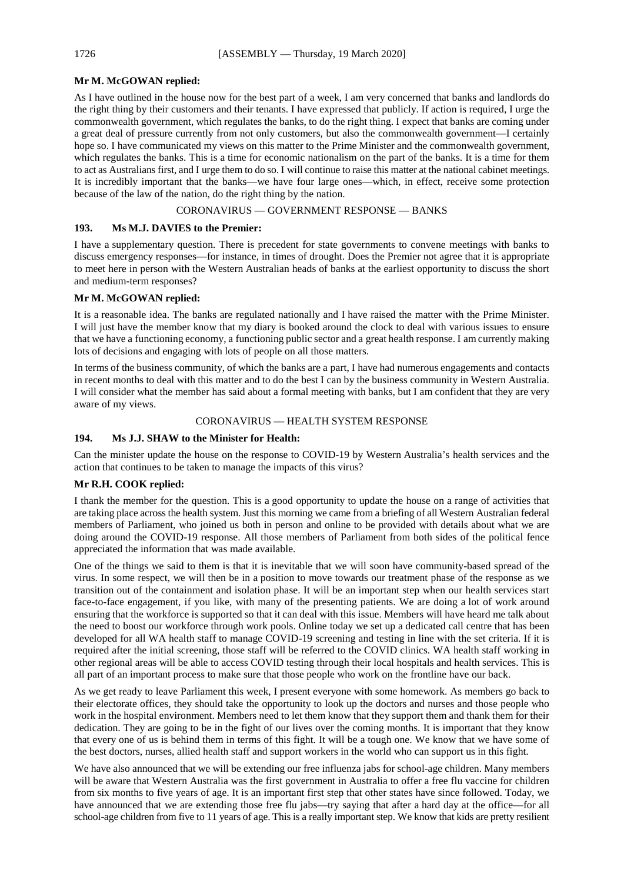**Mr M. McGOWAN replied:**

As I have outlined in the house now for the best part of a week, I am very concerned that banks and landlords do the right thing by their customers and their tenants. I have expressed that publicly. If action is required, I urge the commonwealth government, which regulates the banks, to do the right thing. I expect that banks are coming under a great deal of pressure currently from not only customers, but also the commonwealth government—I certainly hope so. I have communicated my views on this matter to the Prime Minister and the commonwealth government, which regulates the banks. This is a time for economic nationalism on the part of the banks. It is a time for them to act as Australians first, and I urge them to do so. I will continue to raise this matter at the national cabinet meetings. It is incredibly important that the banks—we have four large ones—which, in effect, receive some protection because of the law of the nation, do the right thing by the nation.

CORONAVIRUS — GOVERNMENT RESPONSE — BANKS

**193. Ms M.J. DAVIES to the Premier:**

I have a supplementary question. There is precedent for state governments to convene meetings with banks to discuss emergency responses—for instance, in times of drought. Does the Premier not agree that it is appropriate to meet here in person with the Western Australian heads of banks at the earliest opportunity to discuss the short and medium-term responses?

**Mr M. McGOWAN replied:**

It is a reasonable idea. The banks are regulated nationally and I have raised the matter with the Prime Minister. I will just have the member know that my diary is booked around the clock to deal with various issues to ensure that we have a functioning economy, a functioning public sector and a great health response. I am currently making lots of decisions and engaging with lots of people on all those matters.

In terms of the business community, of which the banks are a part, I have had numerous engagements and contacts in recent months to deal with this matter and to do the best I can by the business community in Western Australia. I will consider what the member has said about a formal meeting with banks, but I am confident that they are very aware of my views.

CORONAVIRUS — HEALTH SYSTEM RESPONSE

**194. Ms J.J. SHAW to the Minister for Health:**

Can the minister update the house on the response to COVID-19 by Western Australia's health services and the action that continues to be taken to manage the impacts of this virus?

**Mr R.H. COOK replied:**

I thank the member for the question. This is a good opportunity to update the house on a range of activities that are taking place across the health system. Just this morning we came from a briefing of all Western Australian federal members of Parliament, who joined us both in person and online to be provided with details about what we are doing around the COVID-19 response. All those members of Parliament from both sides of the political fence appreciated the information that was made available.

One of the things we said to them is that it is inevitable that we will soon have community-based spread of the virus. In some respect, we will then be in a position to move towards our treatment phase of the response as we transition out of the containment and isolation phase. It will be an important step when our health services start face-to-face engagement, if you like, with many of the presenting patients. We are doing a lot of work around ensuring that the workforce is supported so that it can deal with this issue. Members will have heard me talk about the need to boost our workforce through work pools. Online today we set up a dedicated call centre that has been developed for all WA health staff to manage COVID-19 screening and testing in line with the set criteria. If it is required after the initial screening, those staff will be referred to the COVID clinics. WA health staff working in other regional areas will be able to access COVID testing through their local hospitals and health services. This is all part of an important process to make sure that those people who work on the frontline have our back.

As we get ready to leave Parliament this week, I present everyone with some homework. As members go back to their electorate offices, they should take the opportunity to look up the doctors and nurses and those people who work in the hospital environment. Members need to let them know that they support them and thank them for their dedication. They are going to be in the fight of our lives over the coming months. It is important that they know that every one of us is behind them in terms of this fight. It will be a tough one. We know that we have some of the best doctors, nurses, allied health staff and support workers in the world who can support us in this fight.

We have also announced that we will be extending our free influenza jabs for school-age children. Many members will be aware that Western Australia was the first government in Australia to offer a free flu vaccine for children from six months to five years of age. It is an important first step that other states have since followed. Today, we have announced that we are extending those free flu jabs—try saying that after a hard day at the office—for all school-age children from five to 11 years of age. This is a really important step. We know that kids are pretty resilient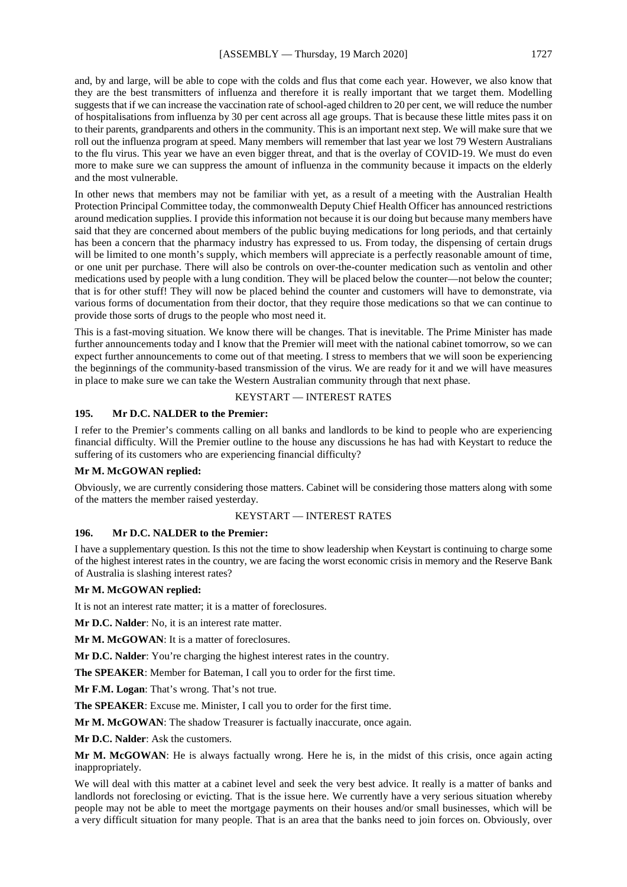and, by and large, will be able to cope with the colds and flus that come each year. However, we also know that they are the best transmitters of influenza and therefore it is really important that we target them. Modelling suggests that if we can increase the vaccination rate of school-aged children to 20 per cent, we will reduce the number of hospitalisations from influenza by 30 per cent across all age groups. That is because these little mites pass it on to their parents, grandparents and others in the community. This is an important next step. We will make sure that we roll out the influenza program at speed. Many members will remember that last year we lost 79 Western Australians to the flu virus. This year we have an even bigger threat, and that is the overlay of COVID-19. We must do even more to make sure we can suppress the amount of influenza in the community because it impacts on the elderly and the most vulnerable.

In other news that members may not be familiar with yet, as a result of a meeting with the Australian Health Protection Principal Committee today, the commonwealth Deputy Chief Health Officer has announced restrictions around medication supplies. I provide this information not because it is our doing but because many members have said that they are concerned about members of the public buying medications for long periods, and that certainly has been a concern that the pharmacy industry has expressed to us. From today, the dispensing of certain drugs will be limited to one month's supply, which members will appreciate is a perfectly reasonable amount of time, or one unit per purchase. There will also be controls on over-the-counter medication such as ventolin and other medications used by people with a lung condition. They will be placed below the counter—not below the counter; that is for other stuff! They will now be placed behind the counter and customers will have to demonstrate, via various forms of documentation from their doctor, that they require those medications so that we can continue to provide those sorts of drugs to the people who most need it.

This is a fast-moving situation. We know there will be changes. That is inevitable. The Prime Minister has made further announcements today and I know that the Premier will meet with the national cabinet tomorrow, so we can expect further announcements to come out of that meeting. I stress to members that we will soon be experiencing the beginnings of the community-based transmission of the virus. We are ready for it and we will have measures in place to make sure we can take the Western Australian community through that next phase.

## KEYSTART — INTEREST RATES

### 195. Mr D.C. NALDER to the Premier:

I refer to the Premier's comments calling on all banks and landlords to be kind to people who are experiencing financial difficulty. Will the Premier outline to the house any discussions he has had with Keystart to reduce the suffering of its customers who are experiencing financial difficulty?

**Mr M. McGOWAN replied:**

Obviously, we are currently considering those matters. Cabinet will be considering those matters along with some of the matters the member raised yesterday.

## KEYSTART — INTEREST RATES

### 196. Mr D.C. NALDER to the Premier:

I have a supplementary question. Is this not the time to show leadership when Keystart is continuing to charge some of the highest interest rates in the country, we are facing the worst economic crisis in memory and the Reserve Bank of Australia is slashing interest rates?

**Mr M. McGOWAN replied:**

It is not an interest rate matter; it is a matter of foreclosures.

**Mr D.C. Nalder**: No, it is an interest rate matter.

**Mr M. McGOWAN**: It is a matter of foreclosures.

**Mr D.C. Nalder**: You're charging the highest interest rates in the country.

**The SPEAKER**: Member for Bateman, I call you to order for the first time.

**Mr F.M. Logan**: That's wrong. That's not true.

**The SPEAKER**: Excuse me. Minister, I call you to order for the first time.

**Mr M. McGOWAN**: The shadow Treasurer is factually inaccurate, once again.

**Mr D.C. Nalder**: Ask the customers.

**Mr M. McGOWAN**: He is always factually wrong. Here he is, in the midst of this crisis, once again acting inappropriately.

We will deal with this matter at a cabinet level and seek the very best advice. It really is a matter of banks and landlords not foreclosing or evicting. That is the issue here. We currently have a very serious situation whereby people may not be able to meet the mortgage payments on their houses and/or small businesses, which will be a very difficult situation for many people. That is an area that the banks need to join forces on. Obviously, over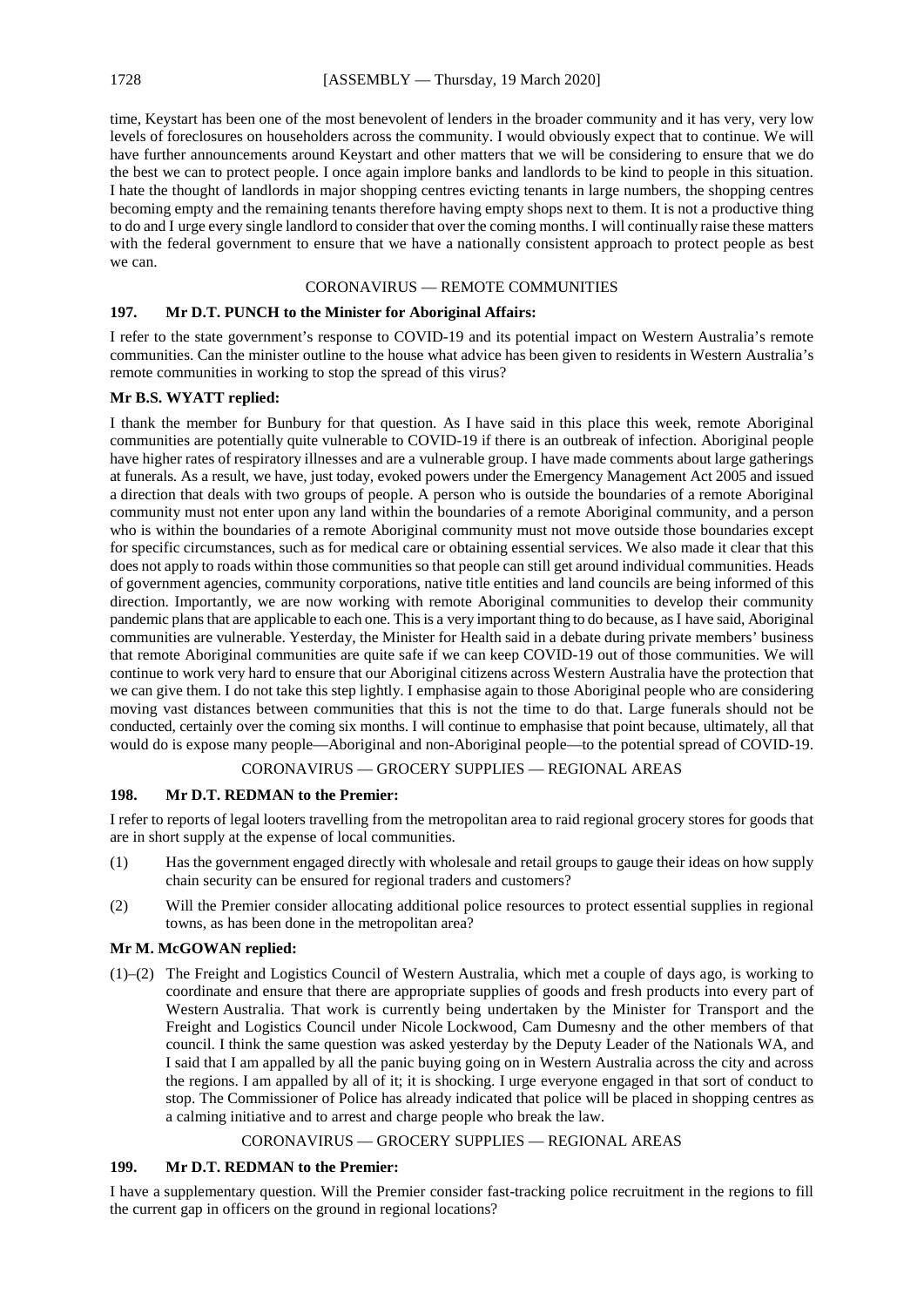time, Keystart has been one of the most benevolent of lenders in the broader community and it has very, very low levels of foreclosures on householders across the community. I would obviously expect that to continue. We will have further announcements around Keystart and other matters that we will be considering to ensure that we do the best we can to protect people. I once again implore banks and landlords to be kind to people in this situation. I hate the thought of landlords in major shopping centres evicting tenants in large numbers, the shopping centres becoming empty and the remaining tenants therefore having empty shops next to them. It is not a productive thing to do and I urge every single landlord to consider that over the coming months. I will continually raise these matters with the federal government to ensure that we have a nationally consistent approach to protect people as best we can.

## CORONAVIRUS — REMOTE COMMUNITIES

### 197. Mr D.T. PUNCH to the Minister for Aboriginal Affairs:

I refer to the state government's response to COVID-19 and its potential impact on Western Australia's remote communities. Can the minister outline to the house what advice has been given to residents in Western Australia's remote communities in working to stop the spread of this virus?

**Mr B.S. WYATT replied:**

I thank the member for Bunbury for that question. As I have said in this place this week, remote Aboriginal communities are potentially quite vulnerable to COVID-19 if there is an outbreak of infection. Aboriginal people have higher rates of respiratory illnesses and are a vulnerable group. I have made comments about large gatherings at funerals. As a result, we have, just today, evoked powers under the Emergency Management Act 2005 and issued a direction that deals with two groups of people. A person who is outside the boundaries of a remote Aboriginal community must not enter upon any land within the boundaries of a remote Aboriginal community, and a person who is within the boundaries of a remote Aboriginal community must not move outside those boundaries except for specific circumstances, such as for medical care or obtaining essential services. We also made it clear that this does not apply to roads within those communities so that people can still get around individual communities. Heads of government agencies, community corporations, native title entities and land councils are being informed of this direction. Importantly, we are now working with remote Aboriginal communities to develop their community pandemic plans that are applicable to each one. This is a very important thing to do because, as I have said, Aboriginal communities are vulnerable. Yesterday, the Minister for Health said in a debate during private members' business that remote Aboriginal communities are quite safe if we can keep COVID-19 out of those communities. We will continue to work very hard to ensure that our Aboriginal citizens across Western Australia have the protection that we can give them. I do not take this step lightly. I emphasise again to those Aboriginal people who are considering moving vast distances between communities that this is not the time to do that. Large funerals should not be conducted, certainly over the coming six months. I will continue to emphasise that point because, ultimately, all that would do is expose many people—Aboriginal and non-Aboriginal people—to the potential spread of COVID-19.

## CORONAVIRUS — GROCERY SUPPLIES — REGIONAL AREAS

### 198. Mr D.T. REDMAN to the Premier:

I refer to reports of legal looters travelling from the metropolitan area to raid regional grocery stores for goods that are in short supply at the expense of local communities.

(1) Has the government engaged directly with wholesale and retail groups to gauge their ideas on how supply chain security can be ensured for regional traders and customers?

(2) Will the Premier consider allocating additional police resources to protect essential supplies in regional towns, as has been done in the metropolitan area?

**Mr M. McGOWAN replied:**

(1)–(2) The Freight and Logistics Council of Western Australia, which met a couple of days ago, is working to coordinate and ensure that there are appropriate supplies of goods and fresh products into every part of Western Australia. That work is currently being undertaken by the Minister for Transport and the Freight and Logistics Council under Nicole Lockwood, Cam Dumesny and the other members of that council. I think the same question was asked yesterday by the Deputy Leader of the Nationals WA, and I said that I am appalled by all the panic buying going on in Western Australia across the city and across the regions. I am appalled by all of it; it is shocking. I urge everyone engaged in that sort of conduct to stop. The Commissioner of Police has already indicated that police will be placed in shopping centres as a calming initiative and to arrest and charge people who break the law.

## CORONAVIRUS — GROCERY SUPPLIES — REGIONAL AREAS

### 199. Mr D.T. REDMAN to the Premier:

I have a supplementary question. Will the Premier consider fast-tracking police recruitment in the regions to fill the current gap in officers on the ground in regional locations?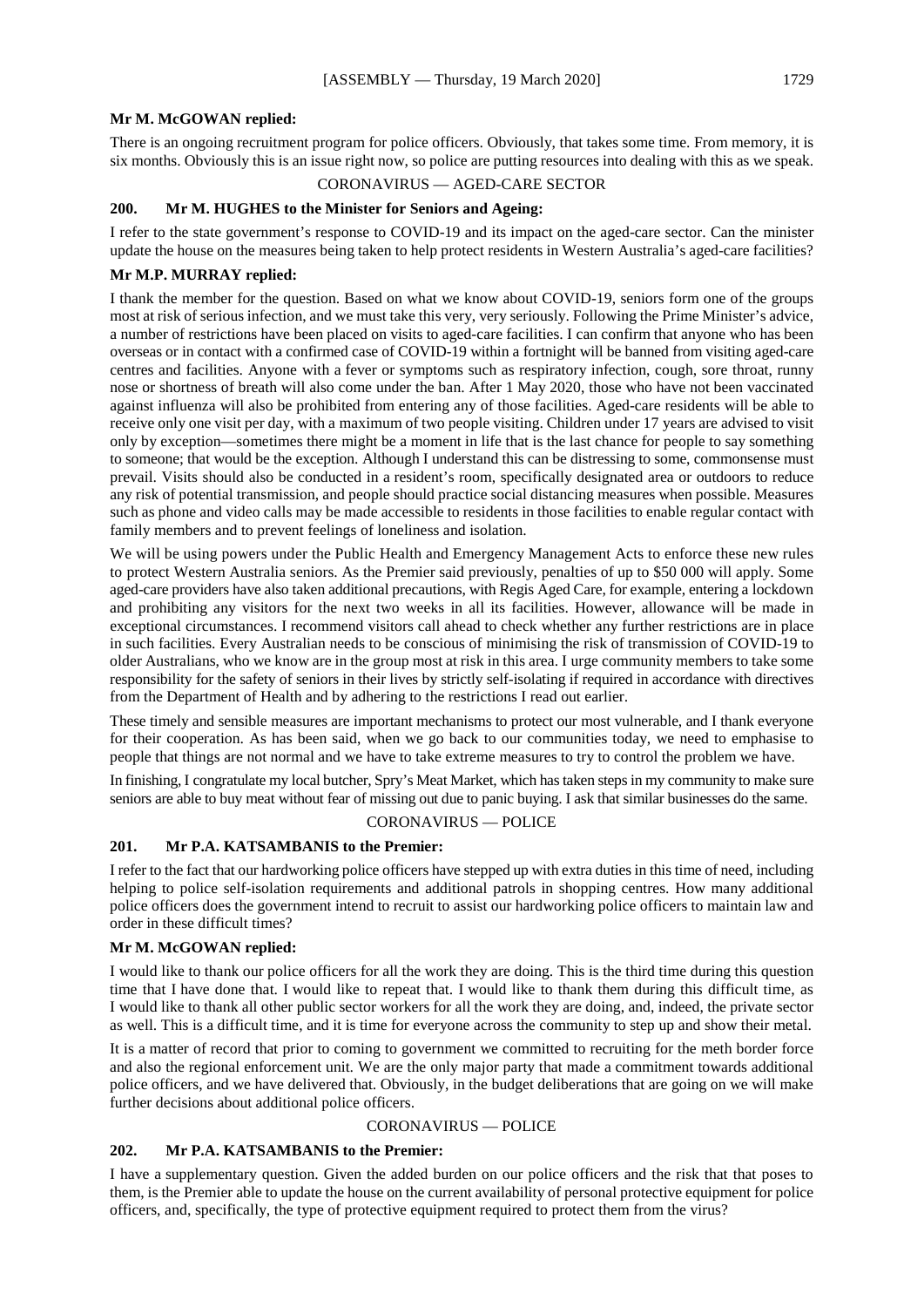**Mr M. McGOWAN replied:**

There is an ongoing recruitment program for police officers. Obviously, that takes some time. From memory, it is six months. Obviously this is an issue right now, so police are putting resources into dealing with this as we speak.

## CORONAVIRUS — AGED-CARE SECTOR

### 200. Mr M. HUGHES to the Minister for Seniors and Ageing:

I refer to the state government's response to COVID-19 and its impact on the aged-care sector. Can the minister update the house on the measures being taken to help protect residents in Western Australia's aged-care facilities?

**Mr M.P. MURRAY replied:**

I thank the member for the question. Based on what we know about COVID-19, seniors form one of the groups most at risk of serious infection, and we must take this very, very seriously. Following the Prime Minister's advice, a number of restrictions have been placed on visits to aged-care facilities. I can confirm that anyone who has been overseas or in contact with a confirmed case of COVID-19 within a fortnight will be banned from visiting aged-care centres and facilities. Anyone with a fever or symptoms such as respiratory infection, cough, sore throat, runny nose or shortness of breath will also come under the ban. After 1 May 2020, those who have not been vaccinated against influenza will also be prohibited from entering any of those facilities. Aged-care residents will be able to receive only one visit per day, with a maximum of two people visiting. Children under 17 years are advised to visit only by exception—sometimes there might be a moment in life that is the last chance for people to say something to someone; that would be the exception. Although I understand this can be distressing to some, commonsense must prevail. Visits should also be conducted in a resident's room, specifically designated area or outdoors to reduce any risk of potential transmission, and people should practice social distancing measures when possible. Measures such as phone and video calls may be made accessible to residents in those facilities to enable regular contact with family members and to prevent feelings of loneliness and isolation.

We will be using powers under the Public Health and Emergency Management Acts to enforce these new rules to protect Western Australia seniors. As the Premier said previously, penalties of up to $50 000 will apply. Some aged-care providers have also taken additional precautions, with Regis Aged Care, for example, entering a lockdown and prohibiting any visitors for the next two weeks in all its facilities. However, allowance will be made in exceptional circumstances. I recommend visitors call ahead to check whether any further restrictions are in place in such facilities. Every Australian needs to be conscious of minimising the risk of transmission of COVID-19 to older Australians, who we know are in the group most at risk in this area. I urge community members to take some responsibility for the safety of seniors in their lives by strictly self-isolating if required in accordance with directives from the Department of Health and by adhering to the restrictions I read out earlier.

These timely and sensible measures are important mechanisms to protect our most vulnerable, and I thank everyone for their cooperation. As has been said, when we go back to our communities today, we need to emphasise to people that things are not normal and we have to take extreme measures to try to control the problem we have.

In finishing, I congratulate my local butcher, Spry's Meat Market, which has taken steps in my community to make sure seniors are able to buy meat without fear of missing out due to panic buying. I ask that similar businesses do the same.

## CORONAVIRUS — POLICE

### 201. Mr P.A. KATSAMBANIS to the Premier:

I refer to the fact that our hardworking police officers have stepped up with extra duties in this time of need, including helping to police self-isolation requirements and additional patrols in shopping centres. How many additional police officers does the government intend to recruit to assist our hardworking police officers to maintain law and order in these difficult times?

**Mr M. McGOWAN replied:**

I would like to thank our police officers for all the work they are doing. This is the third time during this question time that I have done that. I would like to repeat that. I would like to thank them during this difficult time, as I would like to thank all other public sector workers for all the work they are doing, and, indeed, the private sector as well. This is a difficult time, and it is time for everyone across the community to step up and show their metal.

It is a matter of record that prior to coming to government we committed to recruiting for the meth border force and also the regional enforcement unit. We are the only major party that made a commitment towards additional police officers, and we have delivered that. Obviously, in the budget deliberations that are going on we will make further decisions about additional police officers.

## CORONAVIRUS — POLICE

### 202. Mr P.A. KATSAMBANIS to the Premier:

I have a supplementary question. Given the added burden on our police officers and the risk that that poses to them, is the Premier able to update the house on the current availability of personal protective equipment for police officers, and, specifically, the type of protective equipment required to protect them from the virus?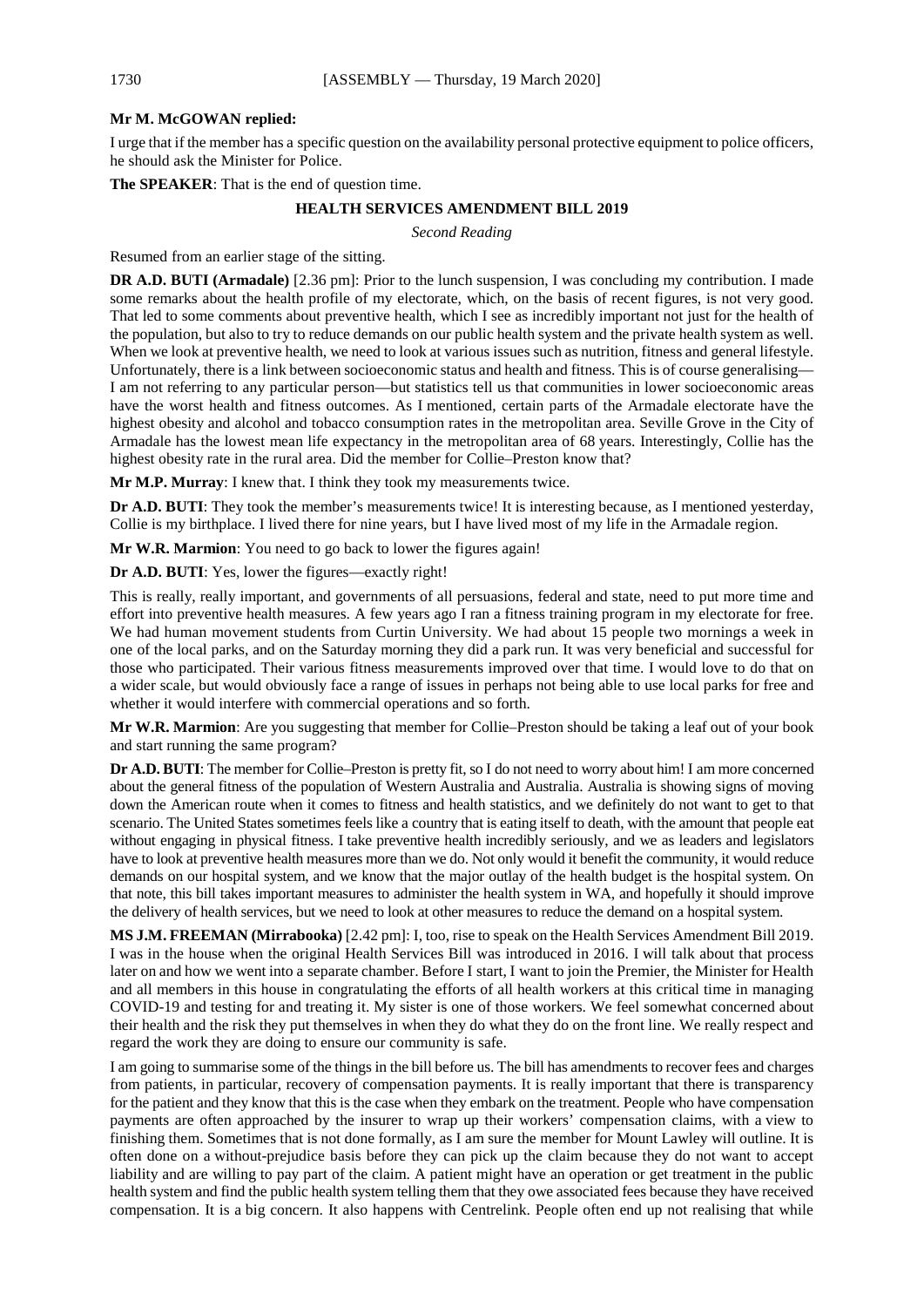**Mr M. McGOWAN replied:**

I urge that if the member has a specific question on the availability personal protective equipment to police officers, he should ask the Minister for Police.

**The SPEAKER**: That is the end of question time.

## HEALTH SERVICES AMENDMENT BILL 2019

*Second Reading*

Resumed from an earlier stage of the sitting.

**DR A.D. BUTI (Armadale)** [2.36 pm]: Prior to the lunch suspension, I was concluding my contribution. I made some remarks about the health profile of my electorate, which, on the basis of recent figures, is not very good. That led to some comments about preventive health, which I see as incredibly important not just for the health of the population, but also to try to reduce demands on our public health system and the private health system as well. When we look at preventive health, we need to look at various issues such as nutrition, fitness and general lifestyle. Unfortunately, there is a link between socioeconomic status and health and fitness. This is of course generalising—I am not referring to any particular person—but statistics tell us that communities in lower socioeconomic areas have the worst health and fitness outcomes. As I mentioned, certain parts of the Armadale electorate have the highest obesity and alcohol and tobacco consumption rates in the metropolitan area. Seville Grove in the City of Armadale has the lowest mean life expectancy in the metropolitan area of 68 years. Interestingly, Collie has the highest obesity rate in the rural area. Did the member for Collie–Preston know that?

**Mr M.P. Murray**: I knew that. I think they took my measurements twice.

**Dr A.D. BUTI**: They took the member's measurements twice! It is interesting because, as I mentioned yesterday, Collie is my birthplace. I lived there for nine years, but I have lived most of my life in the Armadale region.

**Mr W.R. Marmion**: You need to go back to lower the figures again!

**Dr A.D. BUTI**: Yes, lower the figures—exactly right!

This is really, really important, and governments of all persuasions, federal and state, need to put more time and effort into preventive health measures. A few years ago I ran a fitness training program in my electorate for free. We had human movement students from Curtin University. We had about 15 people two mornings a week in one of the local parks, and on the Saturday morning they did a park run. It was very beneficial and successful for those who participated. Their various fitness measurements improved over that time. I would love to do that on a wider scale, but would obviously face a range of issues in perhaps not being able to use local parks for free and whether it would interfere with commercial operations and so forth.

**Mr W.R. Marmion**: Are you suggesting that member for Collie–Preston should be taking a leaf out of your book and start running the same program?

**Dr A.D. BUTI**: The member for Collie–Preston is pretty fit, so I do not need to worry about him! I am more concerned about the general fitness of the population of Western Australia and Australia. Australia is showing signs of moving down the American route when it comes to fitness and health statistics, and we definitely do not want to get to that scenario. The United States sometimes feels like a country that is eating itself to death, with the amount that people eat without engaging in physical fitness. I take preventive health incredibly seriously, and we as leaders and legislators have to look at preventive health measures more than we do. Not only would it benefit the community, it would reduce demands on our hospital system, and we know that the major outlay of the health budget is the hospital system. On that note, this bill takes important measures to administer the health system in WA, and hopefully it should improve the delivery of health services, but we need to look at other measures to reduce the demand on a hospital system.

**MS J.M. FREEMAN (Mirrabooka)** [2.42 pm]: I, too, rise to speak on the Health Services Amendment Bill 2019. I was in the house when the original Health Services Bill was introduced in 2016. I will talk about that process later on and how we went into a separate chamber. Before I start, I want to join the Premier, the Minister for Health and all members in this house in congratulating the efforts of all health workers at this critical time in managing COVID-19 and testing for and treating it. My sister is one of those workers. We feel somewhat concerned about their health and the risk they put themselves in when they do what they do on the front line. We really respect and regard the work they are doing to ensure our community is safe.

I am going to summarise some of the things in the bill before us. The bill has amendments to recover fees and charges from patients, in particular, recovery of compensation payments. It is really important that there is transparency for the patient and they know that this is the case when they embark on the treatment. People who have compensation payments are often approached by the insurer to wrap up their workers' compensation claims, with a view to finishing them. Sometimes that is not done formally, as I am sure the member for Mount Lawley will outline. It is often done on a without-prejudice basis before they can pick up the claim because they do not want to accept liability and are willing to pay part of the claim. A patient might have an operation or get treatment in the public health system and find the public health system telling them that they owe associated fees because they have received compensation. It is a big concern. It also happens with Centrelink. People often end up not realising that while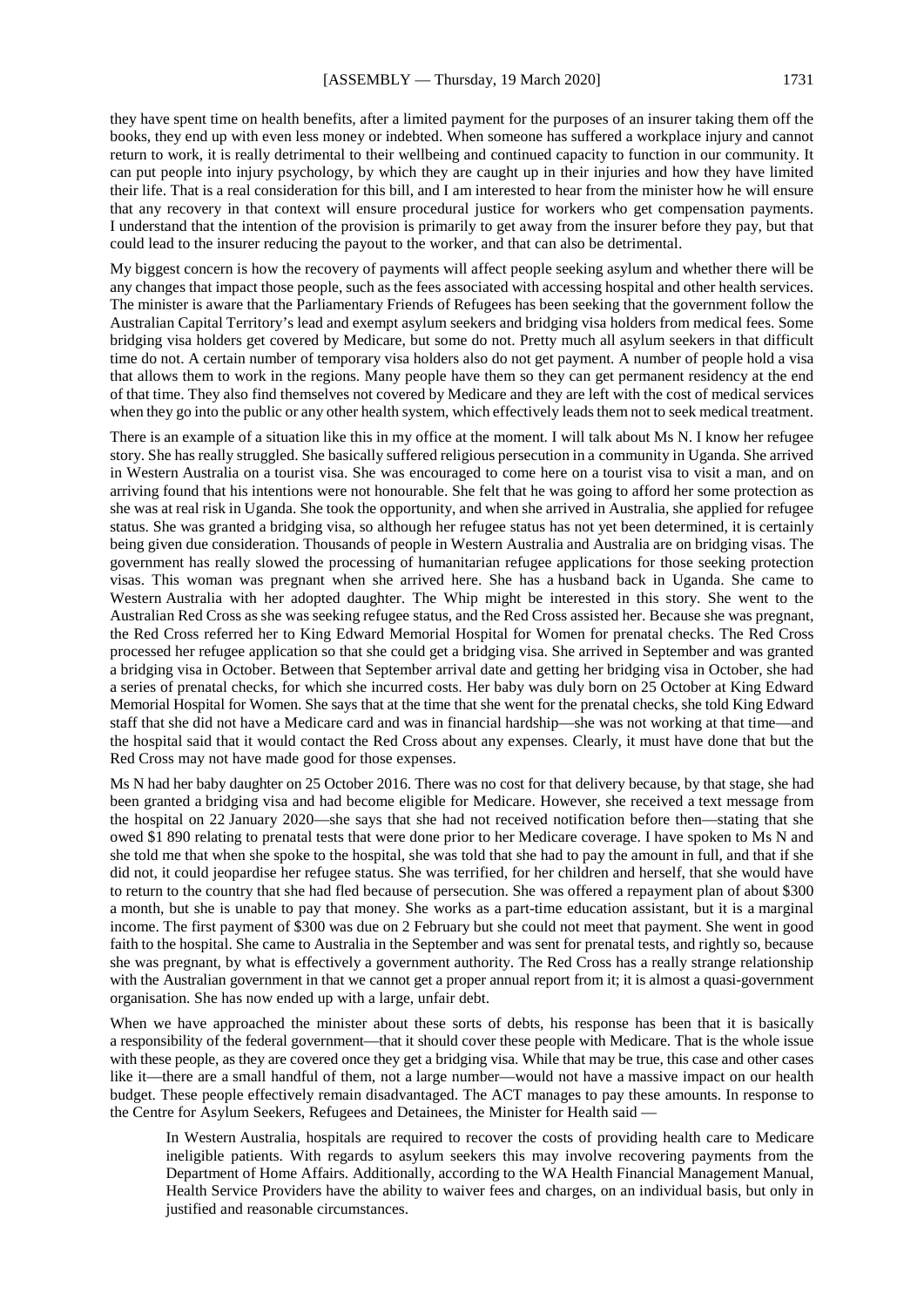they have spent time on health benefits, after a limited payment for the purposes of an insurer taking them off the books, they end up with even less money or indebted. When someone has suffered a workplace injury and cannot return to work, it is really detrimental to their wellbeing and continued capacity to function in our community. It can put people into injury psychology, by which they are caught up in their injuries and how they have limited their life. That is a real consideration for this bill, and I am interested to hear from the minister how he will ensure that any recovery in that context will ensure procedural justice for workers who get compensation payments. I understand that the intention of the provision is primarily to get away from the insurer before they pay, but that could lead to the insurer reducing the payout to the worker, and that can also be detrimental.

My biggest concern is how the recovery of payments will affect people seeking asylum and whether there will be any changes that impact those people, such as the fees associated with accessing hospital and other health services. The minister is aware that the Parliamentary Friends of Refugees has been seeking that the government follow the Australian Capital Territory's lead and exempt asylum seekers and bridging visa holders from medical fees. Some bridging visa holders get covered by Medicare, but some do not. Pretty much all asylum seekers in that difficult time do not. A certain number of temporary visa holders also do not get payment. A number of people hold a visa that allows them to work in the regions. Many people have them so they can get permanent residency at the end of that time. They also find themselves not covered by Medicare and they are left with the cost of medical services when they go into the public or any other health system, which effectively leads them not to seek medical treatment.

There is an example of a situation like this in my office at the moment. I will talk about Ms N. I know her refugee story. She has really struggled. She basically suffered religious persecution in a community in Uganda. She arrived in Western Australia on a tourist visa. She was encouraged to come here on a tourist visa to visit a man, and on arriving found that his intentions were not honourable. She felt that he was going to afford her some protection as she was at real risk in Uganda. She took the opportunity, and when she arrived in Australia, she applied for refugee status. She was granted a bridging visa, so although her refugee status has not yet been determined, it is certainly being given due consideration. Thousands of people in Western Australia and Australia are on bridging visas. The government has really slowed the processing of humanitarian refugee applications for those seeking protection visas. This woman was pregnant when she arrived here. She has a husband back in Uganda. She came to Western Australia with her adopted daughter. The Whip might be interested in this story. She went to the Australian Red Cross as she was seeking refugee status, and the Red Cross assisted her. Because she was pregnant, the Red Cross referred her to King Edward Memorial Hospital for Women for prenatal checks. The Red Cross processed her refugee application so that she could get a bridging visa. She arrived in September and was granted a bridging visa in October. Between that September arrival date and getting her bridging visa in October, she had a series of prenatal checks, for which she incurred costs. Her baby was duly born on 25 October at King Edward Memorial Hospital for Women. She says that at the time that she went for the prenatal checks, she told King Edward staff that she did not have a Medicare card and was in financial hardship—she was not working at that time—and the hospital said that it would contact the Red Cross about any expenses. Clearly, it must have done that but the Red Cross may not have made good for those expenses.

Ms N had her baby daughter on 25 October 2016. There was no cost for that delivery because, by that stage, she had been granted a bridging visa and had become eligible for Medicare. However, she received a text message from the hospital on 22 January 2020—she says that she had not received notification before then—stating that she owed $1 890 relating to prenatal tests that were done prior to her Medicare coverage. I have spoken to Ms N and she told me that when she spoke to the hospital, she was told that she had to pay the amount in full, and that if she did not, it could jeopardise her refugee status. She was terrified, for her children and herself, that she would have to return to the country that she had fled because of persecution. She was offered a repayment plan of about $300 a month, but she is unable to pay that money. She works as a part-time education assistant, but it is a marginal income. The first payment of $300 was due on 2 February but she could not meet that payment. She went in good faith to the hospital. She came to Australia in the September and was sent for prenatal tests, and rightly so, because she was pregnant, by what is effectively a government authority. The Red Cross has a really strange relationship with the Australian government in that we cannot get a proper annual report from it; it is almost a quasi-government organisation. She has now ended up with a large, unfair debt.

When we have approached the minister about these sorts of debts, his response has been that it is basically a responsibility of the federal government—that it should cover these people with Medicare. That is the whole issue with these people, as they are covered once they get a bridging visa. While that may be true, this case and other cases like it—there are a small handful of them, not a large number—would not have a massive impact on our health budget. These people effectively remain disadvantaged. The ACT manages to pay these amounts. In response to the Centre for Asylum Seekers, Refugees and Detainees, the Minister for Health said —

> In Western Australia, hospitals are required to recover the costs of providing health care to Medicare ineligible patients. With regards to asylum seekers this may involve recovering payments from the Department of Home Affairs. Additionally, according to the WA Health Financial Management Manual, Health Service Providers have the ability to waiver fees and charges, on an individual basis, but only in justified and reasonable circumstances.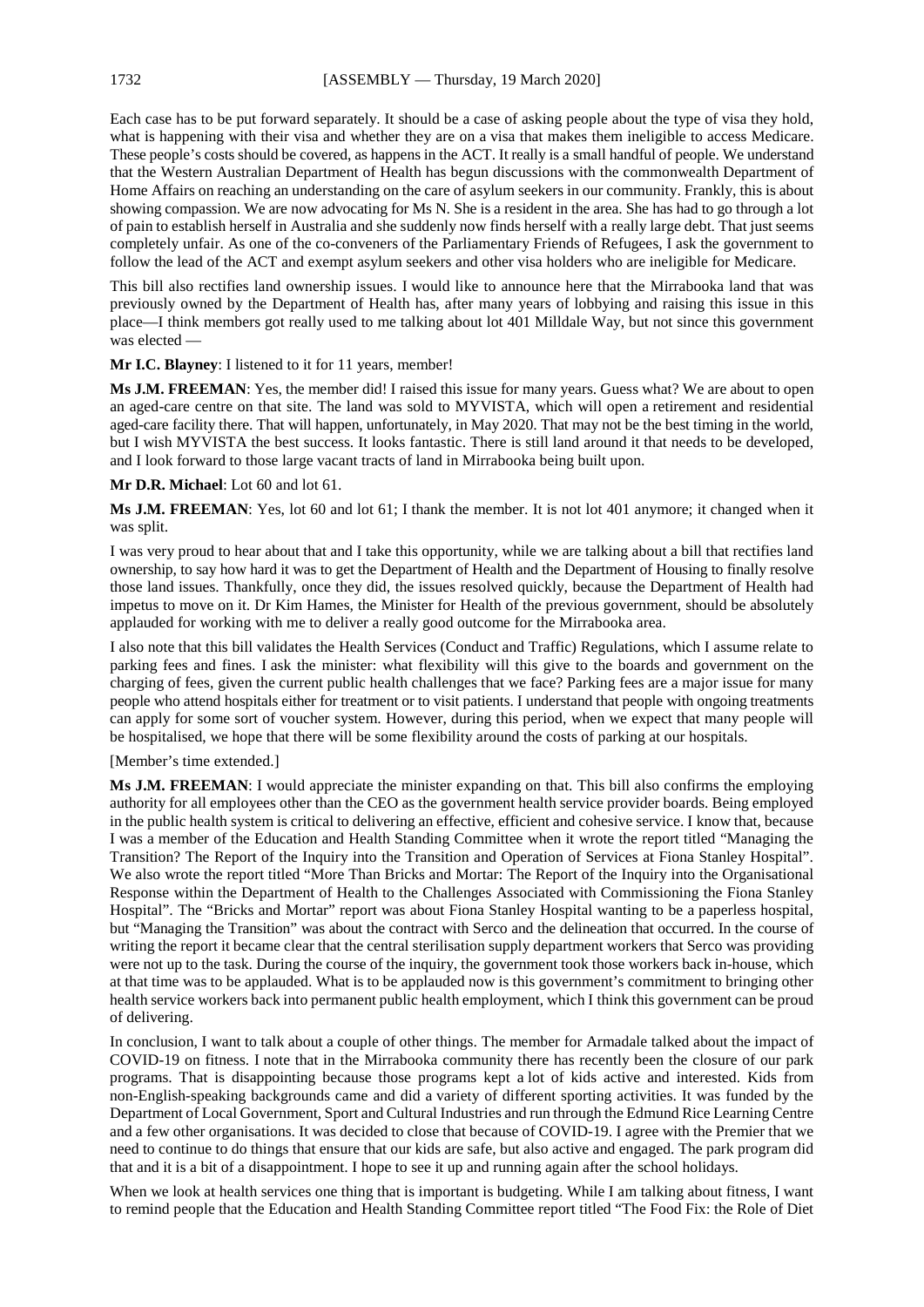Each case has to be put forward separately. It should be a case of asking people about the type of visa they hold, what is happening with their visa and whether they are on a visa that makes them ineligible to access Medicare. These people's costs should be covered, as happens in the ACT. It really is a small handful of people. We understand that the Western Australian Department of Health has begun discussions with the commonwealth Department of Home Affairs on reaching an understanding on the care of asylum seekers in our community. Frankly, this is about showing compassion. We are now advocating for Ms N. She is a resident in the area. She has had to go through a lot of pain to establish herself in Australia and she suddenly now finds herself with a really large debt. That just seems completely unfair. As one of the co-conveners of the Parliamentary Friends of Refugees, I ask the government to follow the lead of the ACT and exempt asylum seekers and other visa holders who are ineligible for Medicare.

This bill also rectifies land ownership issues. I would like to announce here that the Mirrabooka land that was previously owned by the Department of Health has, after many years of lobbying and raising this issue in this place—I think members got really used to me talking about lot 401 Milldale Way, but not since this government was elected —

**Mr I.C. Blayney**: I listened to it for 11 years, member!

**Ms J.M. FREEMAN**: Yes, the member did! I raised this issue for many years. Guess what? We are about to open an aged-care centre on that site. The land was sold to MYVISTA, which will open a retirement and residential aged-care facility there. That will happen, unfortunately, in May 2020. That may not be the best timing in the world, but I wish MYVISTA the best success. It looks fantastic. There is still land around it that needs to be developed, and I look forward to those large vacant tracts of land in Mirrabooka being built upon.

**Mr D.R. Michael**: Lot 60 and lot 61.

**Ms J.M. FREEMAN**: Yes, lot 60 and lot 61; I thank the member. It is not lot 401 anymore; it changed when it was split.

I was very proud to hear about that and I take this opportunity, while we are talking about a bill that rectifies land ownership, to say how hard it was to get the Department of Health and the Department of Housing to finally resolve those land issues. Thankfully, once they did, the issues resolved quickly, because the Department of Health had impetus to move on it. Dr Kim Hames, the Minister for Health of the previous government, should be absolutely applauded for working with me to deliver a really good outcome for the Mirrabooka area.

I also note that this bill validates the Health Services (Conduct and Traffic) Regulations, which I assume relate to parking fees and fines. I ask the minister: what flexibility will this give to the boards and government on the charging of fees, given the current public health challenges that we face? Parking fees are a major issue for many people who attend hospitals either for treatment or to visit patients. I understand that people with ongoing treatments can apply for some sort of voucher system. However, during this period, when we expect that many people will be hospitalised, we hope that there will be some flexibility around the costs of parking at our hospitals.

[Member's time extended.]

**Ms J.M. FREEMAN**: I would appreciate the minister expanding on that. This bill also confirms the employing authority for all employees other than the CEO as the government health service provider boards. Being employed in the public health system is critical to delivering an effective, efficient and cohesive service. I know that, because I was a member of the Education and Health Standing Committee when it wrote the report titled "Managing the Transition? The Report of the Inquiry into the Transition and Operation of Services at Fiona Stanley Hospital". We also wrote the report titled "More Than Bricks and Mortar: The Report of the Inquiry into the Organisational Response within the Department of Health to the Challenges Associated with Commissioning the Fiona Stanley Hospital". The "Bricks and Mortar" report was about Fiona Stanley Hospital wanting to be a paperless hospital, but "Managing the Transition" was about the contract with Serco and the delineation that occurred. In the course of writing the report it became clear that the central sterilisation supply department workers that Serco was providing were not up to the task. During the course of the inquiry, the government took those workers back in-house, which at that time was to be applauded. What is to be applauded now is this government's commitment to bringing other health service workers back into permanent public health employment, which I think this government can be proud of delivering.

In conclusion, I want to talk about a couple of other things. The member for Armadale talked about the impact of COVID-19 on fitness. I note that in the Mirrabooka community there has recently been the closure of our park programs. That is disappointing because those programs kept a lot of kids active and interested. Kids from non-English-speaking backgrounds came and did a variety of different sporting activities. It was funded by the Department of Local Government, Sport and Cultural Industries and run through the Edmund Rice Learning Centre and a few other organisations. It was decided to close that because of COVID-19. I agree with the Premier that we need to continue to do things that ensure that our kids are safe, but also active and engaged. The park program did that and it is a bit of a disappointment. I hope to see it up and running again after the school holidays.

When we look at health services one thing that is important is budgeting. While I am talking about fitness, I want to remind people that the Education and Health Standing Committee report titled "The Food Fix: the Role of Diet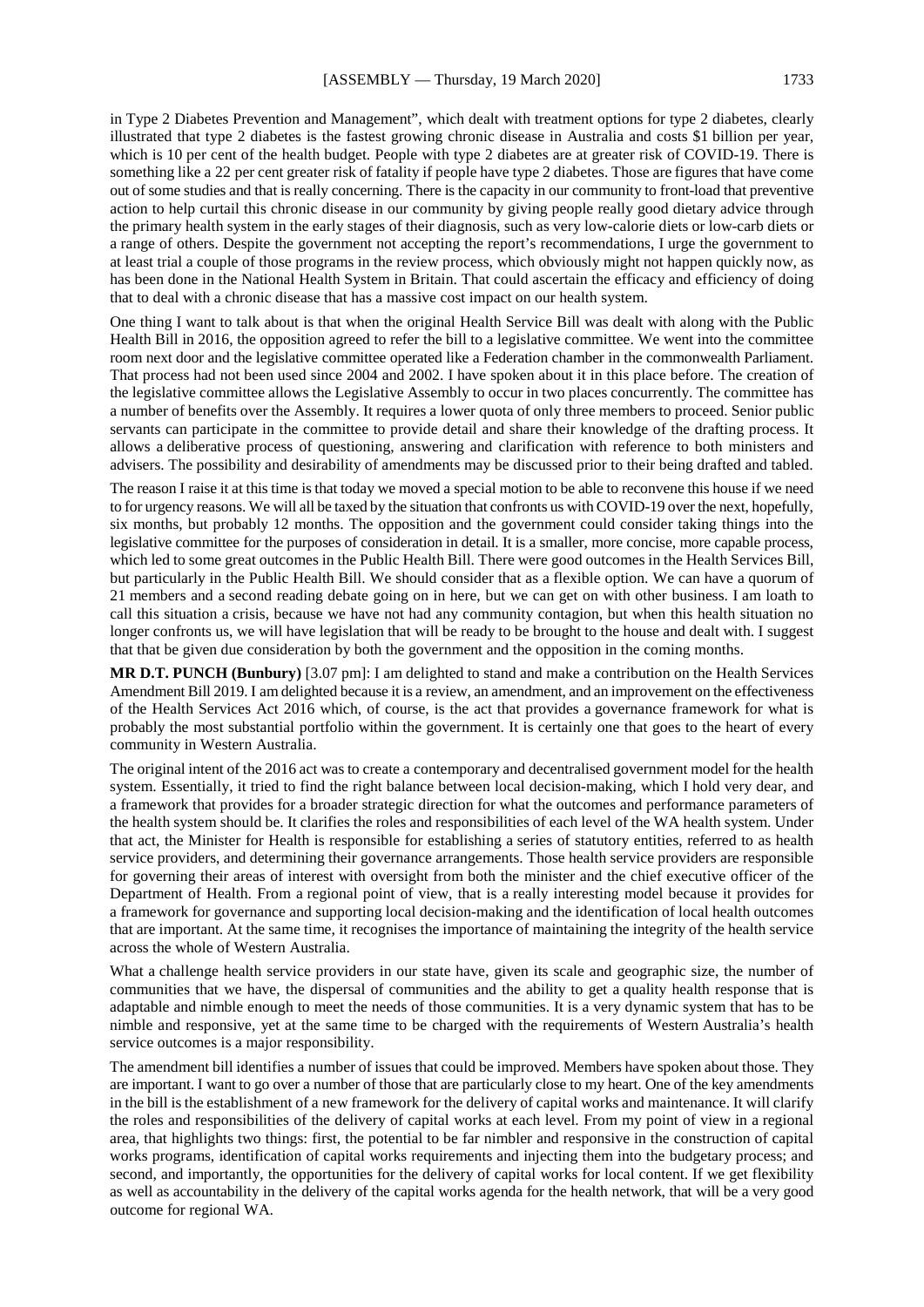in Type 2 Diabetes Prevention and Management", which dealt with treatment options for type 2 diabetes, clearly illustrated that type 2 diabetes is the fastest growing chronic disease in Australia and costs $1 billion per year, which is 10 per cent of the health budget. People with type 2 diabetes are at greater risk of COVID-19. There is something like a 22 per cent greater risk of fatality if people have type 2 diabetes. Those are figures that have come out of some studies and that is really concerning. There is the capacity in our community to front-load that preventive action to help curtail this chronic disease in our community by giving people really good dietary advice through the primary health system in the early stages of their diagnosis, such as very low-calorie diets or low-carb diets or a range of others. Despite the government not accepting the report's recommendations, I urge the government to at least trial a couple of those programs in the review process, which obviously might not happen quickly now, as has been done in the National Health System in Britain. That could ascertain the efficacy and efficiency of doing that to deal with a chronic disease that has a massive cost impact on our health system.

One thing I want to talk about is that when the original Health Service Bill was dealt with along with the Public Health Bill in 2016, the opposition agreed to refer the bill to a legislative committee. We went into the committee room next door and the legislative committee operated like a Federation chamber in the commonwealth Parliament. That process had not been used since 2004 and 2002. I have spoken about it in this place before. The creation of the legislative committee allows the Legislative Assembly to occur in two places concurrently. The committee has a number of benefits over the Assembly. It requires a lower quota of only three members to proceed. Senior public servants can participate in the committee to provide detail and share their knowledge of the drafting process. It allows a deliberative process of questioning, answering and clarification with reference to both ministers and advisers. The possibility and desirability of amendments may be discussed prior to their being drafted and tabled.

The reason I raise it at this time is that today we moved a special motion to be able to reconvene this house if we need to for urgency reasons. We will all be taxed by the situation that confronts us with COVID-19 over the next, hopefully, six months, but probably 12 months. The opposition and the government could consider taking things into the legislative committee for the purposes of consideration in detail. It is a smaller, more concise, more capable process, which led to some great outcomes in the Public Health Bill. There were good outcomes in the Health Services Bill, but particularly in the Public Health Bill. We should consider that as a flexible option. We can have a quorum of 21 members and a second reading debate going on in here, but we can get on with other business. I am loath to call this situation a crisis, because we have not had any community contagion, but when this health situation no longer confronts us, we will have legislation that will be ready to be brought to the house and dealt with. I suggest that that be given due consideration by both the government and the opposition in the coming months.

**MR D.T. PUNCH (Bunbury)** [3.07 pm]: I am delighted to stand and make a contribution on the Health Services Amendment Bill 2019. I am delighted because it is a review, an amendment, and an improvement on the effectiveness of the Health Services Act 2016 which, of course, is the act that provides a governance framework for what is probably the most substantial portfolio within the government. It is certainly one that goes to the heart of every community in Western Australia.

The original intent of the 2016 act was to create a contemporary and decentralised government model for the health system. Essentially, it tried to find the right balance between local decision-making, which I hold very dear, and a framework that provides for a broader strategic direction for what the outcomes and performance parameters of the health system should be. It clarifies the roles and responsibilities of each level of the WA health system. Under that act, the Minister for Health is responsible for establishing a series of statutory entities, referred to as health service providers, and determining their governance arrangements. Those health service providers are responsible for governing their areas of interest with oversight from both the minister and the chief executive officer of the Department of Health. From a regional point of view, that is a really interesting model because it provides for a framework for governance and supporting local decision-making and the identification of local health outcomes that are important. At the same time, it recognises the importance of maintaining the integrity of the health service across the whole of Western Australia.

What a challenge health service providers in our state have, given its scale and geographic size, the number of communities that we have, the dispersal of communities and the ability to get a quality health response that is adaptable and nimble enough to meet the needs of those communities. It is a very dynamic system that has to be nimble and responsive, yet at the same time to be charged with the requirements of Western Australia's health service outcomes is a major responsibility.

The amendment bill identifies a number of issues that could be improved. Members have spoken about those. They are important. I want to go over a number of those that are particularly close to my heart. One of the key amendments in the bill is the establishment of a new framework for the delivery of capital works and maintenance. It will clarify the roles and responsibilities of the delivery of capital works at each level. From my point of view in a regional area, that highlights two things: first, the potential to be far nimbler and responsive in the construction of capital works programs, identification of capital works requirements and injecting them into the budgetary process; and second, and importantly, the opportunities for the delivery of capital works for local content. If we get flexibility as well as accountability in the delivery of the capital works agenda for the health network, that will be a very good outcome for regional WA.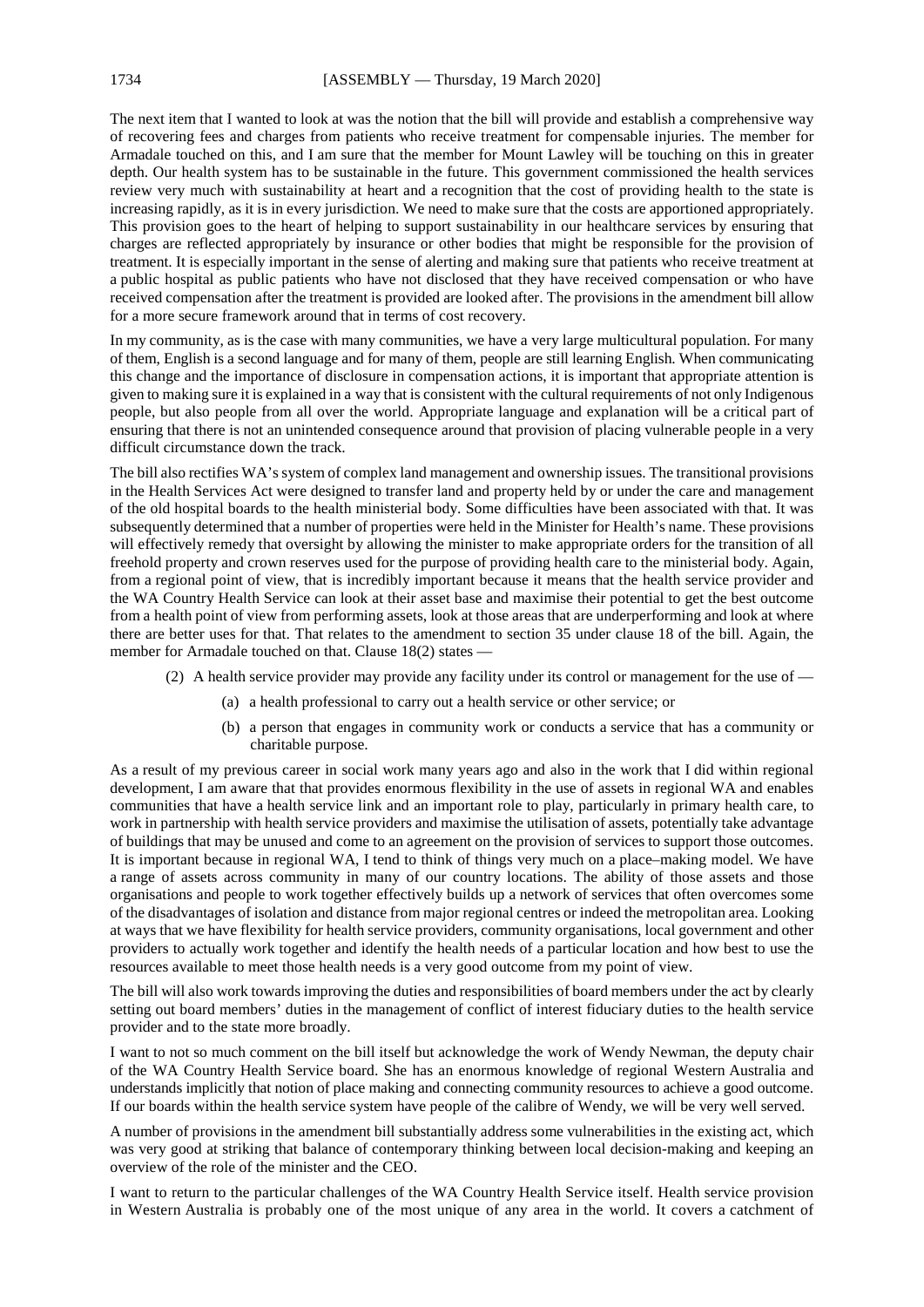The next item that I wanted to look at was the notion that the bill will provide and establish a comprehensive way of recovering fees and charges from patients who receive treatment for compensable injuries. The member for Armadale touched on this, and I am sure that the member for Mount Lawley will be touching on this in greater depth. Our health system has to be sustainable in the future. This government commissioned the health services review very much with sustainability at heart and a recognition that the cost of providing health to the state is increasing rapidly, as it is in every jurisdiction. We need to make sure that the costs are apportioned appropriately. This provision goes to the heart of helping to support sustainability in our healthcare services by ensuring that charges are reflected appropriately by insurance or other bodies that might be responsible for the provision of treatment. It is especially important in the sense of alerting and making sure that patients who receive treatment at a public hospital as public patients who have not disclosed that they have received compensation or who have received compensation after the treatment is provided are looked after. The provisions in the amendment bill allow for a more secure framework around that in terms of cost recovery.

In my community, as is the case with many communities, we have a very large multicultural population. For many of them, English is a second language and for many of them, people are still learning English. When communicating this change and the importance of disclosure in compensation actions, it is important that appropriate attention is given to making sure it is explained in a way that is consistent with the cultural requirements of not only Indigenous people, but also people from all over the world. Appropriate language and explanation will be a critical part of ensuring that there is not an unintended consequence around that provision of placing vulnerable people in a very difficult circumstance down the track.

The bill also rectifies WA's system of complex land management and ownership issues. The transitional provisions in the Health Services Act were designed to transfer land and property held by or under the care and management of the old hospital boards to the health ministerial body. Some difficulties have been associated with that. It was subsequently determined that a number of properties were held in the Minister for Health's name. These provisions will effectively remedy that oversight by allowing the minister to make appropriate orders for the transition of all freehold property and crown reserves used for the purpose of providing health care to the ministerial body. Again, from a regional point of view, that is incredibly important because it means that the health service provider and the WA Country Health Service can look at their asset base and maximise their potential to get the best outcome from a health point of view from performing assets, look at those areas that are underperforming and look at where there are better uses for that. That relates to the amendment to section 35 under clause 18 of the bill. Again, the member for Armadale touched on that. Clause 18(2) states —

> (2) A health service provider may provide any facility under its control or management for the use of —
>
> (a) a health professional to carry out a health service or other service; or
>
> (b) a person that engages in community work or conducts a service that has a community or charitable purpose.

As a result of my previous career in social work many years ago and also in the work that I did within regional development, I am aware that that provides enormous flexibility in the use of assets in regional WA and enables communities that have a health service link and an important role to play, particularly in primary health care, to work in partnership with health service providers and maximise the utilisation of assets, potentially take advantage of buildings that may be unused and come to an agreement on the provision of services to support those outcomes. It is important because in regional WA, I tend to think of things very much on a place–making model. We have a range of assets across community in many of our country locations. The ability of those assets and those organisations and people to work together effectively builds up a network of services that often overcomes some of the disadvantages of isolation and distance from major regional centres or indeed the metropolitan area. Looking at ways that we have flexibility for health service providers, community organisations, local government and other providers to actually work together and identify the health needs of a particular location and how best to use the resources available to meet those health needs is a very good outcome from my point of view.

The bill will also work towards improving the duties and responsibilities of board members under the act by clearly setting out board members' duties in the management of conflict of interest fiduciary duties to the health service provider and to the state more broadly.

I want to not so much comment on the bill itself but acknowledge the work of Wendy Newman, the deputy chair of the WA Country Health Service board. She has an enormous knowledge of regional Western Australia and understands implicitly that notion of place making and connecting community resources to achieve a good outcome. If our boards within the health service system have people of the calibre of Wendy, we will be very well served.

A number of provisions in the amendment bill substantially address some vulnerabilities in the existing act, which was very good at striking that balance of contemporary thinking between local decision-making and keeping an overview of the role of the minister and the CEO.

I want to return to the particular challenges of the WA Country Health Service itself. Health service provision in Western Australia is probably one of the most unique of any area in the world. It covers a catchment of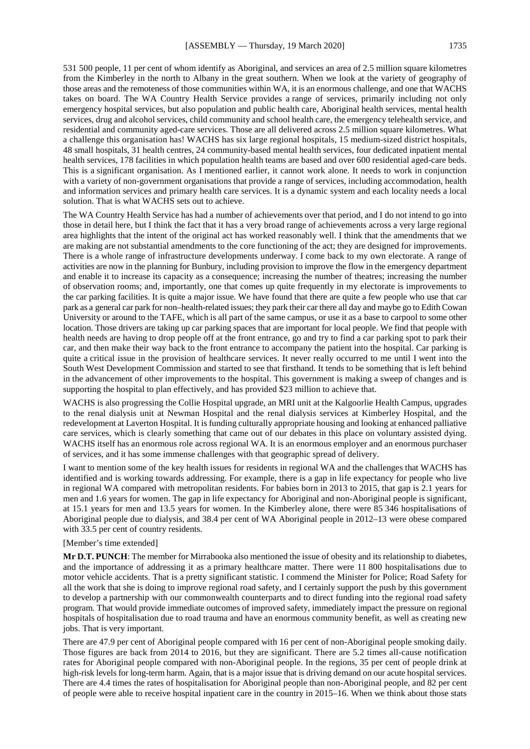531 500 people, 11 per cent of whom identify as Aboriginal, and services an area of 2.5 million square kilometres from the Kimberley in the north to Albany in the great southern. When we look at the variety of geography of those areas and the remoteness of those communities within WA, it is an enormous challenge, and one that WACHS takes on board. The WA Country Health Service provides a range of services, primarily including not only emergency hospital services, but also population and public health care, Aboriginal health services, mental health services, drug and alcohol services, child community and school health care, the emergency telehealth service, and residential and community aged-care services. Those are all delivered across 2.5 million square kilometres. What a challenge this organisation has! WACHS has six large regional hospitals, 15 medium-sized district hospitals, 48 small hospitals, 31 health centres, 24 community-based mental health services, four dedicated inpatient mental health services, 178 facilities in which population health teams are based and over 600 residential aged-care beds. This is a significant organisation. As I mentioned earlier, it cannot work alone. It needs to work in conjunction with a variety of non-government organisations that provide a range of services, including accommodation, health and information services and primary health care services. It is a dynamic system and each locality needs a local solution. That is what WACHS sets out to achieve.

The WA Country Health Service has had a number of achievements over that period, and I do not intend to go into those in detail here, but I think the fact that it has a very broad range of achievements across a very large regional area highlights that the intent of the original act has worked reasonably well. I think that the amendments that we are making are not substantial amendments to the core functioning of the act; they are designed for improvements. There is a whole range of infrastructure developments underway. I come back to my own electorate. A range of activities are now in the planning for Bunbury, including provision to improve the flow in the emergency department and enable it to increase its capacity as a consequence; increasing the number of theatres; increasing the number of observation rooms; and, importantly, one that comes up quite frequently in my electorate is improvements to the car parking facilities. It is quite a major issue. We have found that there are quite a few people who use that car park as a general car park for non–health-related issues; they park their car there all day and maybe go to Edith Cowan University or around to the TAFE, which is all part of the same campus, or use it as a base to carpool to some other location. Those drivers are taking up car parking spaces that are important for local people. We find that people with health needs are having to drop people off at the front entrance, go and try to find a car parking spot to park their car, and then make their way back to the front entrance to accompany the patient into the hospital. Car parking is quite a critical issue in the provision of healthcare services. It never really occurred to me until I went into the South West Development Commission and started to see that firsthand. It tends to be something that is left behind in the advancement of other improvements to the hospital. This government is making a sweep of changes and is supporting the hospital to plan effectively, and has provided $23 million to achieve that.

WACHS is also progressing the Collie Hospital upgrade, an MRI unit at the Kalgoorlie Health Campus, upgrades to the renal dialysis unit at Newman Hospital and the renal dialysis services at Kimberley Hospital, and the redevelopment at Laverton Hospital. It is funding culturally appropriate housing and looking at enhanced palliative care services, which is clearly something that came out of our debates in this place on voluntary assisted dying. WACHS itself has an enormous role across regional WA. It is an enormous employer and an enormous purchaser of services, and it has some immense challenges with that geographic spread of delivery.

I want to mention some of the key health issues for residents in regional WA and the challenges that WACHS has identified and is working towards addressing. For example, there is a gap in life expectancy for people who live in regional WA compared with metropolitan residents. For babies born in 2013 to 2015, that gap is 2.1 years for men and 1.6 years for women. The gap in life expectancy for Aboriginal and non-Aboriginal people is significant, at 15.1 years for men and 13.5 years for women. In the Kimberley alone, there were 85 346 hospitalisations of Aboriginal people due to dialysis, and 38.4 per cent of WA Aboriginal people in 2012–13 were obese compared with 33.5 per cent of country residents.

[Member's time extended]

**Mr D.T. PUNCH**: The member for Mirrabooka also mentioned the issue of obesity and its relationship to diabetes, and the importance of addressing it as a primary healthcare matter. There were 11 800 hospitalisations due to motor vehicle accidents. That is a pretty significant statistic. I commend the Minister for Police; Road Safety for all the work that she is doing to improve regional road safety, and I certainly support the push by this government to develop a partnership with our commonwealth counterparts and to direct funding into the regional road safety program. That would provide immediate outcomes of improved safety, immediately impact the pressure on regional hospitals of hospitalisation due to road trauma and have an enormous community benefit, as well as creating new jobs. That is very important.

There are 47.9 per cent of Aboriginal people compared with 16 per cent of non-Aboriginal people smoking daily. Those figures are back from 2014 to 2016, but they are significant. There are 5.2 times all-cause notification rates for Aboriginal people compared with non-Aboriginal people. In the regions, 35 per cent of people drink at high-risk levels for long-term harm. Again, that is a major issue that is driving demand on our acute hospital services. There are 4.4 times the rates of hospitalisation for Aboriginal people than non-Aboriginal people, and 82 per cent of people were able to receive hospital inpatient care in the country in 2015–16. When we think about those stats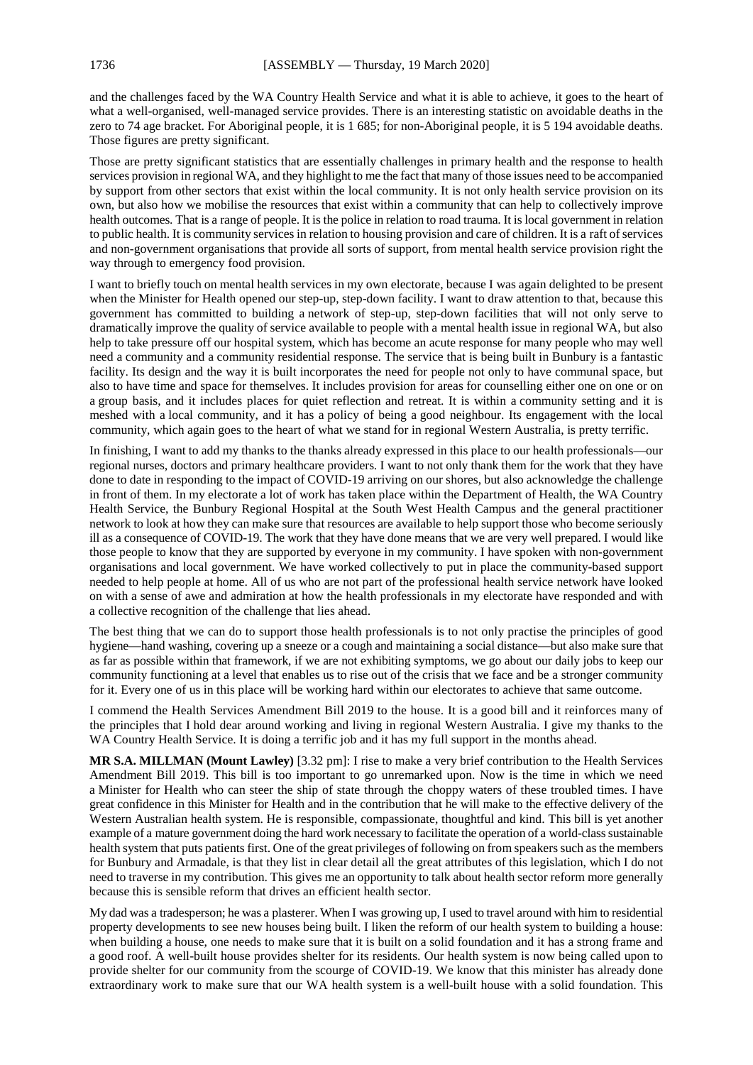and the challenges faced by the WA Country Health Service and what it is able to achieve, it goes to the heart of what a well-organised, well-managed service provides. There is an interesting statistic on avoidable deaths in the zero to 74 age bracket. For Aboriginal people, it is 1 685; for non-Aboriginal people, it is 5 194 avoidable deaths. Those figures are pretty significant.

Those are pretty significant statistics that are essentially challenges in primary health and the response to health services provision in regional WA, and they highlight to me the fact that many of those issues need to be accompanied by support from other sectors that exist within the local community. It is not only health service provision on its own, but also how we mobilise the resources that exist within a community that can help to collectively improve health outcomes. That is a range of people. It is the police in relation to road trauma. It is local government in relation to public health. It is community services in relation to housing provision and care of children. It is a raft of services and non-government organisations that provide all sorts of support, from mental health service provision right the way through to emergency food provision.

I want to briefly touch on mental health services in my own electorate, because I was again delighted to be present when the Minister for Health opened our step-up, step-down facility. I want to draw attention to that, because this government has committed to building a network of step-up, step-down facilities that will not only serve to dramatically improve the quality of service available to people with a mental health issue in regional WA, but also help to take pressure off our hospital system, which has become an acute response for many people who may well need a community and a community residential response. The service that is being built in Bunbury is a fantastic facility. Its design and the way it is built incorporates the need for people not only to have communal space, but also to have time and space for themselves. It includes provision for areas for counselling either one on one or on a group basis, and it includes places for quiet reflection and retreat. It is within a community setting and it is meshed with a local community, and it has a policy of being a good neighbour. Its engagement with the local community, which again goes to the heart of what we stand for in regional Western Australia, is pretty terrific.

In finishing, I want to add my thanks to the thanks already expressed in this place to our health professionals—our regional nurses, doctors and primary healthcare providers. I want to not only thank them for the work that they have done to date in responding to the impact of COVID-19 arriving on our shores, but also acknowledge the challenge in front of them. In my electorate a lot of work has taken place within the Department of Health, the WA Country Health Service, the Bunbury Regional Hospital at the South West Health Campus and the general practitioner network to look at how they can make sure that resources are available to help support those who become seriously ill as a consequence of COVID-19. The work that they have done means that we are very well prepared. I would like those people to know that they are supported by everyone in my community. I have spoken with non-government organisations and local government. We have worked collectively to put in place the community-based support needed to help people at home. All of us who are not part of the professional health service network have looked on with a sense of awe and admiration at how the health professionals in my electorate have responded and with a collective recognition of the challenge that lies ahead.

The best thing that we can do to support those health professionals is to not only practise the principles of good hygiene—hand washing, covering up a sneeze or a cough and maintaining a social distance—but also make sure that as far as possible within that framework, if we are not exhibiting symptoms, we go about our daily jobs to keep our community functioning at a level that enables us to rise out of the crisis that we face and be a stronger community for it. Every one of us in this place will be working hard within our electorates to achieve that same outcome.

I commend the Health Services Amendment Bill 2019 to the house. It is a good bill and it reinforces many of the principles that I hold dear around working and living in regional Western Australia. I give my thanks to the WA Country Health Service. It is doing a terrific job and it has my full support in the months ahead.

**MR S.A. MILLMAN (Mount Lawley)** [3.32 pm]: I rise to make a very brief contribution to the Health Services Amendment Bill 2019. This bill is too important to go unremarked upon. Now is the time in which we need a Minister for Health who can steer the ship of state through the choppy waters of these troubled times. I have great confidence in this Minister for Health and in the contribution that he will make to the effective delivery of the Western Australian health system. He is responsible, compassionate, thoughtful and kind. This bill is yet another example of a mature government doing the hard work necessary to facilitate the operation of a world-class sustainable health system that puts patients first. One of the great privileges of following on from speakers such as the members for Bunbury and Armadale, is that they list in clear detail all the great attributes of this legislation, which I do not need to traverse in my contribution. This gives me an opportunity to talk about health sector reform more generally because this is sensible reform that drives an efficient health sector.

My dad was a tradesperson; he was a plasterer. When I was growing up, I used to travel around with him to residential property developments to see new houses being built. I liken the reform of our health system to building a house: when building a house, one needs to make sure that it is built on a solid foundation and it has a strong frame and a good roof. A well-built house provides shelter for its residents. Our health system is now being called upon to provide shelter for our community from the scourge of COVID-19. We know that this minister has already done extraordinary work to make sure that our WA health system is a well-built house with a solid foundation. This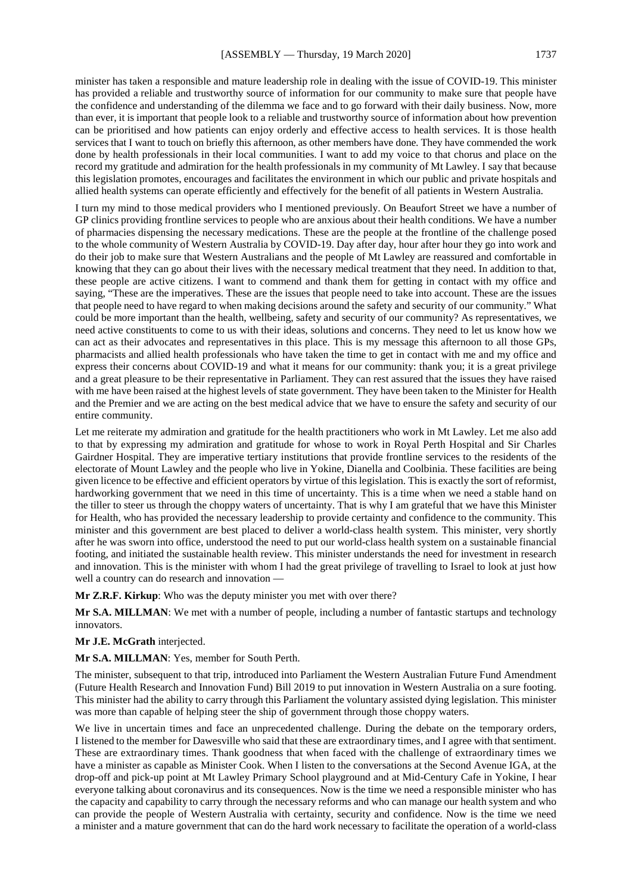minister has taken a responsible and mature leadership role in dealing with the issue of COVID-19. This minister has provided a reliable and trustworthy source of information for our community to make sure that people have the confidence and understanding of the dilemma we face and to go forward with their daily business. Now, more than ever, it is important that people look to a reliable and trustworthy source of information about how prevention can be prioritised and how patients can enjoy orderly and effective access to health services. It is those health services that I want to touch on briefly this afternoon, as other members have done. They have commended the work done by health professionals in their local communities. I want to add my voice to that chorus and place on the record my gratitude and admiration for the health professionals in my community of Mt Lawley. I say that because this legislation promotes, encourages and facilitates the environment in which our public and private hospitals and allied health systems can operate efficiently and effectively for the benefit of all patients in Western Australia.

I turn my mind to those medical providers who I mentioned previously. On Beaufort Street we have a number of GP clinics providing frontline services to people who are anxious about their health conditions. We have a number of pharmacies dispensing the necessary medications. These are the people at the frontline of the challenge posed to the whole community of Western Australia by COVID-19. Day after day, hour after hour they go into work and do their job to make sure that Western Australians and the people of Mt Lawley are reassured and comfortable in knowing that they can go about their lives with the necessary medical treatment that they need. In addition to that, these people are active citizens. I want to commend and thank them for getting in contact with my office and saying, "These are the imperatives. These are the issues that people need to take into account. These are the issues that people need to have regard to when making decisions around the safety and security of our community." What could be more important than the health, wellbeing, safety and security of our community? As representatives, we need active constituents to come to us with their ideas, solutions and concerns. They need to let us know how we can act as their advocates and representatives in this place. This is my message this afternoon to all those GPs, pharmacists and allied health professionals who have taken the time to get in contact with me and my office and express their concerns about COVID-19 and what it means for our community: thank you; it is a great privilege and a great pleasure to be their representative in Parliament. They can rest assured that the issues they have raised with me have been raised at the highest levels of state government. They have been taken to the Minister for Health and the Premier and we are acting on the best medical advice that we have to ensure the safety and security of our entire community.

Let me reiterate my admiration and gratitude for the health practitioners who work in Mt Lawley. Let me also add to that by expressing my admiration and gratitude for whose to work in Royal Perth Hospital and Sir Charles Gairdner Hospital. They are imperative tertiary institutions that provide frontline services to the residents of the electorate of Mount Lawley and the people who live in Yokine, Dianella and Coolbinia. These facilities are being given licence to be effective and efficient operators by virtue of this legislation. This is exactly the sort of reformist, hardworking government that we need in this time of uncertainty. This is a time when we need a stable hand on the tiller to steer us through the choppy waters of uncertainty. That is why I am grateful that we have this Minister for Health, who has provided the necessary leadership to provide certainty and confidence to the community. This minister and this government are best placed to deliver a world-class health system. This minister, very shortly after he was sworn into office, understood the need to put our world-class health system on a sustainable financial footing, and initiated the sustainable health review. This minister understands the need for investment in research and innovation. This is the minister with whom I had the great privilege of travelling to Israel to look at just how well a country can do research and innovation —

**Mr Z.R.F. Kirkup**: Who was the deputy minister you met with over there?

**Mr S.A. MILLMAN**: We met with a number of people, including a number of fantastic startups and technology innovators.

**Mr J.E. McGrath** interjected.

**Mr S.A. MILLMAN**: Yes, member for South Perth.

The minister, subsequent to that trip, introduced into Parliament the Western Australian Future Fund Amendment (Future Health Research and Innovation Fund) Bill 2019 to put innovation in Western Australia on a sure footing. This minister had the ability to carry through this Parliament the voluntary assisted dying legislation. This minister was more than capable of helping steer the ship of government through those choppy waters.

We live in uncertain times and face an unprecedented challenge. During the debate on the temporary orders, I listened to the member for Dawesville who said that these are extraordinary times, and I agree with that sentiment. These are extraordinary times. Thank goodness that when faced with the challenge of extraordinary times we have a minister as capable as Minister Cook. When I listen to the conversations at the Second Avenue IGA, at the drop-off and pick-up point at Mt Lawley Primary School playground and at Mid-Century Cafe in Yokine, I hear everyone talking about coronavirus and its consequences. Now is the time we need a responsible minister who has the capacity and capability to carry through the necessary reforms and who can manage our health system and who can provide the people of Western Australia with certainty, security and confidence. Now is the time we need a minister and a mature government that can do the hard work necessary to facilitate the operation of a world-class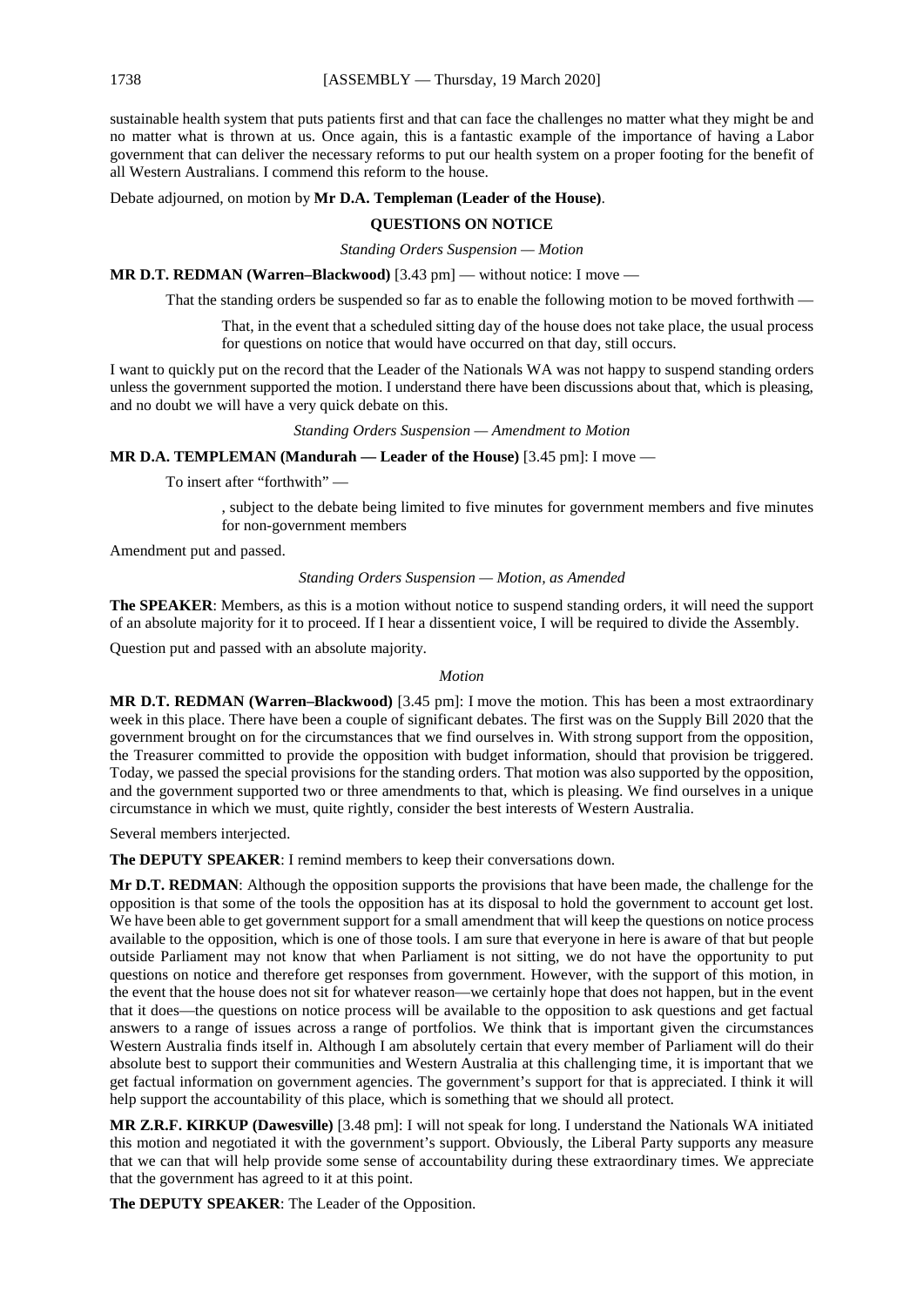sustainable health system that puts patients first and that can face the challenges no matter what they might be and no matter what is thrown at us. Once again, this is a fantastic example of the importance of having a Labor government that can deliver the necessary reforms to put our health system on a proper footing for the benefit of all Western Australians. I commend this reform to the house.

Debate adjourned, on motion by **Mr D.A. Templeman (Leader of the House)**.

## QUESTIONS ON NOTICE

*Standing Orders Suspension — Motion*

**MR D.T. REDMAN (Warren–Blackwood)** [3.43 pm] — without notice: I move —

> That the standing orders be suspended so far as to enable the following motion to be moved forthwith —
>
> > That, in the event that a scheduled sitting day of the house does not take place, the usual process for questions on notice that would have occurred on that day, still occurs.

I want to quickly put on the record that the Leader of the Nationals WA was not happy to suspend standing orders unless the government supported the motion. I understand there have been discussions about that, which is pleasing, and no doubt we will have a very quick debate on this.

*Standing Orders Suspension — Amendment to Motion*

**MR D.A. TEMPLEMAN (Mandurah — Leader of the House)** [3.45 pm]: I move —

> To insert after "forthwith" —
>
> > , subject to the debate being limited to five minutes for government members and five minutes for non-government members

Amendment put and passed.

*Standing Orders Suspension — Motion, as Amended*

**The SPEAKER**: Members, as this is a motion without notice to suspend standing orders, it will need the support of an absolute majority for it to proceed. If I hear a dissentient voice, I will be required to divide the Assembly.

Question put and passed with an absolute majority.

*Motion*

**MR D.T. REDMAN (Warren–Blackwood)** [3.45 pm]: I move the motion. This has been a most extraordinary week in this place. There have been a couple of significant debates. The first was on the Supply Bill 2020 that the government brought on for the circumstances that we find ourselves in. With strong support from the opposition, the Treasurer committed to provide the opposition with budget information, should that provision be triggered. Today, we passed the special provisions for the standing orders. That motion was also supported by the opposition, and the government supported two or three amendments to that, which is pleasing. We find ourselves in a unique circumstance in which we must, quite rightly, consider the best interests of Western Australia.

Several members interjected.

**The DEPUTY SPEAKER**: I remind members to keep their conversations down.

**Mr D.T. REDMAN**: Although the opposition supports the provisions that have been made, the challenge for the opposition is that some of the tools the opposition has at its disposal to hold the government to account get lost. We have been able to get government support for a small amendment that will keep the questions on notice process available to the opposition, which is one of those tools. I am sure that everyone in here is aware of that but people outside Parliament may not know that when Parliament is not sitting, we do not have the opportunity to put questions on notice and therefore get responses from government. However, with the support of this motion, in the event that the house does not sit for whatever reason—we certainly hope that does not happen, but in the event that it does—the questions on notice process will be available to the opposition to ask questions and get factual answers to a range of issues across a range of portfolios. We think that is important given the circumstances Western Australia finds itself in. Although I am absolutely certain that every member of Parliament will do their absolute best to support their communities and Western Australia at this challenging time, it is important that we get factual information on government agencies. The government's support for that is appreciated. I think it will help support the accountability of this place, which is something that we should all protect.

**MR Z.R.F. KIRKUP (Dawesville)** [3.48 pm]: I will not speak for long. I understand the Nationals WA initiated this motion and negotiated it with the government's support. Obviously, the Liberal Party supports any measure that we can that will help provide some sense of accountability during these extraordinary times. We appreciate that the government has agreed to it at this point.

**The DEPUTY SPEAKER**: The Leader of the Opposition.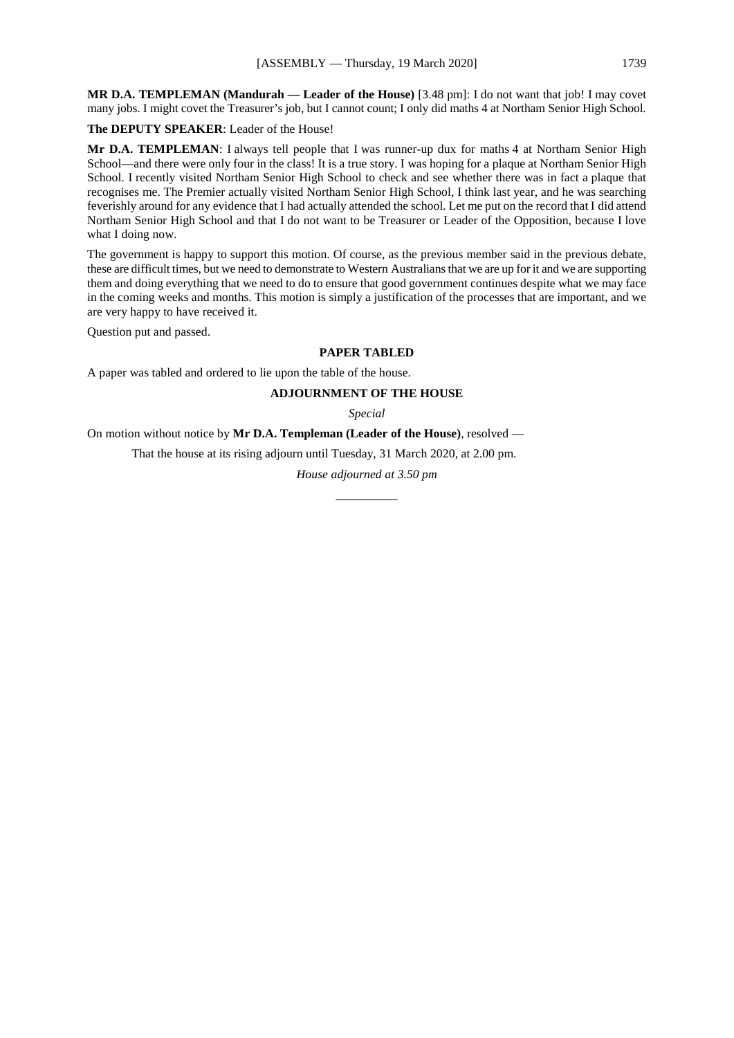**MR D.A. TEMPLEMAN (Mandurah — Leader of the House)** [3.48 pm]: I do not want that job! I may covet many jobs. I might covet the Treasurer's job, but I cannot count; I only did maths 4 at Northam Senior High School.

**The DEPUTY SPEAKER**: Leader of the House!

**Mr D.A. TEMPLEMAN**: I always tell people that I was runner-up dux for maths 4 at Northam Senior High School—and there were only four in the class! It is a true story. I was hoping for a plaque at Northam Senior High School. I recently visited Northam Senior High School to check and see whether there was in fact a plaque that recognises me. The Premier actually visited Northam Senior High School, I think last year, and he was searching feverishly around for any evidence that I had actually attended the school. Let me put on the record that I did attend Northam Senior High School and that I do not want to be Treasurer or Leader of the Opposition, because I love what I doing now.

The government is happy to support this motion. Of course, as the previous member said in the previous debate, these are difficult times, but we need to demonstrate to Western Australians that we are up for it and we are supporting them and doing everything that we need to do to ensure that good government continues despite what we may face in the coming weeks and months. This motion is simply a justification of the processes that are important, and we are very happy to have received it.

Question put and passed.

## PAPER TABLED

A paper was tabled and ordered to lie upon the table of the house.

## ADJOURNMENT OF THE HOUSE

*Special*

On motion without notice by **Mr D.A. Templeman (Leader of the House)**, resolved —

> That the house at its rising adjourn until Tuesday, 31 March 2020, at 2.00 pm.

*House adjourned at 3.50 pm*

---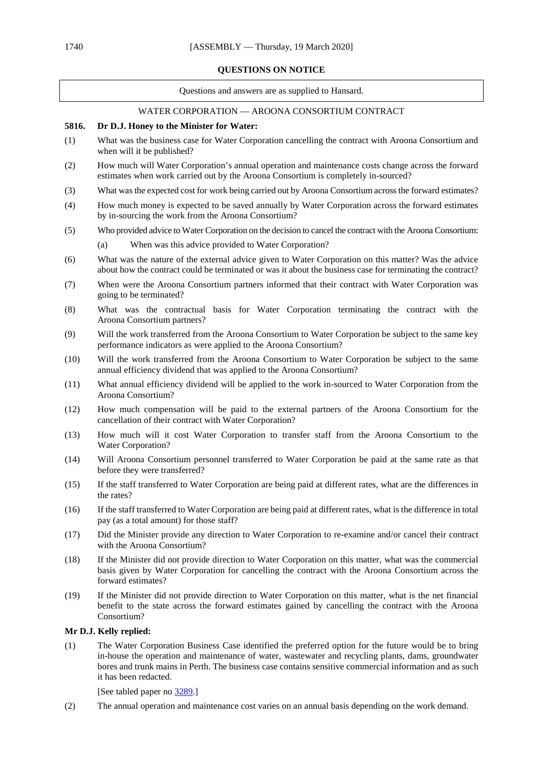## QUESTIONS ON NOTICE

Questions and answers are as supplied to Hansard.

### WATER CORPORATION — AROONA CONSORTIUM CONTRACT

**5816. Dr D.J. Honey to the Minister for Water:**

(1) What was the business case for Water Corporation cancelling the contract with Aroona Consortium and when will it be published?

(2) How much will Water Corporation's annual operation and maintenance costs change across the forward estimates when work carried out by the Aroona Consortium is completely in-sourced?

(3) What was the expected cost for work being carried out by Aroona Consortium across the forward estimates?

(4) How much money is expected to be saved annually by Water Corporation across the forward estimates by in-sourcing the work from the Aroona Consortium?

(5) Who provided advice to Water Corporation on the decision to cancel the contract with the Aroona Consortium:

(a) When was this advice provided to Water Corporation?

(6) What was the nature of the external advice given to Water Corporation on this matter? Was the advice about how the contract could be terminated or was it about the business case for terminating the contract?

(7) When were the Aroona Consortium partners informed that their contract with Water Corporation was going to be terminated?

(8) What was the contractual basis for Water Corporation terminating the contract with the Aroona Consortium partners?

(9) Will the work transferred from the Aroona Consortium to Water Corporation be subject to the same key performance indicators as were applied to the Aroona Consortium?

(10) Will the work transferred from the Aroona Consortium to Water Corporation be subject to the same annual efficiency dividend that was applied to the Aroona Consortium?

(11) What annual efficiency dividend will be applied to the work in-sourced to Water Corporation from the Aroona Consortium?

(12) How much compensation will be paid to the external partners of the Aroona Consortium for the cancellation of their contract with Water Corporation?

(13) How much will it cost Water Corporation to transfer staff from the Aroona Consortium to the Water Corporation?

(14) Will Aroona Consortium personnel transferred to Water Corporation be paid at the same rate as that before they were transferred?

(15) If the staff transferred to Water Corporation are being paid at different rates, what are the differences in the rates?

(16) If the staff transferred to Water Corporation are being paid at different rates, what is the difference in total pay (as a total amount) for those staff?

(17) Did the Minister provide any direction to Water Corporation to re-examine and/or cancel their contract with the Aroona Consortium?

(18) If the Minister did not provide direction to Water Corporation on this matter, what was the commercial basis given by Water Corporation for cancelling the contract with the Aroona Consortium across the forward estimates?

(19) If the Minister did not provide direction to Water Corporation on this matter, what is the net financial benefit to the state across the forward estimates gained by cancelling the contract with the Aroona Consortium?

**Mr D.J. Kelly replied:**

(1) The Water Corporation Business Case identified the preferred option for the future would be to bring in-house the operation and maintenance of water, wastewater and recycling plants, dams, groundwater bores and trunk mains in Perth. The business case contains sensitive commercial information and as such it has been redacted.

[See tabled paper no 3289.]

(2) The annual operation and maintenance cost varies on an annual basis depending on the work demand.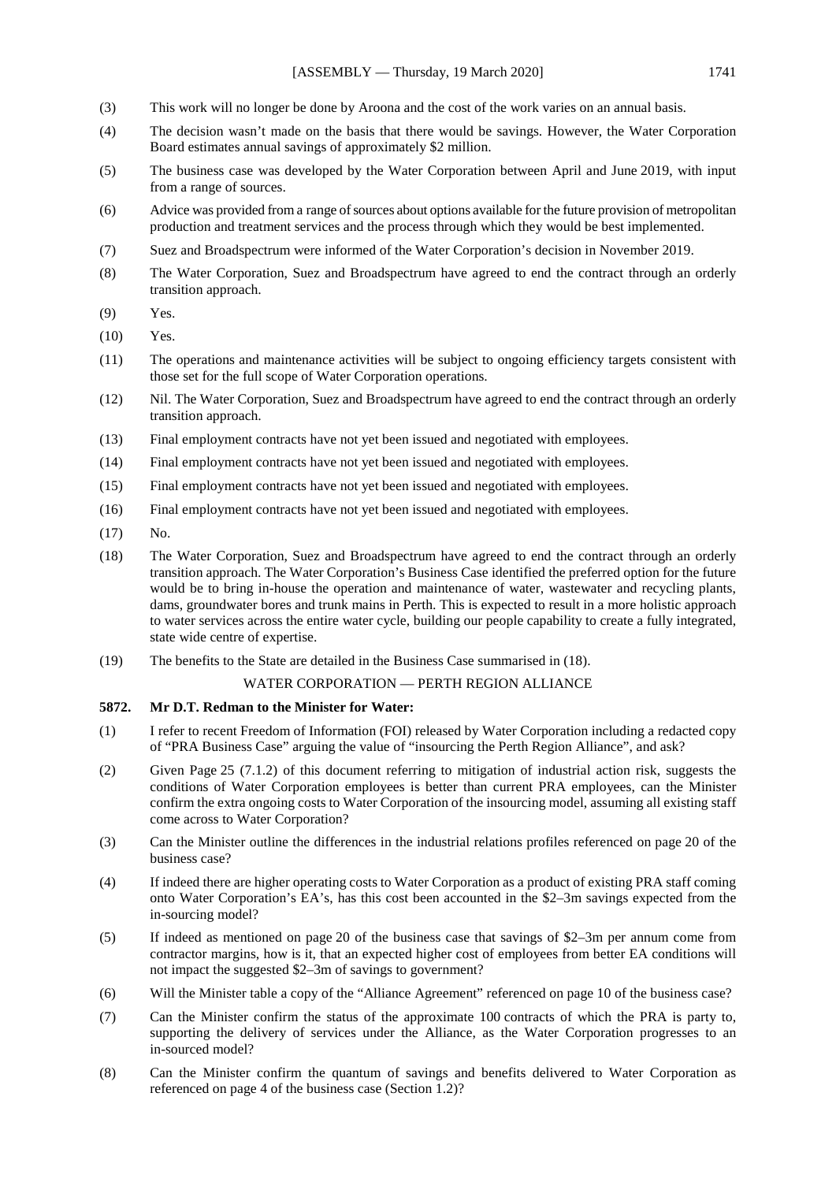(3) This work will no longer be done by Aroona and the cost of the work varies on an annual basis.

(4) The decision wasn't made on the basis that there would be savings. However, the Water Corporation Board estimates annual savings of approximately $2 million.

(5) The business case was developed by the Water Corporation between April and June 2019, with input from a range of sources.

(6) Advice was provided from a range of sources about options available for the future provision of metropolitan production and treatment services and the process through which they would be best implemented.

(7) Suez and Broadspectrum were informed of the Water Corporation's decision in November 2019.

(8) The Water Corporation, Suez and Broadspectrum have agreed to end the contract through an orderly transition approach.

(9) Yes.

(10) Yes.

(11) The operations and maintenance activities will be subject to ongoing efficiency targets consistent with those set for the full scope of Water Corporation operations.

(12) Nil. The Water Corporation, Suez and Broadspectrum have agreed to end the contract through an orderly transition approach.

(13) Final employment contracts have not yet been issued and negotiated with employees.

(14) Final employment contracts have not yet been issued and negotiated with employees.

(15) Final employment contracts have not yet been issued and negotiated with employees.

(16) Final employment contracts have not yet been issued and negotiated with employees.

(17) No.

(18) The Water Corporation, Suez and Broadspectrum have agreed to end the contract through an orderly transition approach. The Water Corporation's Business Case identified the preferred option for the future would be to bring in-house the operation and maintenance of water, wastewater and recycling plants, dams, groundwater bores and trunk mains in Perth. This is expected to result in a more holistic approach to water services across the entire water cycle, building our people capability to create a fully integrated, state wide centre of expertise.

(19) The benefits to the State are detailed in the Business Case summarised in (18).

WATER CORPORATION — PERTH REGION ALLIANCE

**5872. Mr D.T. Redman to the Minister for Water:**

(1) I refer to recent Freedom of Information (FOI) released by Water Corporation including a redacted copy of "PRA Business Case" arguing the value of "insourcing the Perth Region Alliance", and ask?

(2) Given Page 25 (7.1.2) of this document referring to mitigation of industrial action risk, suggests the conditions of Water Corporation employees is better than current PRA employees, can the Minister confirm the extra ongoing costs to Water Corporation of the insourcing model, assuming all existing staff come across to Water Corporation?

(3) Can the Minister outline the differences in the industrial relations profiles referenced on page 20 of the business case?

(4) If indeed there are higher operating costs to Water Corporation as a product of existing PRA staff coming onto Water Corporation's EA's, has this cost been accounted in the $2–3m savings expected from the in-sourcing model?

(5) If indeed as mentioned on page 20 of the business case that savings of $2–3m per annum come from contractor margins, how is it, that an expected higher cost of employees from better EA conditions will not impact the suggested $2–3m of savings to government?

(6) Will the Minister table a copy of the "Alliance Agreement" referenced on page 10 of the business case?

(7) Can the Minister confirm the status of the approximate 100 contracts of which the PRA is party to, supporting the delivery of services under the Alliance, as the Water Corporation progresses to an in-sourced model?

(8) Can the Minister confirm the quantum of savings and benefits delivered to Water Corporation as referenced on page 4 of the business case (Section 1.2)?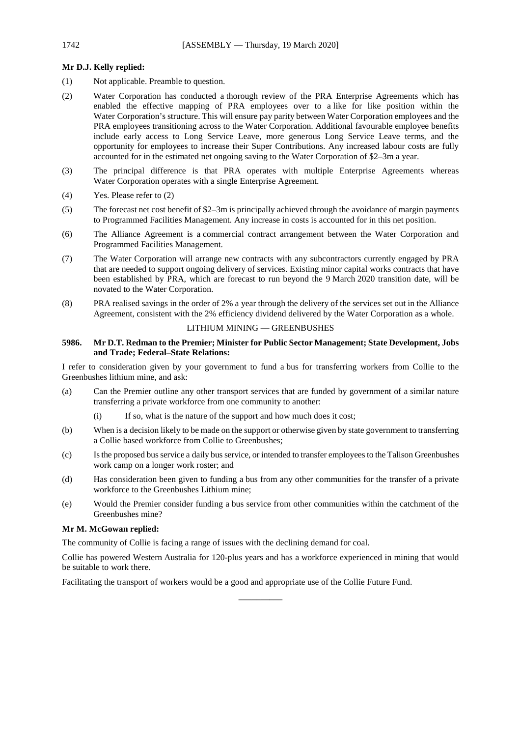**Mr D.J. Kelly replied:**

(1) Not applicable. Preamble to question.

(2) Water Corporation has conducted a thorough review of the PRA Enterprise Agreements which has enabled the effective mapping of PRA employees over to a like for like position within the Water Corporation's structure. This will ensure pay parity between Water Corporation employees and the PRA employees transitioning across to the Water Corporation. Additional favourable employee benefits include early access to Long Service Leave, more generous Long Service Leave terms, and the opportunity for employees to increase their Super Contributions. Any increased labour costs are fully accounted for in the estimated net ongoing saving to the Water Corporation of $2–3m a year.

(3) The principal difference is that PRA operates with multiple Enterprise Agreements whereas Water Corporation operates with a single Enterprise Agreement.

(4) Yes. Please refer to (2)

(5) The forecast net cost benefit of $2–3m is principally achieved through the avoidance of margin payments to Programmed Facilities Management. Any increase in costs is accounted for in this net position.

(6) The Alliance Agreement is a commercial contract arrangement between the Water Corporation and Programmed Facilities Management.

(7) The Water Corporation will arrange new contracts with any subcontractors currently engaged by PRA that are needed to support ongoing delivery of services. Existing minor capital works contracts that have been established by PRA, which are forecast to run beyond the 9 March 2020 transition date, will be novated to the Water Corporation.

(8) PRA realised savings in the order of 2% a year through the delivery of the services set out in the Alliance Agreement, consistent with the 2% efficiency dividend delivered by the Water Corporation as a whole.

## LITHIUM MINING — GREENBUSHES

**5986. Mr D.T. Redman to the Premier; Minister for Public Sector Management; State Development, Jobs and Trade; Federal–State Relations:**

I refer to consideration given by your government to fund a bus for transferring workers from Collie to the Greenbushes lithium mine, and ask:

(a) Can the Premier outline any other transport services that are funded by government of a similar nature transferring a private workforce from one community to another:

  (i) If so, what is the nature of the support and how much does it cost;

(b) When is a decision likely to be made on the support or otherwise given by state government to transferring a Collie based workforce from Collie to Greenbushes;

(c) Is the proposed bus service a daily bus service, or intended to transfer employees to the Talison Greenbushes work camp on a longer work roster; and

(d) Has consideration been given to funding a bus from any other communities for the transfer of a private workforce to the Greenbushes Lithium mine;

(e) Would the Premier consider funding a bus service from other communities within the catchment of the Greenbushes mine?

**Mr M. McGowan replied:**

The community of Collie is facing a range of issues with the declining demand for coal.

Collie has powered Western Australia for 120-plus years and has a workforce experienced in mining that would be suitable to work there.

Facilitating the transport of workers would be a good and appropriate use of the Collie Future Fund.